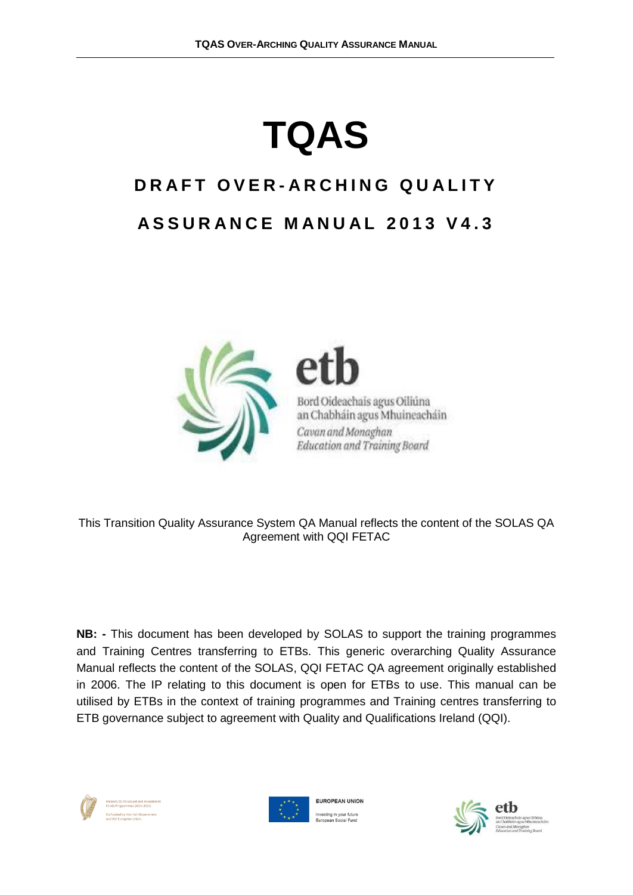# TQAS

## DRAFT OVER-ARCHING QUALITY ASSURANCE MANUAL 2013 V4.3

etb

Bord Oideachais agus Oiliúna an Chabháin agus Mhuineacháin

*Cavan and Monaghan Education and Training Board*

This Transition Quality Assurance System QA Manual reflects the content of the SOLAS QA Agreement with QQI FETAC

**NB: -** This document has been developed by SOLAS to support the training programmes and Training Centres transferring to ETBs. This generic overarching Quality Assurance Manual reflects the content of the SOLAS, QQI FETAC QA agreement originally established in 2006. The IP relating to this document is open for ETBs to use. This manual can be utilised by ETBs in the context of training programmes and Training centres transferring to ETB governance subject to agreement with Quality and Qualifications Ireland (QQI).

Ireland's EU Structural and Investment Funds Programmes 2014-2020. Co-funded by the Irish Government and the European Union.

EUROPEAN UNION

Investing in your future

European Social Fund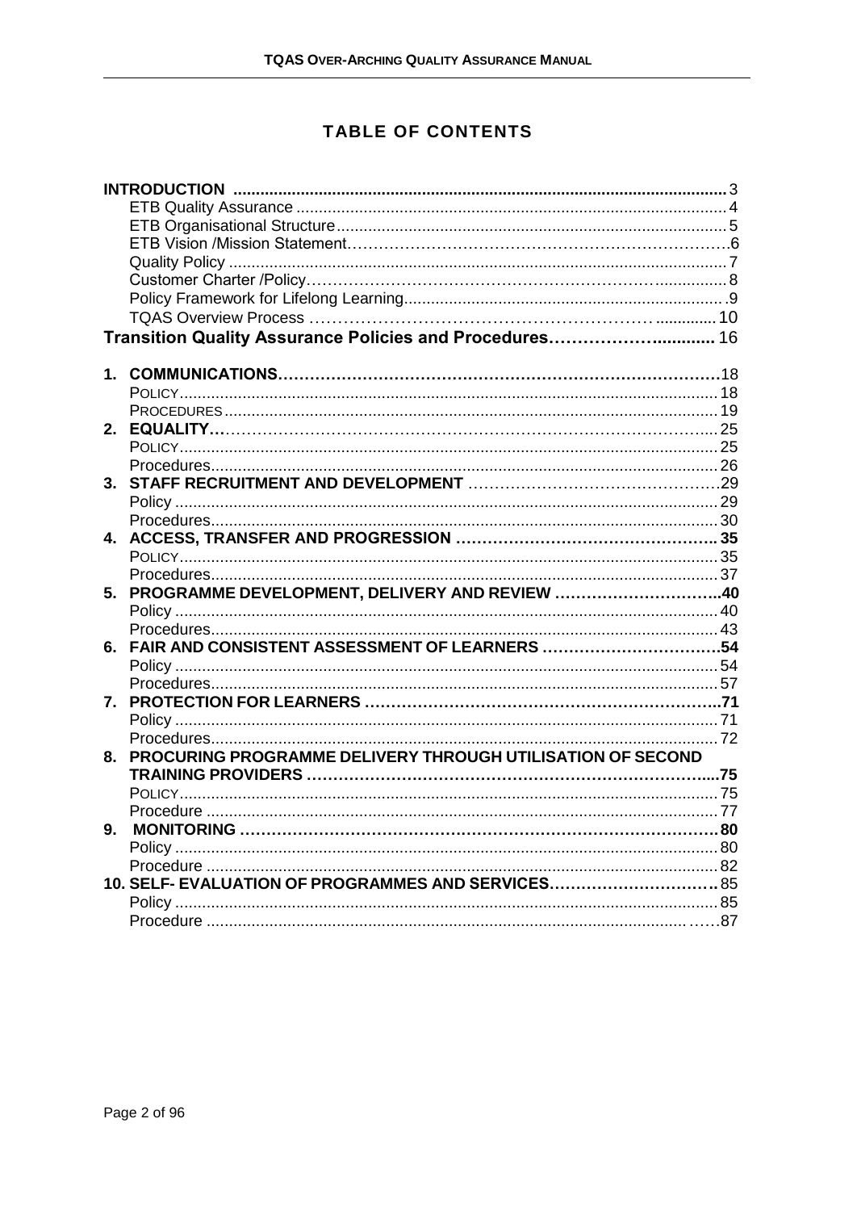# TABLE OF CONTENTS

| | |
|---|---|
| **INTRODUCTION** | 3 |
| ETB Quality Assurance | 4 |
| ETB Organisational Structure | 5 |
| ETB Vision /Mission Statement | 6 |
| Quality Policy | 7 |
| Customer Charter /Policy | 8 |
| Policy Framework for Lifelong Learning | 9 |
| TQAS Overview Process | 10 |
| **Transition Quality Assurance Policies and Procedures** | 16 |
| **1. COMMUNICATIONS** | 18 |
| Policy | 18 |
| Procedures | 19 |
| **2. EQUALITY** | 25 |
| Policy | 25 |
| Procedures | 26 |
| **3. STAFF RECRUITMENT AND DEVELOPMENT** | 29 |
| Policy | 29 |
| Procedures | 30 |
| **4. ACCESS, TRANSFER AND PROGRESSION** | 35 |
| Policy | 35 |
| Procedures | 37 |
| **5. PROGRAMME DEVELOPMENT, DELIVERY AND REVIEW** | 40 |
| Policy | 40 |
| Procedures | 43 |
| **6. FAIR AND CONSISTENT ASSESSMENT OF LEARNERS** | 54 |
| Policy | 54 |
| Procedures | 57 |
| **7. PROTECTION FOR LEARNERS** | 71 |
| Policy | 71 |
| Procedures | 72 |
| **8. PROCURING PROGRAMME DELIVERY THROUGH UTILISATION OF SECOND TRAINING PROVIDERS** | 75 |
| Policy | 75 |
| Procedure | 77 |
| **9. MONITORING** | 80 |
| Policy | 80 |
| Procedure | 82 |
| **10. SELF- EVALUATION OF PROGRAMMES AND SERVICES** | 85 |
| Policy | 85 |
| Procedure | 87 |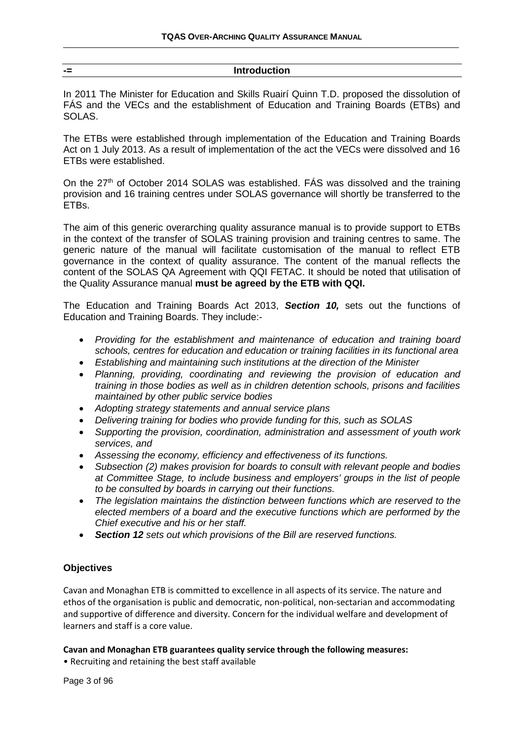## -= Introduction

In 2011 The Minister for Education and Skills Ruairí Quinn T.D. proposed the dissolution of FÁS and the VECs and the establishment of Education and Training Boards (ETBs) and SOLAS.

The ETBs were established through implementation of the Education and Training Boards Act on 1 July 2013. As a result of implementation of the act the VECs were dissolved and 16 ETBs were established.

On the 27th of October 2014 SOLAS was established. FÁS was dissolved and the training provision and 16 training centres under SOLAS governance will shortly be transferred to the ETBs.

The aim of this generic overarching quality assurance manual is to provide support to ETBs in the context of the transfer of SOLAS training provision and training centres to same. The generic nature of the manual will facilitate customisation of the manual to reflect ETB governance in the context of quality assurance. The content of the manual reflects the content of the SOLAS QA Agreement with QQI FETAC. It should be noted that utilisation of the Quality Assurance manual **must be agreed by the ETB with QQI.**

The Education and Training Boards Act 2013, ***Section 10,*** sets out the functions of Education and Training Boards. They include:-

- *Providing for the establishment and maintenance of education and training board schools, centres for education and education or training facilities in its functional area*
- *Establishing and maintaining such institutions at the direction of the Minister*
- *Planning, providing, coordinating and reviewing the provision of education and training in those bodies as well as in children detention schools, prisons and facilities maintained by other public service bodies*
- *Adopting strategy statements and annual service plans*
- *Delivering training for bodies who provide funding for this, such as SOLAS*
- *Supporting the provision, coordination, administration and assessment of youth work services, and*
- *Assessing the economy, efficiency and effectiveness of its functions.*
- *Subsection (2) makes provision for boards to consult with relevant people and bodies at Committee Stage, to include business and employers' groups in the list of people to be consulted by boards in carrying out their functions.*
- *The legislation maintains the distinction between functions which are reserved to the elected members of a board and the executive functions which are performed by the Chief executive and his or her staff.*
- ***Section 12** sets out which provisions of the Bill are reserved functions.*

### Objectives

Cavan and Monaghan ETB is committed to excellence in all aspects of its service. The nature and ethos of the organisation is public and democratic, non-political, non-sectarian and accommodating and supportive of difference and diversity. Concern for the individual welfare and development of learners and staff is a core value.

**Cavan and Monaghan ETB guarantees quality service through the following measures:**

- Recruiting and retaining the best staff available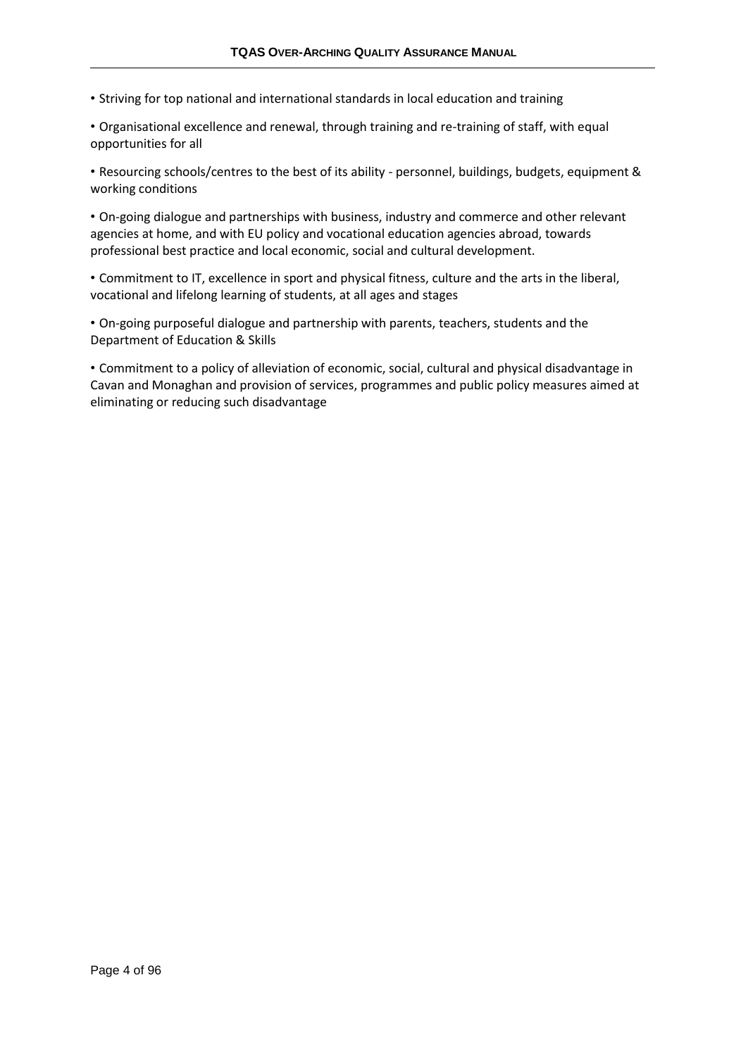- Striving for top national and international standards in local education and training
- Organisational excellence and renewal, through training and re-training of staff, with equal opportunities for all
- Resourcing schools/centres to the best of its ability - personnel, buildings, budgets, equipment & working conditions
- On-going dialogue and partnerships with business, industry and commerce and other relevant agencies at home, and with EU policy and vocational education agencies abroad, towards professional best practice and local economic, social and cultural development.
- Commitment to IT, excellence in sport and physical fitness, culture and the arts in the liberal, vocational and lifelong learning of students, at all ages and stages
- On-going purposeful dialogue and partnership with parents, teachers, students and the Department of Education & Skills
- Commitment to a policy of alleviation of economic, social, cultural and physical disadvantage in Cavan and Monaghan and provision of services, programmes and public policy measures aimed at eliminating or reducing such disadvantage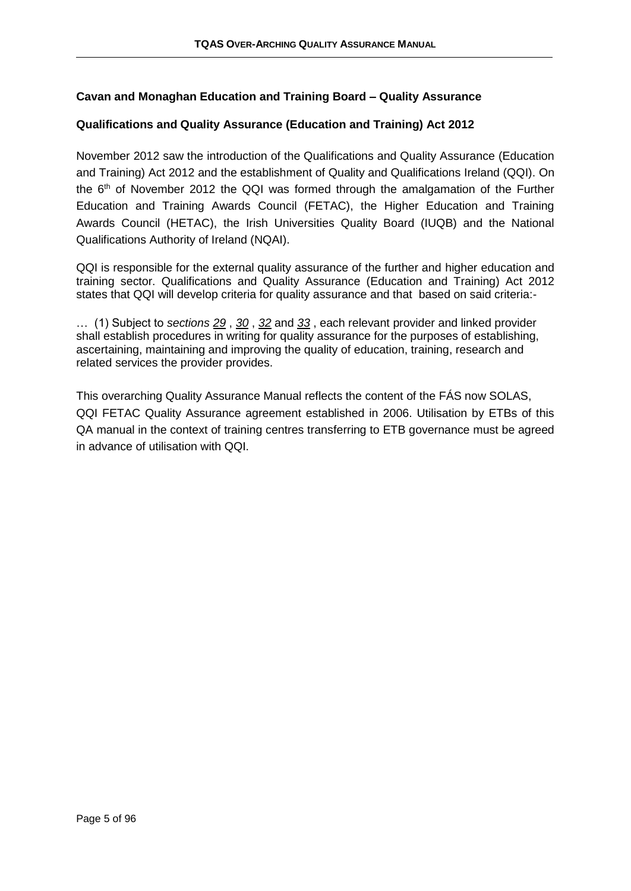**Cavan and Monaghan Education and Training Board – Quality Assurance**

**Qualifications and Quality Assurance (Education and Training) Act 2012**

November 2012 saw the introduction of the Qualifications and Quality Assurance (Education and Training) Act 2012 and the establishment of Quality and Qualifications Ireland (QQI). On the 6th of November 2012 the QQI was formed through the amalgamation of the Further Education and Training Awards Council (FETAC), the Higher Education and Training Awards Council (HETAC), the Irish Universities Quality Board (IUQB) and the National Qualifications Authority of Ireland (NQAI).

QQI is responsible for the external quality assurance of the further and higher education and training sector. Qualifications and Quality Assurance (Education and Training) Act 2012 states that QQI will develop criteria for quality assurance and that based on said criteria:-

… (1) Subject to *sections* 29 , 30 , 32 and 33 , each relevant provider and linked provider shall establish procedures in writing for quality assurance for the purposes of establishing, ascertaining, maintaining and improving the quality of education, training, research and related services the provider provides.

This overarching Quality Assurance Manual reflects the content of the FÁS now SOLAS, QQI FETAC Quality Assurance agreement established in 2006. Utilisation by ETBs of this QA manual in the context of training centres transferring to ETB governance must be agreed in advance of utilisation with QQI.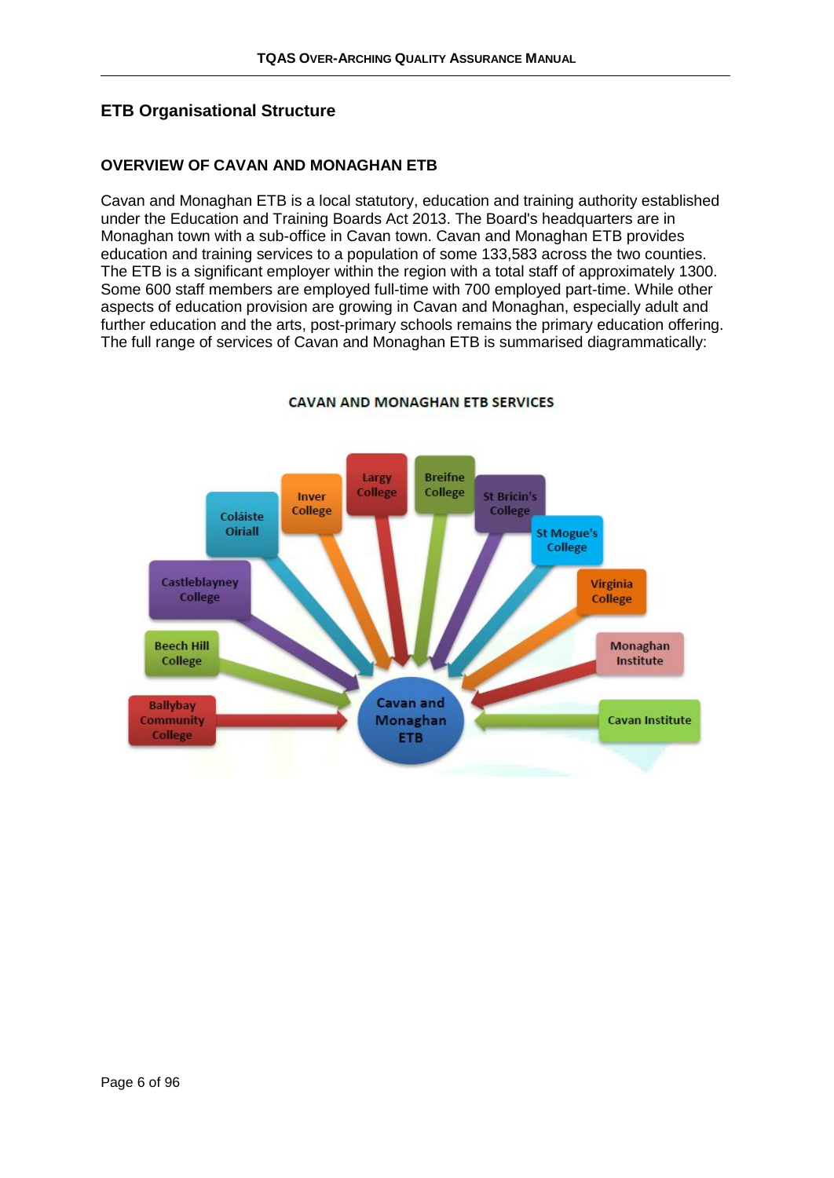## ETB Organisational Structure

### OVERVIEW OF CAVAN AND MONAGHAN ETB

Cavan and Monaghan ETB is a local statutory, education and training authority established under the Education and Training Boards Act 2013. The Board's headquarters are in Monaghan town with a sub-office in Cavan town. Cavan and Monaghan ETB provides education and training services to a population of some 133,583 across the two counties. The ETB is a significant employer within the region with a total staff of approximately 1300. Some 600 staff members are employed full-time with 700 employed part-time. While other aspects of education provision are growing in Cavan and Monaghan, especially adult and further education and the arts, post-primary schools remains the primary education offering. The full range of services of Cavan and Monaghan ETB is summarised diagrammatically:

**CAVAN AND MONAGHAN ETB SERVICES**

Cavan and Monaghan ETB

- Ballybay Community College
- Beech Hill College
- Castleblayney College
- Coláiste Oiriall
- Inver College
- Largy College
- Breifne College
- St Bricin's College
- St Mogue's College
- Virginia College
- Monaghan Institute
- Cavan Institute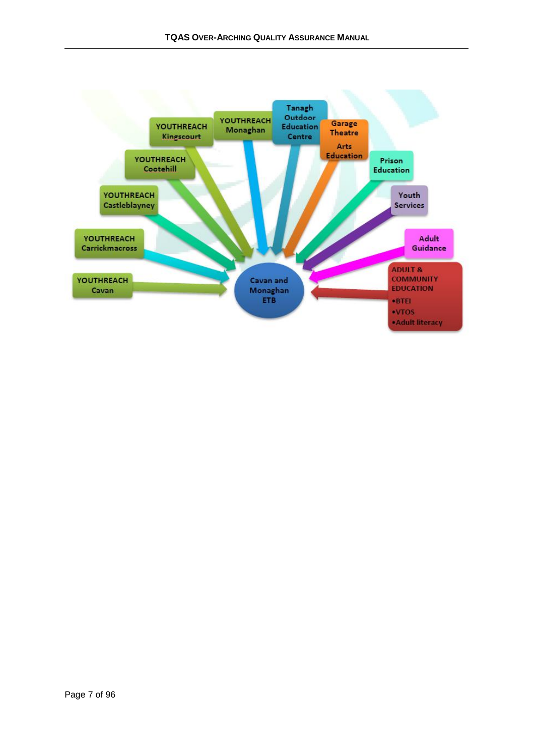Cavan and Monaghan ETB

- YOUTHREACH Cavan
- YOUTHREACH Carrickmacross
- YOUTHREACH Castleblayney
- YOUTHREACH Cootehill
- YOUTHREACH Kingscourt
- YOUTHREACH Monaghan
- Tanagh Outdoor Education Centre
- Garage Theatre Arts Education
- Prison Education
- Youth Services
- Adult Guidance
- ADULT & COMMUNITY EDUCATION
  - BTEI
  - VTOS
  - Adult literacy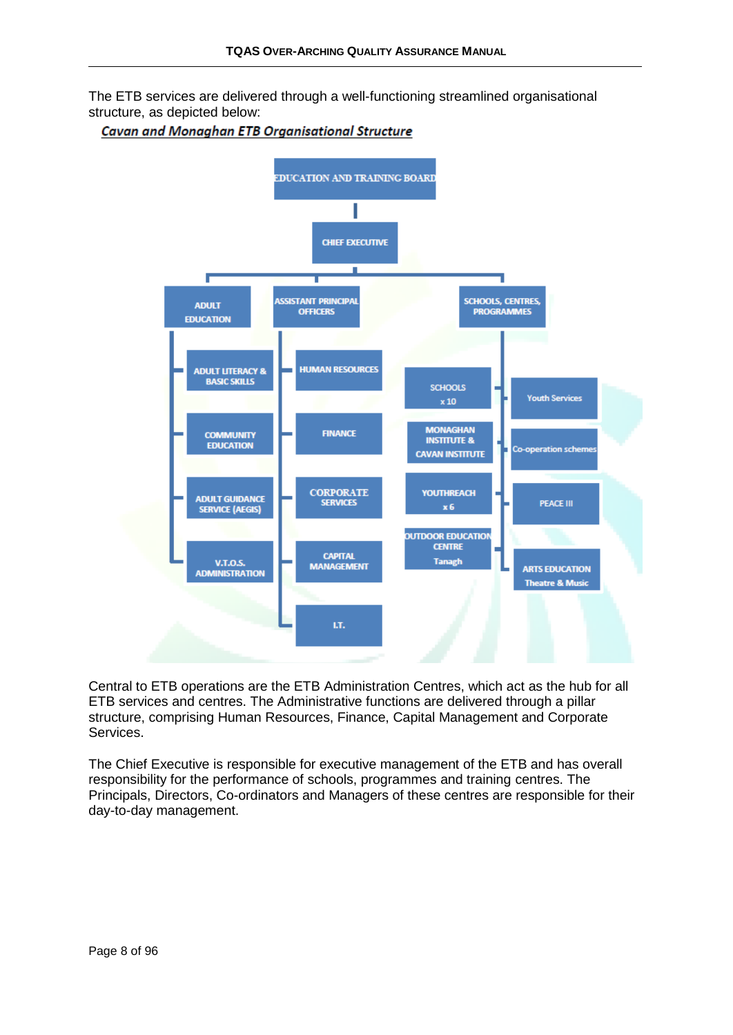The ETB services are delivered through a well-functioning streamlined organisational structure, as depicted below:

***Cavan and Monaghan ETB Organisational Structure***

- EDUCATION AND TRAINING BOARD
  - CHIEF EXECUTIVE
    - ADULT EDUCATION
      - ADULT LITERACY & BASIC SKILLS
      - COMMUNITY EDUCATION
      - ADULT GUIDANCE SERVICE (AEGIS)
      - V.T.O.S. ADMINISTRATION
    - ASSISTANT PRINCIPAL OFFICERS
      - HUMAN RESOURCES
      - FINANCE
      - CORPORATE SERVICES
      - CAPITAL MANAGEMENT
      - I.T.
    - SCHOOLS, CENTRES, PROGRAMMES
      - SCHOOLS x 10
      - MONAGHAN INSTITUTE & CAVAN INSTITUTE
      - YOUTHREACH x 6
      - OUTDOOR EDUCATION CENTRE Tanagh
      - Youth Services
      - Co-operation schemes
      - PEACE III
      - ARTS EDUCATION Theatre & Music

Central to ETB operations are the ETB Administration Centres, which act as the hub for all ETB services and centres. The Administrative functions are delivered through a pillar structure, comprising Human Resources, Finance, Capital Management and Corporate Services.

The Chief Executive is responsible for executive management of the ETB and has overall responsibility for the performance of schools, programmes and training centres. The Principals, Directors, Co-ordinators and Managers of these centres are responsible for their day-to-day management.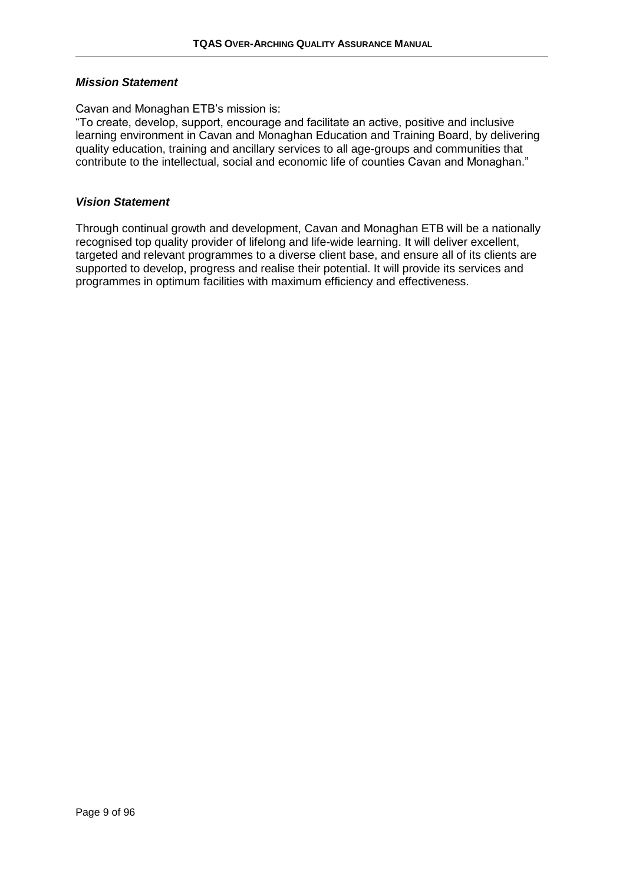### *Mission Statement*

Cavan and Monaghan ETB's mission is:
"To create, develop, support, encourage and facilitate an active, positive and inclusive learning environment in Cavan and Monaghan Education and Training Board, by delivering quality education, training and ancillary services to all age-groups and communities that contribute to the intellectual, social and economic life of counties Cavan and Monaghan."

### *Vision Statement*

Through continual growth and development, Cavan and Monaghan ETB will be a nationally recognised top quality provider of lifelong and life-wide learning. It will deliver excellent, targeted and relevant programmes to a diverse client base, and ensure all of its clients are supported to develop, progress and realise their potential. It will provide its services and programmes in optimum facilities with maximum efficiency and effectiveness.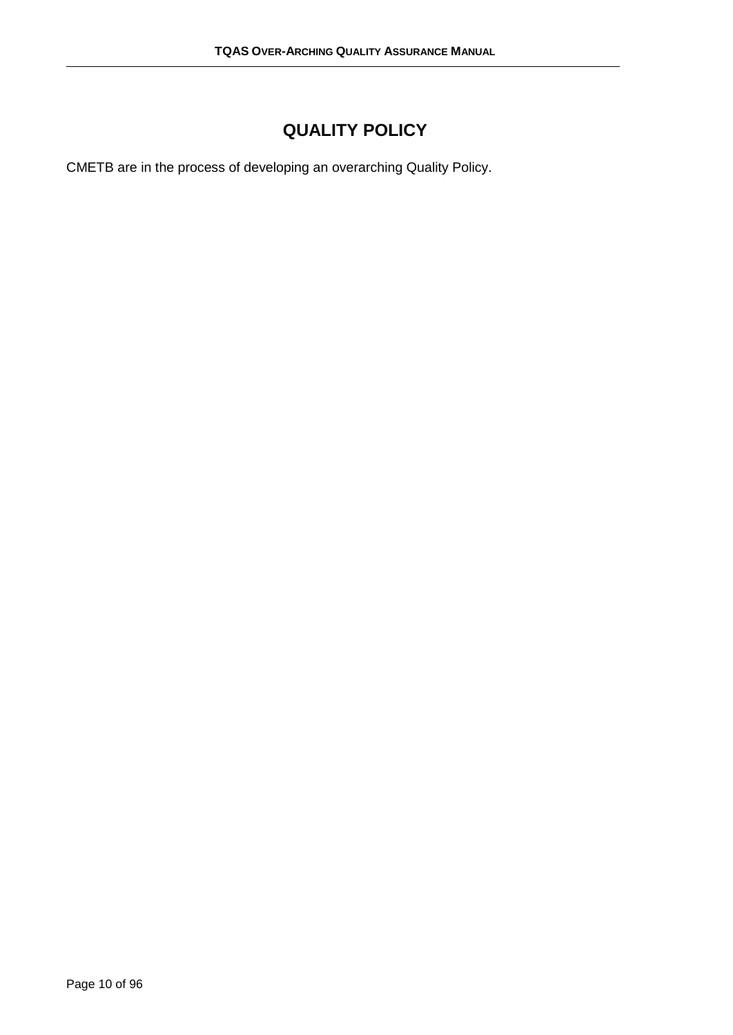# QUALITY POLICY

CMETB are in the process of developing an overarching Quality Policy.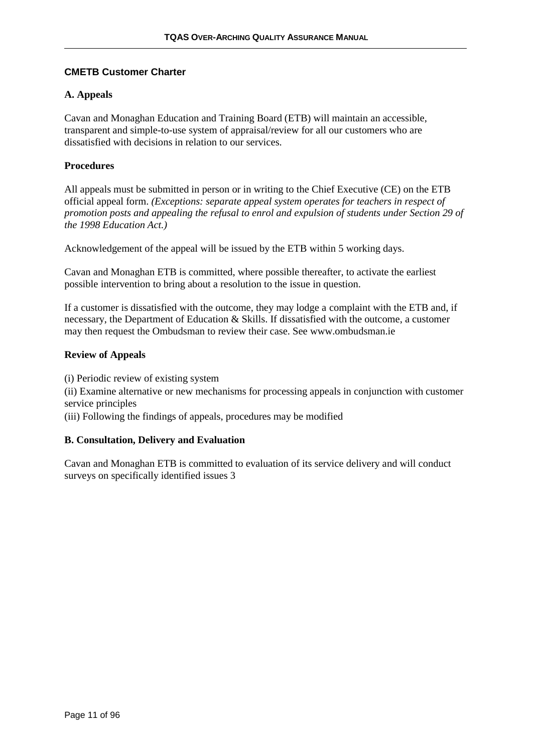## CMETB Customer Charter

### A. Appeals

Cavan and Monaghan Education and Training Board (ETB) will maintain an accessible, transparent and simple-to-use system of appraisal/review for all our customers who are dissatisfied with decisions in relation to our services.

#### Procedures

All appeals must be submitted in person or in writing to the Chief Executive (CE) on the ETB official appeal form. *(Exceptions: separate appeal system operates for teachers in respect of promotion posts and appealing the refusal to enrol and expulsion of students under Section 29 of the 1998 Education Act.)*

Acknowledgement of the appeal will be issued by the ETB within 5 working days.

Cavan and Monaghan ETB is committed, where possible thereafter, to activate the earliest possible intervention to bring about a resolution to the issue in question.

If a customer is dissatisfied with the outcome, they may lodge a complaint with the ETB and, if necessary, the Department of Education & Skills. If dissatisfied with the outcome, a customer may then request the Ombudsman to review their case. See www.ombudsman.ie

#### Review of Appeals

(i) Periodic review of existing system
(ii) Examine alternative or new mechanisms for processing appeals in conjunction with customer service principles
(iii) Following the findings of appeals, procedures may be modified

### B. Consultation, Delivery and Evaluation

Cavan and Monaghan ETB is committed to evaluation of its service delivery and will conduct surveys on specifically identified issues 3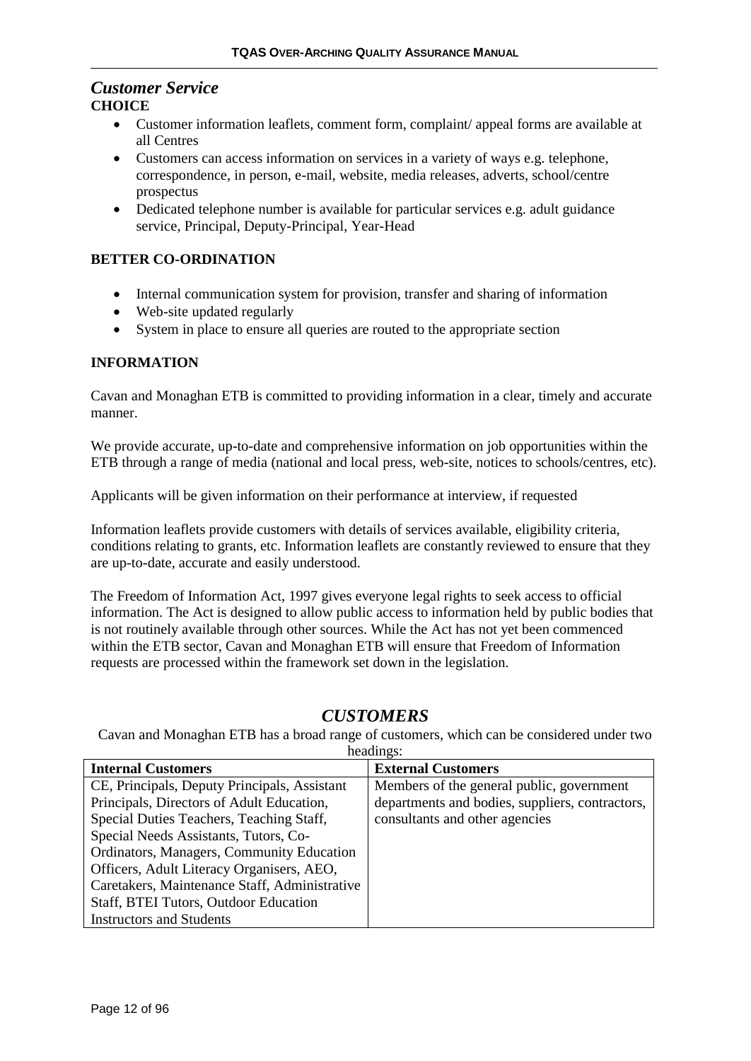## *Customer Service*

**CHOICE**

- Customer information leaflets, comment form, complaint/ appeal forms are available at all Centres
- Customers can access information on services in a variety of ways e.g. telephone, correspondence, in person, e-mail, website, media releases, adverts, school/centre prospectus
- Dedicated telephone number is available for particular services e.g. adult guidance service, Principal, Deputy-Principal, Year-Head

**BETTER CO-ORDINATION**

- Internal communication system for provision, transfer and sharing of information
- Web-site updated regularly
- System in place to ensure all queries are routed to the appropriate section

**INFORMATION**

Cavan and Monaghan ETB is committed to providing information in a clear, timely and accurate manner.

We provide accurate, up-to-date and comprehensive information on job opportunities within the ETB through a range of media (national and local press, web-site, notices to schools/centres, etc).

Applicants will be given information on their performance at interview, if requested

Information leaflets provide customers with details of services available, eligibility criteria, conditions relating to grants, etc. Information leaflets are constantly reviewed to ensure that they are up-to-date, accurate and easily understood.

The Freedom of Information Act, 1997 gives everyone legal rights to seek access to official information. The Act is designed to allow public access to information held by public bodies that is not routinely available through other sources. While the Act has not yet been commenced within the ETB sector, Cavan and Monaghan ETB will ensure that Freedom of Information requests are processed within the framework set down in the legislation.

## *CUSTOMERS*

Cavan and Monaghan ETB has a broad range of customers, which can be considered under two headings:

| Internal Customers | External Customers |
|---|---|
| CE, Principals, Deputy Principals, Assistant Principals, Directors of Adult Education, Special Duties Teachers, Teaching Staff, Special Needs Assistants, Tutors, Co-Ordinators, Managers, Community Education Officers, Adult Literacy Organisers, AEO, Caretakers, Maintenance Staff, Administrative Staff, BTEI Tutors, Outdoor Education Instructors and Students | Members of the general public, government departments and bodies, suppliers, contractors, consultants and other agencies |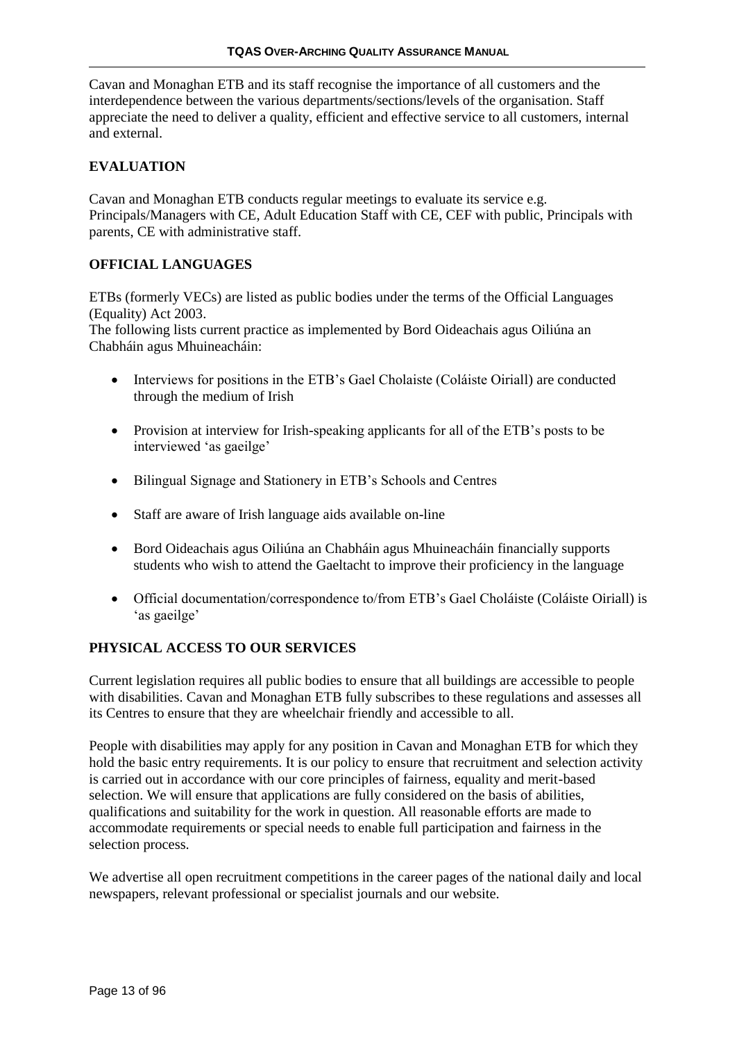Cavan and Monaghan ETB and its staff recognise the importance of all customers and the interdependence between the various departments/sections/levels of the organisation. Staff appreciate the need to deliver a quality, efficient and effective service to all customers, internal and external.

## EVALUATION

Cavan and Monaghan ETB conducts regular meetings to evaluate its service e.g. Principals/Managers with CE, Adult Education Staff with CE, CEF with public, Principals with parents, CE with administrative staff.

## OFFICIAL LANGUAGES

ETBs (formerly VECs) are listed as public bodies under the terms of the Official Languages (Equality) Act 2003.
The following lists current practice as implemented by Bord Oideachais agus Oiliúna an Chabháin agus Mhuineacháin:

- Interviews for positions in the ETB's Gael Cholaiste (Coláiste Oiriall) are conducted through the medium of Irish
- Provision at interview for Irish-speaking applicants for all of the ETB's posts to be interviewed 'as gaeilge'
- Bilingual Signage and Stationery in ETB's Schools and Centres
- Staff are aware of Irish language aids available on-line
- Bord Oideachais agus Oiliúna an Chabháin agus Mhuineacháin financially supports students who wish to attend the Gaeltacht to improve their proficiency in the language
- Official documentation/correspondence to/from ETB's Gael Choláiste (Coláiste Oiriall) is 'as gaeilge'

## PHYSICAL ACCESS TO OUR SERVICES

Current legislation requires all public bodies to ensure that all buildings are accessible to people with disabilities. Cavan and Monaghan ETB fully subscribes to these regulations and assesses all its Centres to ensure that they are wheelchair friendly and accessible to all.

People with disabilities may apply for any position in Cavan and Monaghan ETB for which they hold the basic entry requirements. It is our policy to ensure that recruitment and selection activity is carried out in accordance with our core principles of fairness, equality and merit-based selection. We will ensure that applications are fully considered on the basis of abilities, qualifications and suitability for the work in question. All reasonable efforts are made to accommodate requirements or special needs to enable full participation and fairness in the selection process.

We advertise all open recruitment competitions in the career pages of the national daily and local newspapers, relevant professional or specialist journals and our website.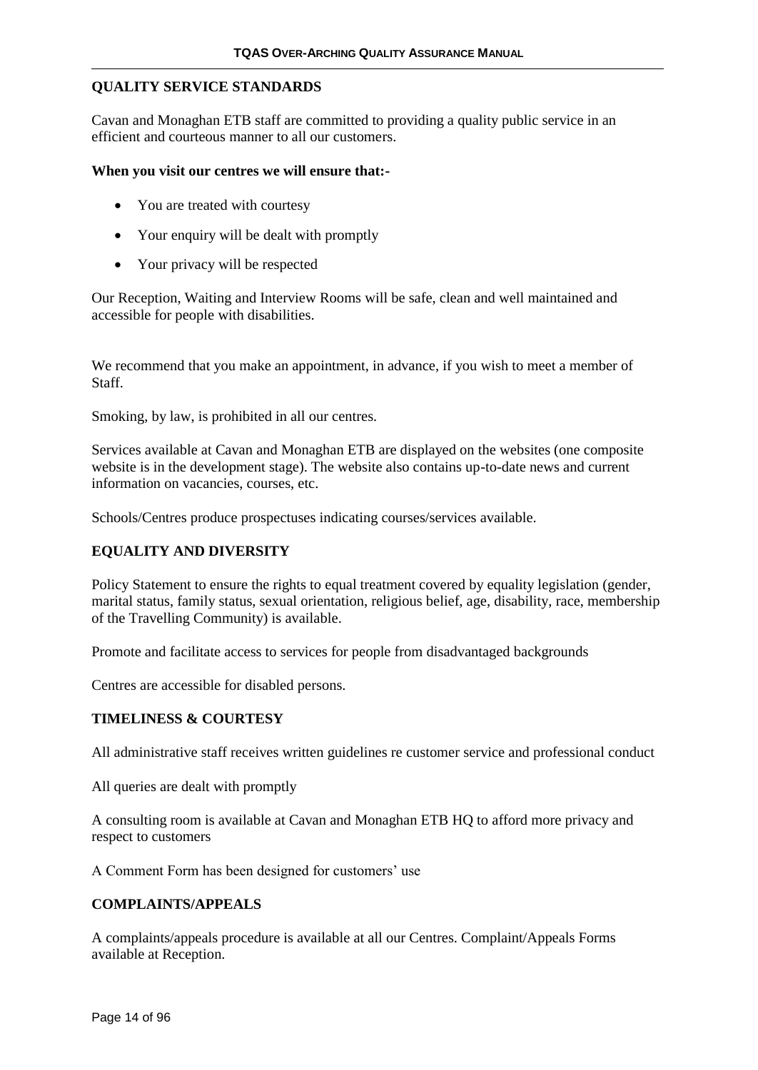## QUALITY SERVICE STANDARDS

Cavan and Monaghan ETB staff are committed to providing a quality public service in an efficient and courteous manner to all our customers.

**When you visit our centres we will ensure that:-**

- You are treated with courtesy
- Your enquiry will be dealt with promptly
- Your privacy will be respected

Our Reception, Waiting and Interview Rooms will be safe, clean and well maintained and accessible for people with disabilities.

We recommend that you make an appointment, in advance, if you wish to meet a member of Staff.

Smoking, by law, is prohibited in all our centres.

Services available at Cavan and Monaghan ETB are displayed on the websites (one composite website is in the development stage). The website also contains up-to-date news and current information on vacancies, courses, etc.

Schools/Centres produce prospectuses indicating courses/services available.

## EQUALITY AND DIVERSITY

Policy Statement to ensure the rights to equal treatment covered by equality legislation (gender, marital status, family status, sexual orientation, religious belief, age, disability, race, membership of the Travelling Community) is available.

Promote and facilitate access to services for people from disadvantaged backgrounds

Centres are accessible for disabled persons.

## TIMELINESS & COURTESY

All administrative staff receives written guidelines re customer service and professional conduct

All queries are dealt with promptly

A consulting room is available at Cavan and Monaghan ETB HQ to afford more privacy and respect to customers

A Comment Form has been designed for customers' use

## COMPLAINTS/APPEALS

A complaints/appeals procedure is available at all our Centres. Complaint/Appeals Forms available at Reception.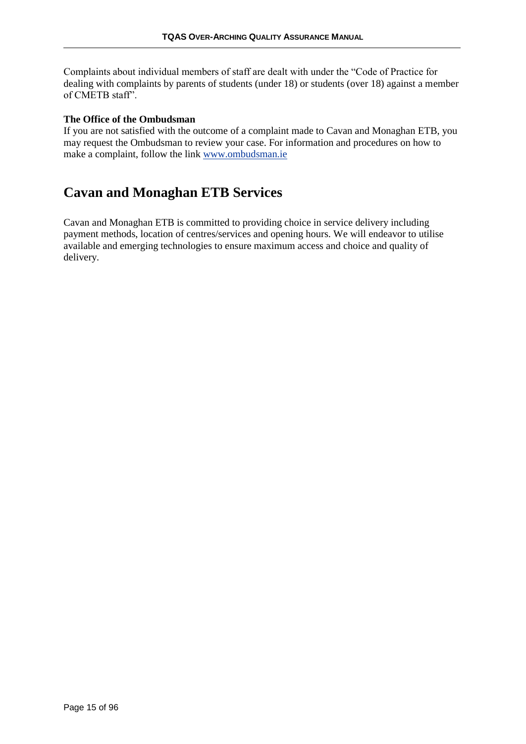Complaints about individual members of staff are dealt with under the "Code of Practice for dealing with complaints by parents of students (under 18) or students (over 18) against a member of CMETB staff".

**The Office of the Ombudsman**

If you are not satisfied with the outcome of a complaint made to Cavan and Monaghan ETB, you may request the Ombudsman to review your case. For information and procedures on how to make a complaint, follow the link [www.ombudsman.ie](http://www.ombudsman.ie)

# Cavan and Monaghan ETB Services

Cavan and Monaghan ETB is committed to providing choice in service delivery including payment methods, location of centres/services and opening hours. We will endeavor to utilise available and emerging technologies to ensure maximum access and choice and quality of delivery.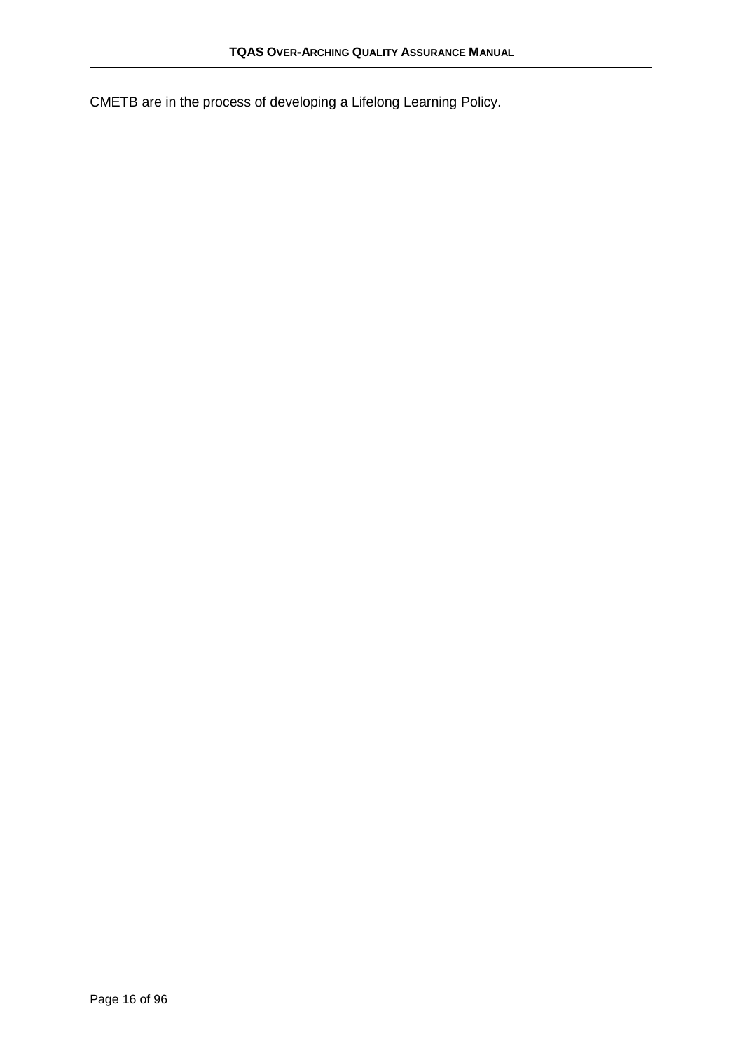CMETB are in the process of developing a Lifelong Learning Policy.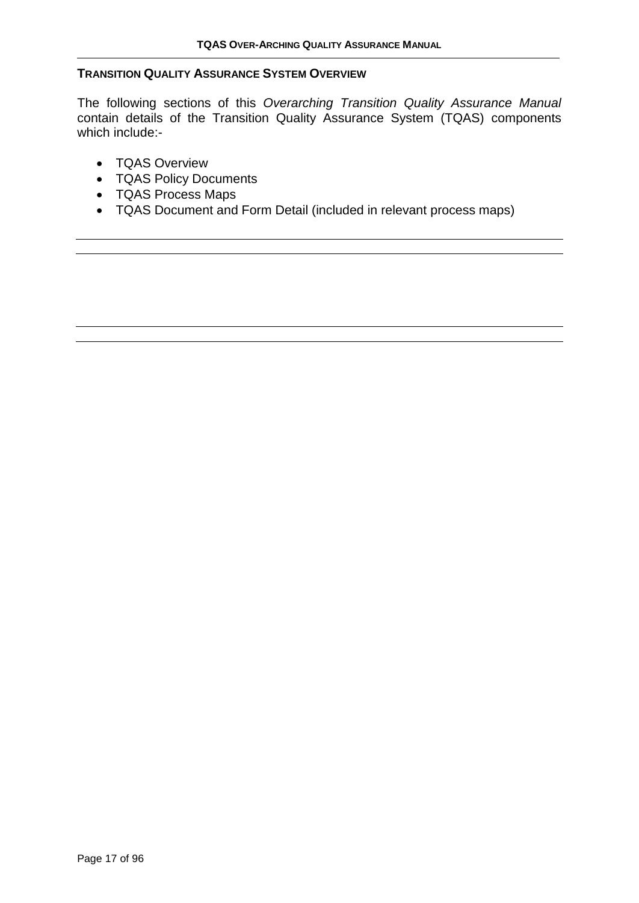## TRANSITION QUALITY ASSURANCE SYSTEM OVERVIEW

The following sections of this *Overarching Transition Quality Assurance Manual* contain details of the Transition Quality Assurance System (TQAS) components which include:-

- TQAS Overview
- TQAS Policy Documents
- TQAS Process Maps
- TQAS Document and Form Detail (included in relevant process maps)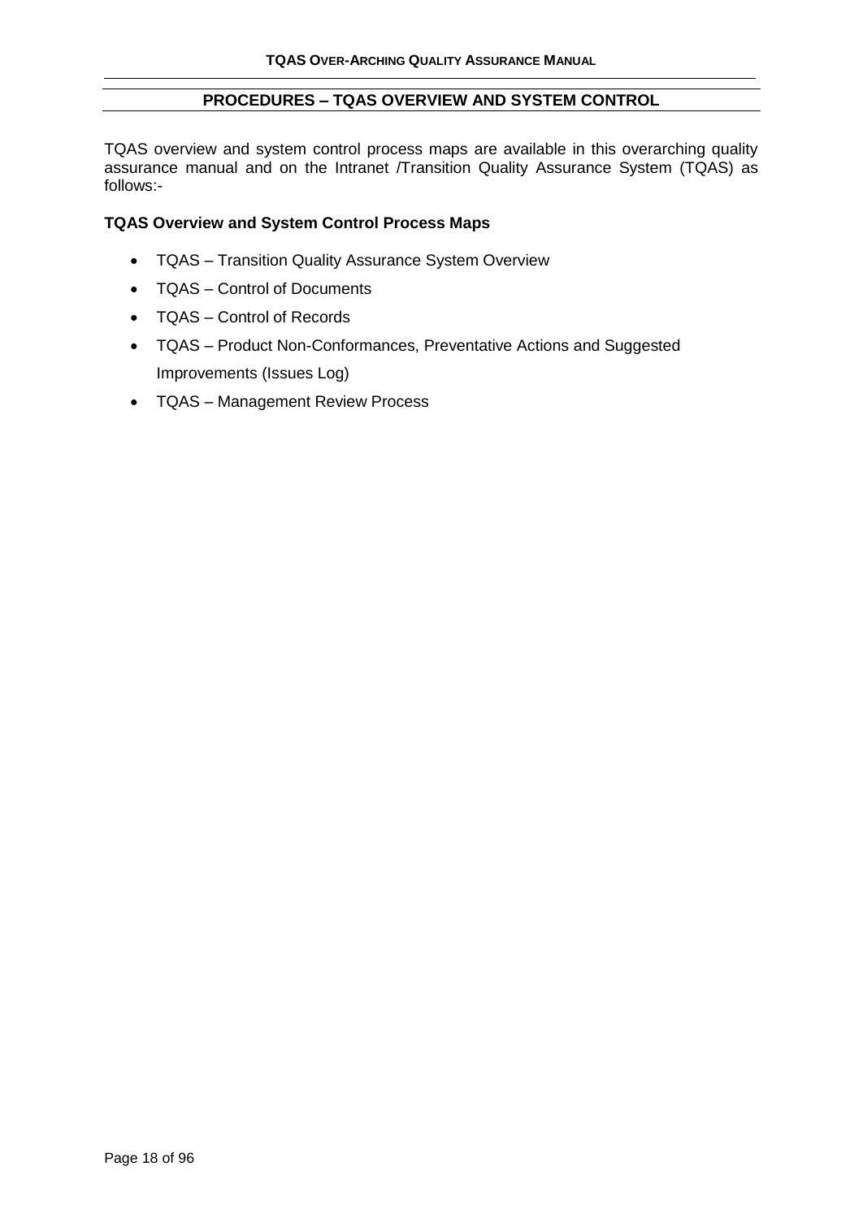## PROCEDURES – TQAS OVERVIEW AND SYSTEM CONTROL

TQAS overview and system control process maps are available in this overarching quality assurance manual and on the Intranet /Transition Quality Assurance System (TQAS) as follows:-

**TQAS Overview and System Control Process Maps**

- TQAS – Transition Quality Assurance System Overview
- TQAS – Control of Documents
- TQAS – Control of Records
- TQAS – Product Non-Conformances, Preventative Actions and Suggested Improvements (Issues Log)
- TQAS – Management Review Process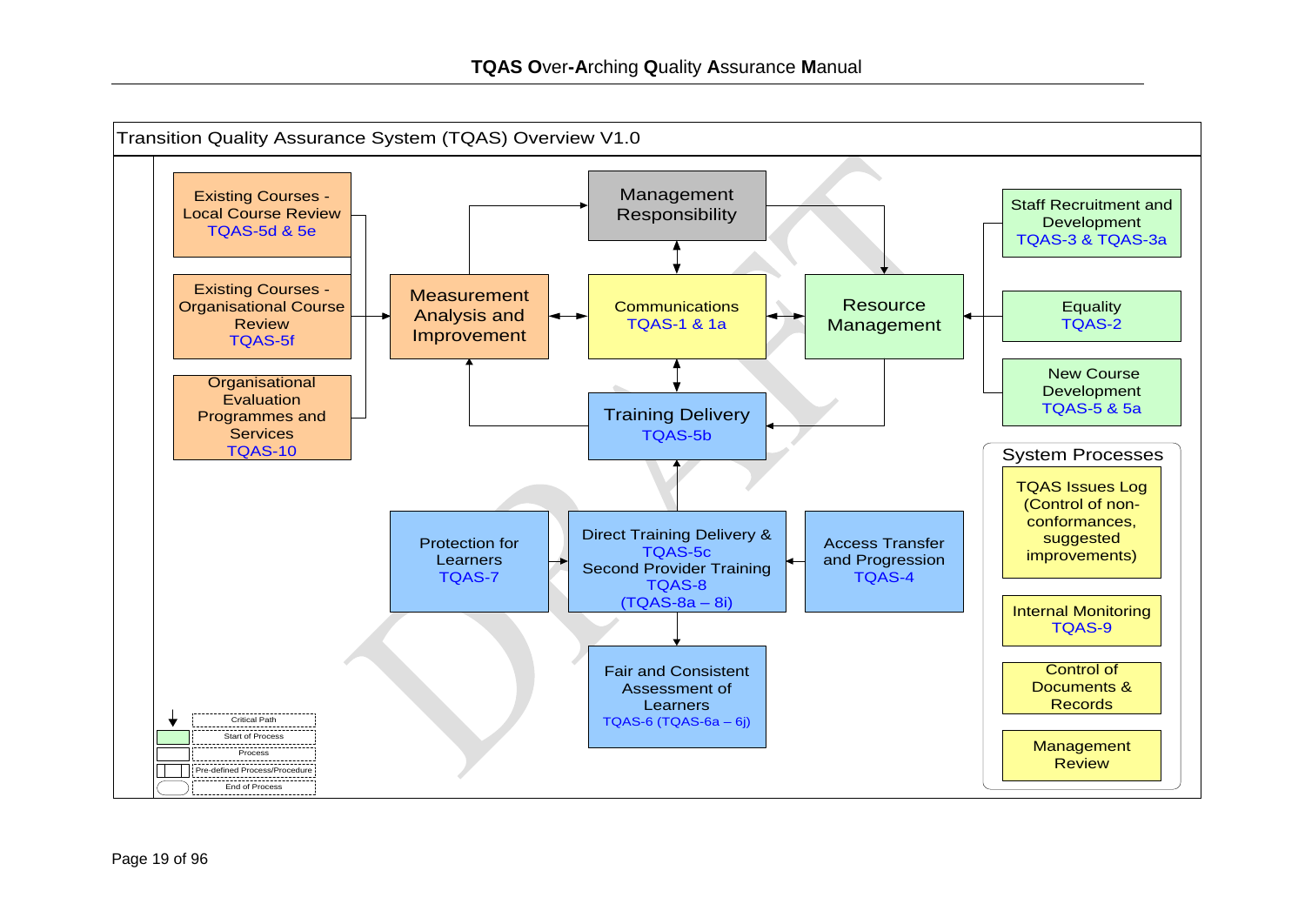## Transition Quality Assurance System (TQAS) Overview V1.0

Existing Courses - Local Course Review
TQAS-5d & 5e

Existing Courses - Organisational Course Review
TQAS-5f

Organisational Evaluation Programmes and Services
TQAS-10

Measurement Analysis and Improvement

Management Responsibility

Communications
TQAS-1 & 1a

Resource Management

Staff Recruitment and Development
TQAS-3 & TQAS-3a

Equality
TQAS-2

New Course Development
TQAS-5 & 5a

Training Delivery
TQAS-5b

Protection for Learners
TQAS-7

Direct Training Delivery &
TQAS-5c
Second Provider Training
TQAS-8
(TQAS-8a – 8i)

Access Transfer and Progression
TQAS-4

Fair and Consistent Assessment of Learners
TQAS-6 (TQAS-6a – 6j)

**System Processes**

- TQAS Issues Log (Control of non-conformances, suggested improvements)
- Internal Monitoring TQAS-9
- Control of Documents & Records
- Management Review

Legend:
- Critical Path
- Start of Process
- Process
- Pre-defined Process/Procedure
- End of Process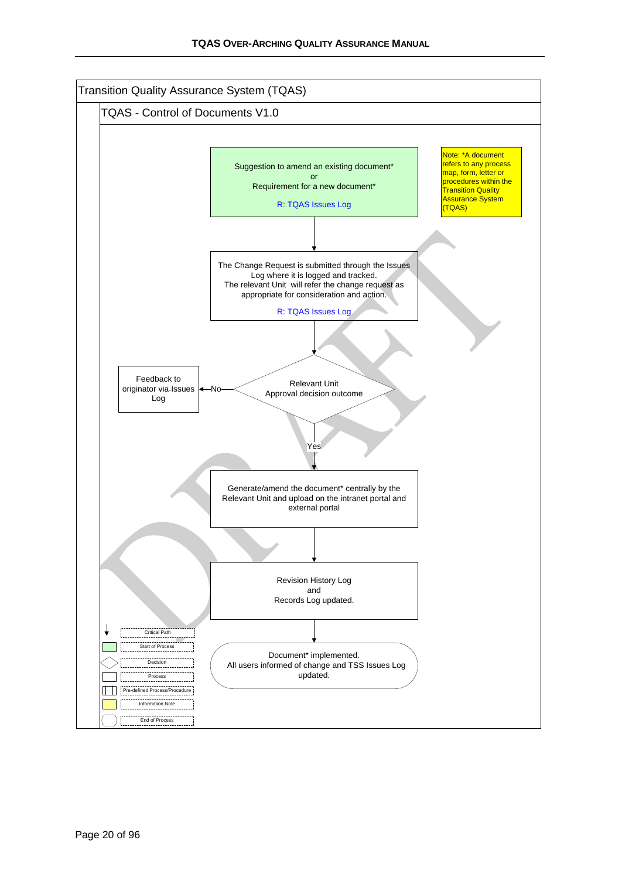Transition Quality Assurance System (TQAS)

TQAS - Control of Documents V1.0

Suggestion to amend an existing document*
or
Requirement for a new document*

R: TQAS Issues Log

Note: *A document refers to any process map, form, letter or procedures within the Transition Quality Assurance System (TQAS)

The Change Request is submitted through the Issues Log where it is logged and tracked.
The relevant Unit will refer the change request as appropriate for consideration and action.

R: TQAS Issues Log

Relevant Unit
Approval decision outcome

No → Feedback to originator via-Issues Log

Yes

Generate/amend the document* centrally by the Relevant Unit and upload on the intranet portal and external portal

Revision History Log
and
Records Log updated.

Document* implemented.
All users informed of change and TSS Issues Log updated.

- Critical Path
- Start of Process
- Decision
- Process
- Pre-defined Process/Procedure
- Information Note
- End of Process

DRAFT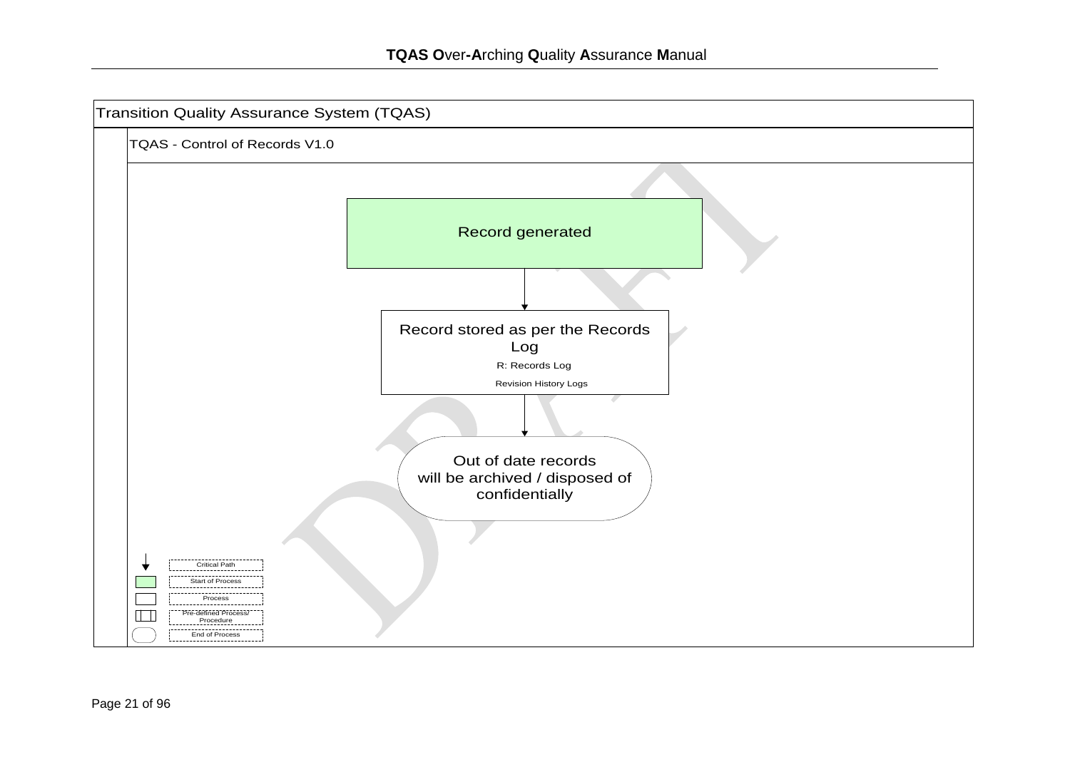Transition Quality Assurance System (TQAS)

TQAS - Control of Records V1.0

Record generated

↓

Record stored as per the Records Log

R: Records Log

Revision History Logs

↓

Out of date records will be archived / disposed of confidentially

Critical Path

Start of Process

Process

Pre-defined Process/ Procedure

End of Process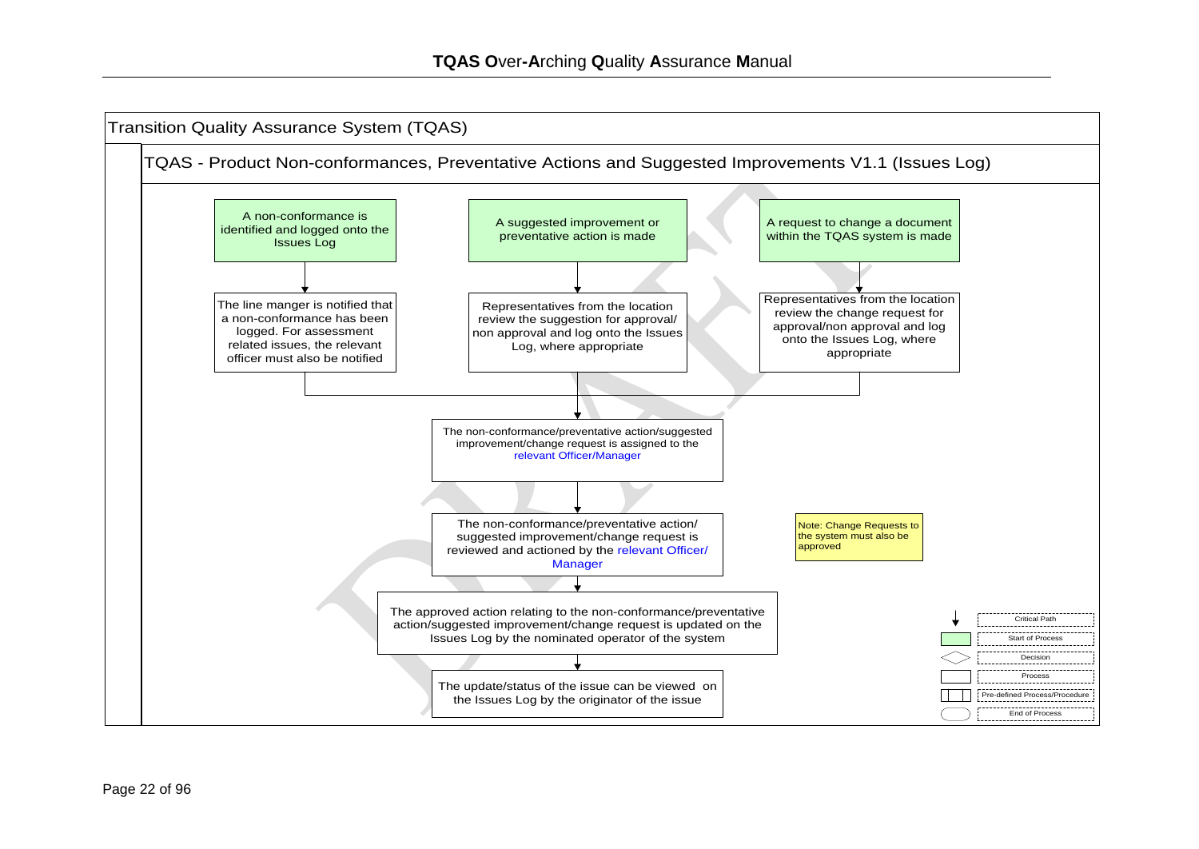# Transition Quality Assurance System (TQAS)

## TQAS - Product Non-conformances, Preventative Actions and Suggested Improvements V1.1 (Issues Log)

**Start of process (three entry points):**

1. A non-conformance is identified and logged onto the Issues Log
   - The line manger is notified that a non-conformance has been logged. For assessment related issues, the relevant officer must also be notified
2. A suggested improvement or preventative action is made
   - Representatives from the location review the suggestion for approval/ non approval and log onto the Issues Log, where appropriate
3. A request to change a document within the TQAS system is made
   - Representatives from the location review the change request for approval/non approval and log onto the Issues Log, where appropriate

**Then:**

- The non-conformance/preventative action/suggested improvement/change request is assigned to the relevant Officer/Manager
- The non-conformance/preventative action/ suggested improvement/change request is reviewed and actioned by the relevant Officer/ Manager
- The approved action relating to the non-conformance/preventative action/suggested improvement/change request is updated on the Issues Log by the nominated operator of the system
- The update/status of the issue can be viewed on the Issues Log by the originator of the issue

Note: Change Requests to the system must also be approved

**Key:**

- Critical Path
- Start of Process
- Decision
- Process
- Pre-defined Process/Procedure
- End of Process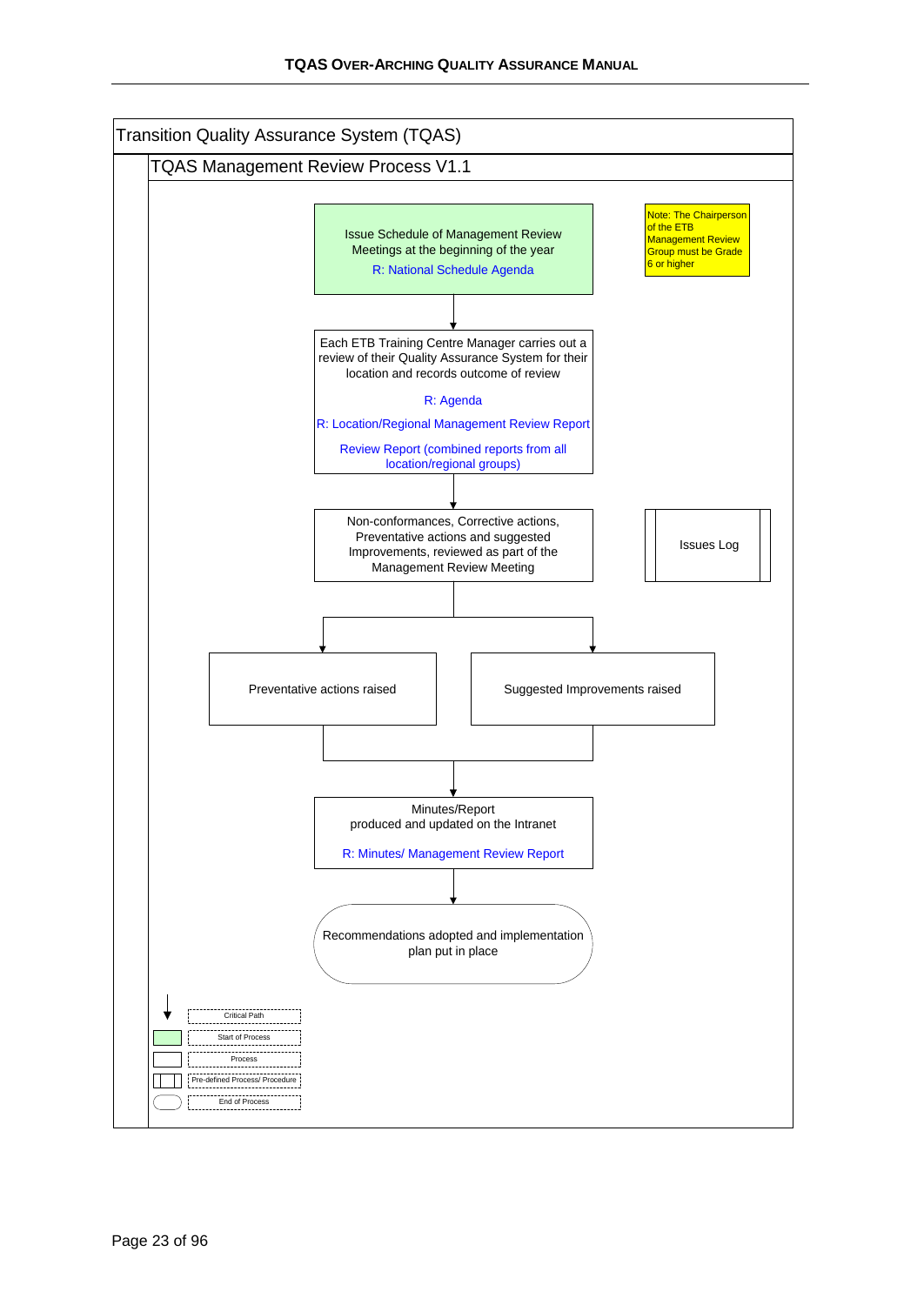# Transition Quality Assurance System (TQAS)

## TQAS Management Review Process V1.1

Note: The Chairperson of the ETB Management Review Group must be Grade 6 or higher

**Issue Schedule of Management Review Meetings at the beginning of the year**
R: National Schedule Agenda

↓

**Each ETB Training Centre Manager carries out a review of their Quality Assurance System for their location and records outcome of review**

R: Agenda

R: Location/Regional Management Review Report

Review Report (combined reports from all location/regional groups)

↓

**Non-conformances, Corrective actions, Preventative actions and suggested Improvements, reviewed as part of the Management Review Meeting**

Issues Log

↓

- Preventative actions raised
- Suggested Improvements raised

↓

**Minutes/Report produced and updated on the Intranet**

R: Minutes/ Management Review Report

↓

**Recommendations adopted and implementation plan put in place**

---

| Legend |
|---|
| Critical Path |
| Start of Process |
| Process |
| Pre-defined Process/ Procedure |
| End of Process |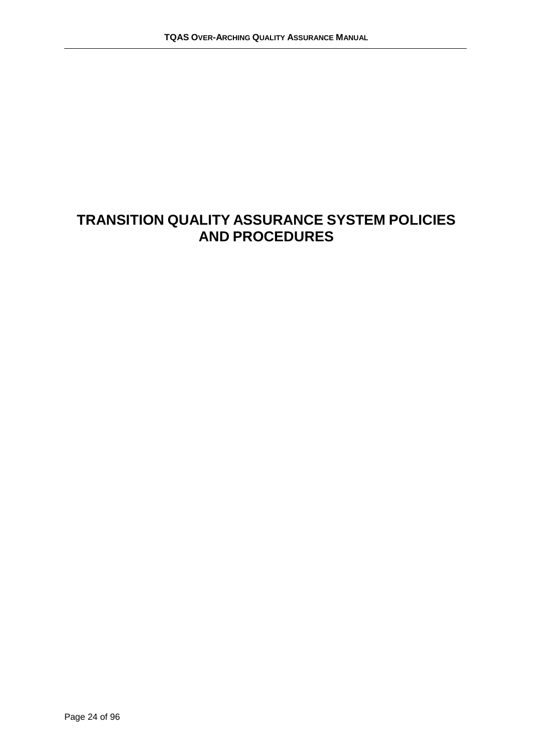# TRANSITION QUALITY ASSURANCE SYSTEM POLICIES AND PROCEDURES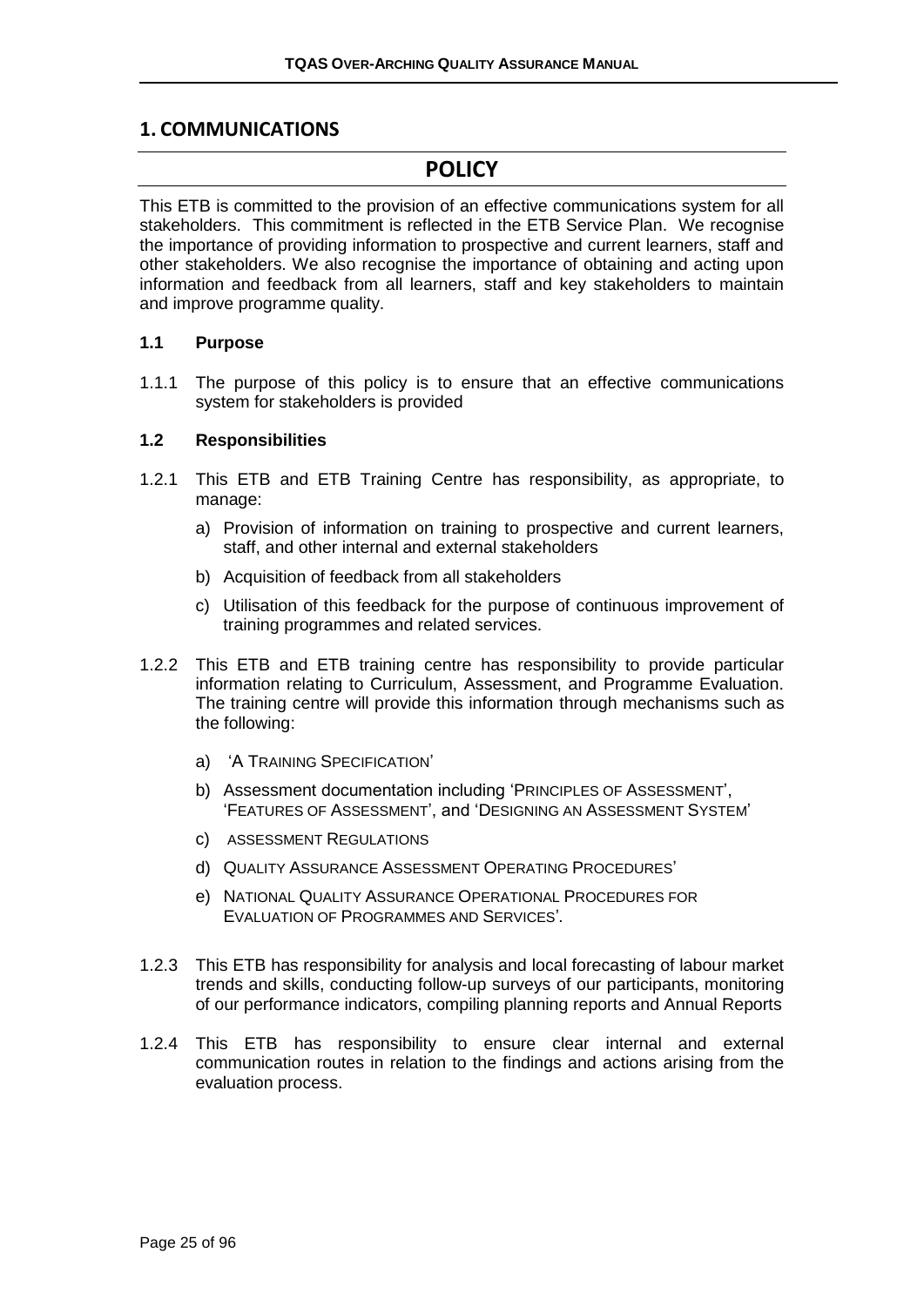# 1. COMMUNICATIONS

## POLICY

This ETB is committed to the provision of an effective communications system for all stakeholders. This commitment is reflected in the ETB Service Plan. We recognise the importance of providing information to prospective and current learners, staff and other stakeholders. We also recognise the importance of obtaining and acting upon information and feedback from all learners, staff and key stakeholders to maintain and improve programme quality.

### 1.1 Purpose

1.1.1 The purpose of this policy is to ensure that an effective communications system for stakeholders is provided

### 1.2 Responsibilities

1.2.1 This ETB and ETB Training Centre has responsibility, as appropriate, to manage:

a) Provision of information on training to prospective and current learners, staff, and other internal and external stakeholders

b) Acquisition of feedback from all stakeholders

c) Utilisation of this feedback for the purpose of continuous improvement of training programmes and related services.

1.2.2 This ETB and ETB training centre has responsibility to provide particular information relating to Curriculum, Assessment, and Programme Evaluation. The training centre will provide this information through mechanisms such as the following:

a) 'A TRAINING SPECIFICATION'

b) Assessment documentation including 'PRINCIPLES OF ASSESSMENT', 'FEATURES OF ASSESSMENT', and 'DESIGNING AN ASSESSMENT SYSTEM'

c) ASSESSMENT REGULATIONS

d) QUALITY ASSURANCE ASSESSMENT OPERATING PROCEDURES'

e) NATIONAL QUALITY ASSURANCE OPERATIONAL PROCEDURES FOR EVALUATION OF PROGRAMMES AND SERVICES'.

1.2.3 This ETB has responsibility for analysis and local forecasting of labour market trends and skills, conducting follow-up surveys of our participants, monitoring of our performance indicators, compiling planning reports and Annual Reports

1.2.4 This ETB has responsibility to ensure clear internal and external communication routes in relation to the findings and actions arising from the evaluation process.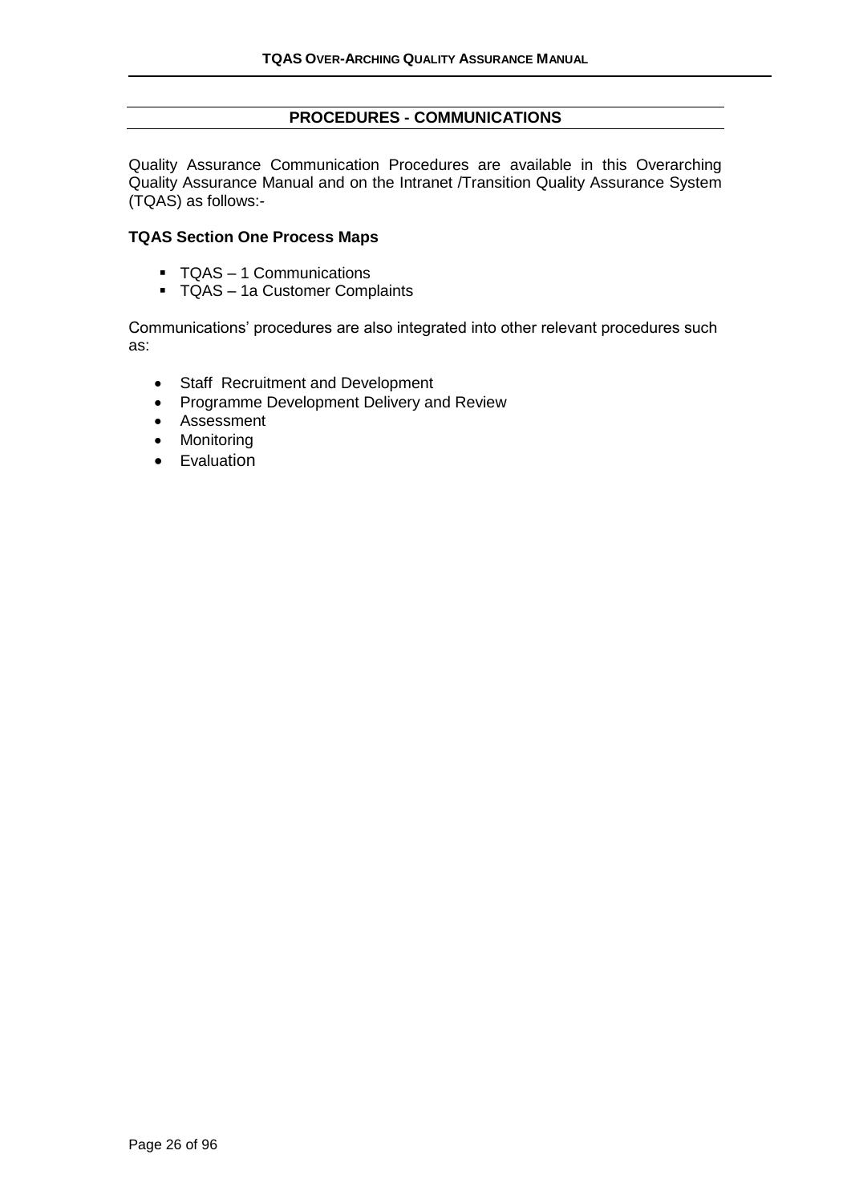## PROCEDURES - COMMUNICATIONS

Quality Assurance Communication Procedures are available in this Overarching Quality Assurance Manual and on the Intranet /Transition Quality Assurance System (TQAS) as follows:-

**TQAS Section One Process Maps**

- TQAS – 1 Communications
- TQAS – 1a Customer Complaints

Communications' procedures are also integrated into other relevant procedures such as:

- Staff Recruitment and Development
- Programme Development Delivery and Review
- Assessment
- Monitoring
- Evaluation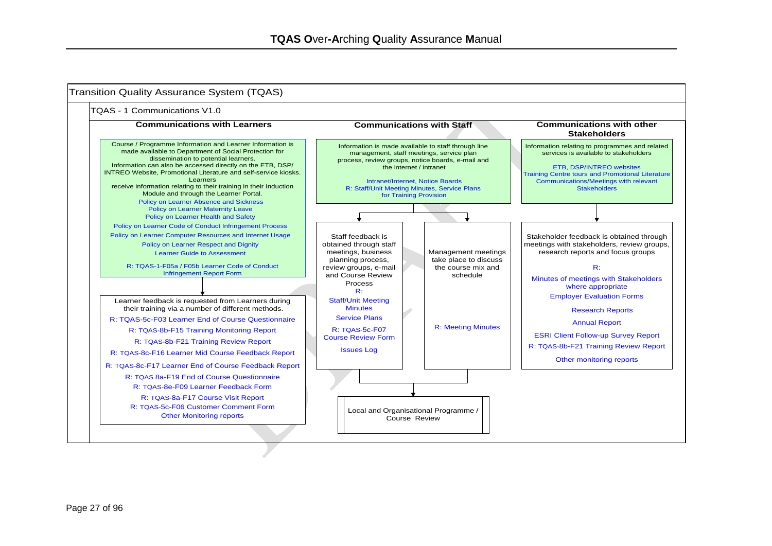# Transition Quality Assurance System (TQAS)

## TQAS - 1 Communications V1.0

### Communications with Learners

Course / Programme Information and Learner Information is made available to Department of Social Protection for dissemination to potential learners.
Information can also be accessed directly on the ETB, DSP/ INTREO Website, Promotional Literature and self-service kiosks.
Learners receive information relating to their training in their Induction Module and through the Learner Portal.

- Policy on Learner Absence and Sickness
- Policy on Learner Maternity Leave
- Policy on Learner Health and Safety
- Policy on Learner Code of Conduct Infringement Process
- Policy on Learner Computer Resources and Internet Usage
- Policy on Learner Respect and Dignity
- Learner Guide to Assessment

R: TQAS-1-F05a / F05b Learner Code of Conduct Infringement Report Form

↓

Learner feedback is requested from Learners during their training via a number of different methods.

- R: TQAS-5c-F03 Learner End of Course Questionnaire
- R: TQAS-8b-F15 Training Monitoring Report
- R: TQAS-8b-F21 Training Review Report
- R: TQAS-8c-F16 Learner Mid Course Feedback Report
- R: TQAS-8c-F17 Learner End of Course Feedback Report
- R: TQAS 8a-F19 End of Course Questionnaire
- R: TQAS-8e-F09 Learner Feedback Form
- R: TQAS-8a-F17 Course Visit Report
- R: TQAS-5c-F06 Customer Comment Form
- Other Monitoring reports

### Communications with Staff

Information is made available to staff through line management, staff meetings, service plan process, review groups, notice boards, e-mail and the internet / intranet

Intranet/Internet, Notice Boards
R: Staff/Unit Meeting Minutes, Service Plans for Training Provision

↓

Staff feedback is obtained through staff meetings, business planning process, review groups, e-mail and Course Review Process

R:
- Staff/Unit Meeting Minutes
- Service Plans
- R: TQAS-5c-F07 Course Review Form
- Issues Log

Management meetings take place to discuss the course mix and schedule

R: Meeting Minutes

↓

Local and Organisational Programme / Course Review

### Communications with other Stakeholders

Information relating to programmes and related services is available to stakeholders

ETB, DSP/INTREO websites
Training Centre tours and Promotional Literature
Communications/Meetings with relevant Stakeholders

↓

Stakeholder feedback is obtained through meetings with stakeholders, review groups, research reports and focus groups

R:
- Minutes of meetings with Stakeholders where appropriate
- Employer Evaluation Forms
- Research Reports
- Annual Report
- ESRI Client Follow-up Survey Report
- R: TQAS-8b-F21 Training Review Report
- Other monitoring reports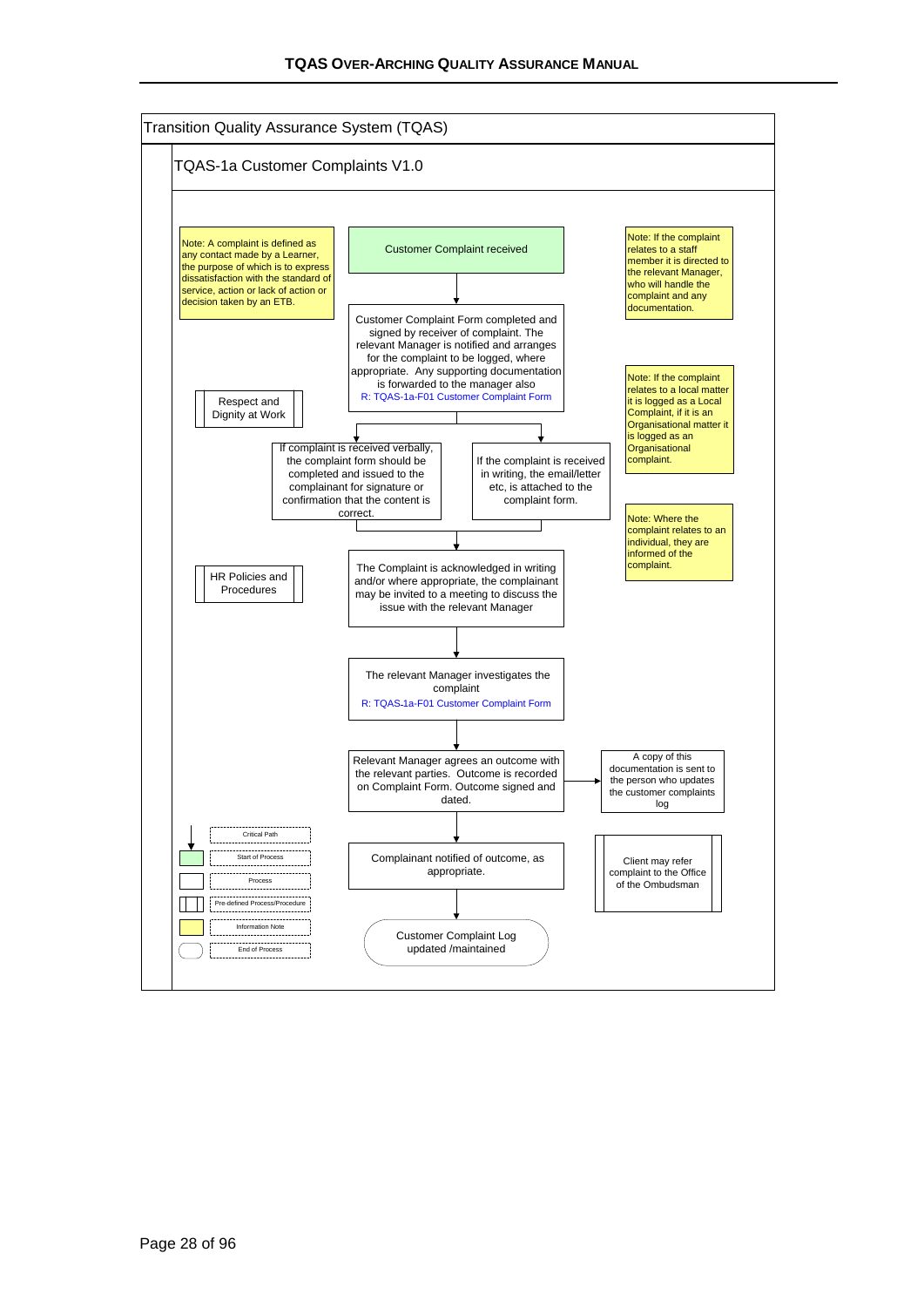# Transition Quality Assurance System (TQAS)

## TQAS-1a Customer Complaints V1.0

Note: A complaint is defined as any contact made by a Learner, the purpose of which is to express dissatisfaction with the standard of service, action or lack of action or decision taken by an ETB.

Customer Complaint received

Note: If the complaint relates to a staff member it is directed to the relevant Manager, who will handle the complaint and any documentation.

Customer Complaint Form completed and signed by receiver of complaint. The relevant Manager is notified and arranges for the complaint to be logged, where appropriate. Any supporting documentation is forwarded to the manager also
R: TQAS-1a-F01 Customer Complaint Form

Respect and Dignity at Work

Note: If the complaint relates to a local matter it is logged as a Local Complaint, if it is an Organisational matter it is logged as an Organisational complaint.

If complaint is received verbally, the complaint form should be completed and issued to the complainant for signature or confirmation that the content is correct.

If the complaint is received in writing, the email/letter etc, is attached to the complaint form.

Note: Where the complaint relates to an individual, they are informed of the complaint.

HR Policies and Procedures

The Complaint is acknowledged in writing and/or where appropriate, the complainant may be invited to a meeting to discuss the issue with the relevant Manager

The relevant Manager investigates the complaint
R: TQAS-1a-F01 Customer Complaint Form

Relevant Manager agrees an outcome with the relevant parties. Outcome is recorded on Complaint Form. Outcome signed and dated.

A copy of this documentation is sent to the person who updates the customer complaints log

Complainant notified of outcome, as appropriate.

Client may refer complaint to the Office of the Ombudsman

Customer Complaint Log updated /maintained

**Legend:**
- Critical Path
- Start of Process
- Process
- Pre-defined Process/Procedure
- Information Note
- End of Process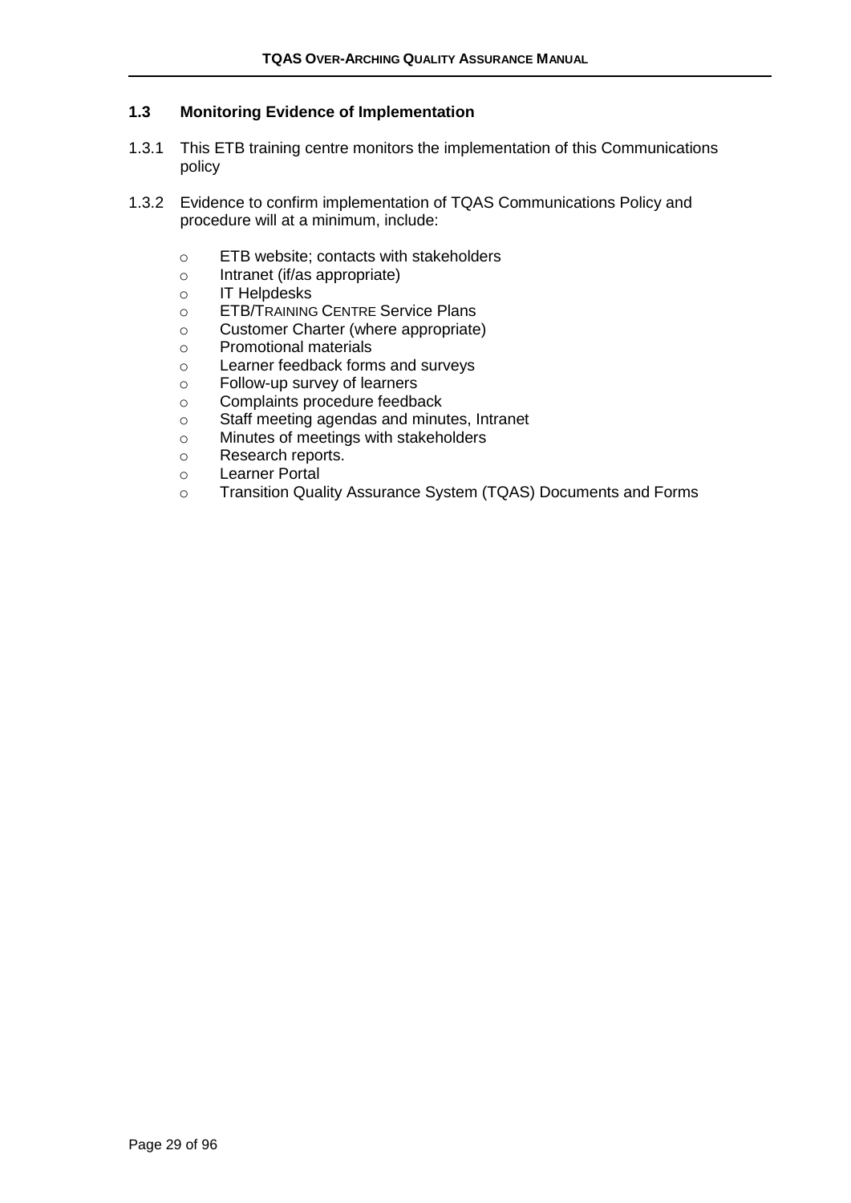### 1.3 Monitoring Evidence of Implementation

1.3.1 This ETB training centre monitors the implementation of this Communications policy

1.3.2 Evidence to confirm implementation of TQAS Communications Policy and procedure will at a minimum, include:

- ETB website; contacts with stakeholders
- Intranet (if/as appropriate)
- IT Helpdesks
- ETB/TRAINING CENTRE Service Plans
- Customer Charter (where appropriate)
- Promotional materials
- Learner feedback forms and surveys
- Follow-up survey of learners
- Complaints procedure feedback
- Staff meeting agendas and minutes, Intranet
- Minutes of meetings with stakeholders
- Research reports.
- Learner Portal
- Transition Quality Assurance System (TQAS) Documents and Forms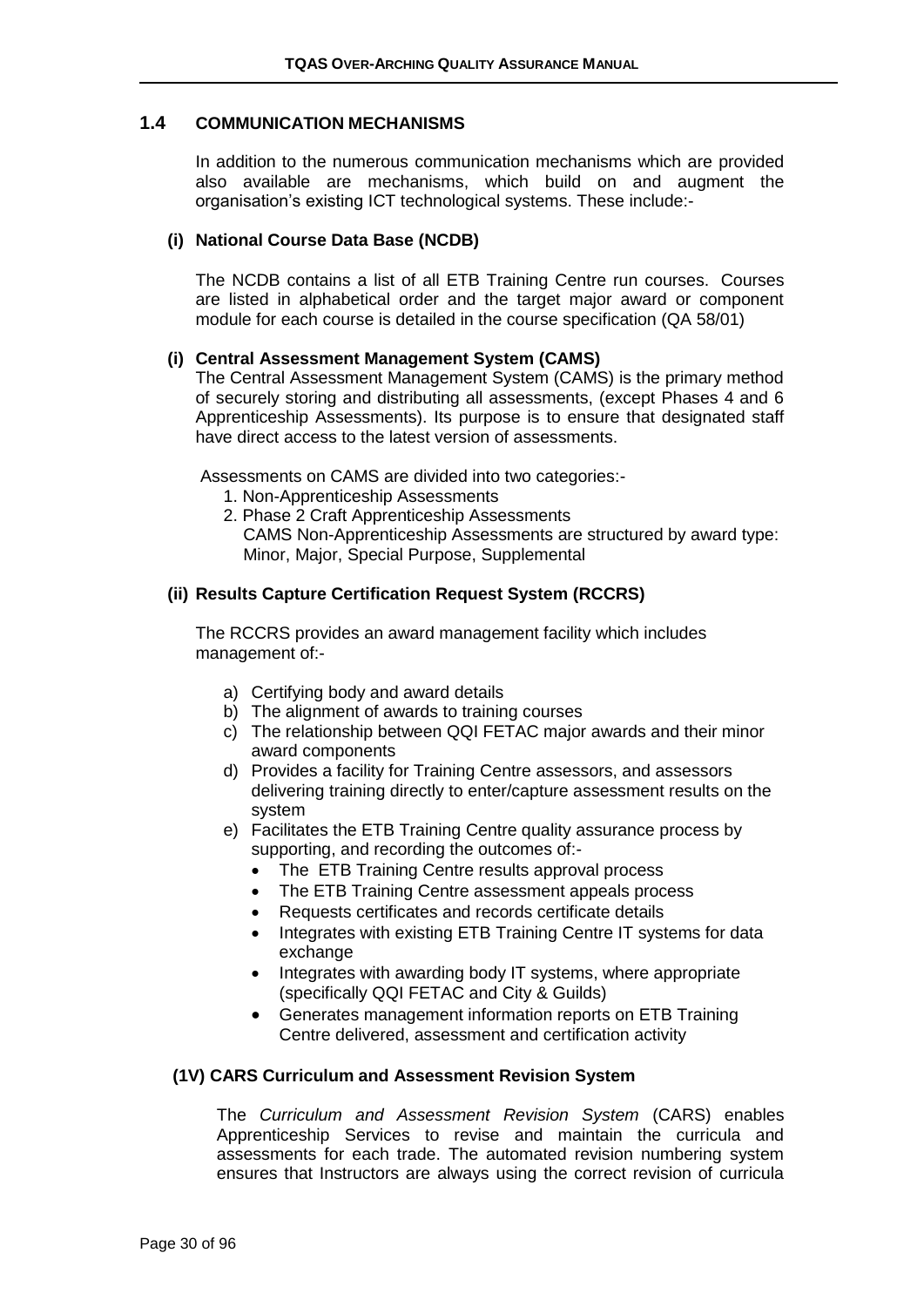## 1.4 COMMUNICATION MECHANISMS

In addition to the numerous communication mechanisms which are provided also available are mechanisms, which build on and augment the organisation's existing ICT technological systems. These include:-

### (i) National Course Data Base (NCDB)

The NCDB contains a list of all ETB Training Centre run courses. Courses are listed in alphabetical order and the target major award or component module for each course is detailed in the course specification (QA 58/01)

### (i) Central Assessment Management System (CAMS)

The Central Assessment Management System (CAMS) is the primary method of securely storing and distributing all assessments, (except Phases 4 and 6 Apprenticeship Assessments). Its purpose is to ensure that designated staff have direct access to the latest version of assessments.

Assessments on CAMS are divided into two categories:-

1. Non-Apprenticeship Assessments
2. Phase 2 Craft Apprenticeship Assessments
   CAMS Non-Apprenticeship Assessments are structured by award type: Minor, Major, Special Purpose, Supplemental

### (ii) Results Capture Certification Request System (RCCRS)

The RCCRS provides an award management facility which includes management of:-

a) Certifying body and award details
b) The alignment of awards to training courses
c) The relationship between QQI FETAC major awards and their minor award components
d) Provides a facility for Training Centre assessors, and assessors delivering training directly to enter/capture assessment results on the system
e) Facilitates the ETB Training Centre quality assurance process by supporting, and recording the outcomes of:-
   - The ETB Training Centre results approval process
   - The ETB Training Centre assessment appeals process
   - Requests certificates and records certificate details
   - Integrates with existing ETB Training Centre IT systems for data exchange
   - Integrates with awarding body IT systems, where appropriate (specifically QQI FETAC and City & Guilds)
   - Generates management information reports on ETB Training Centre delivered, assessment and certification activity

### (1V) CARS Curriculum and Assessment Revision System

The *Curriculum and Assessment Revision System* (CARS) enables Apprenticeship Services to revise and maintain the curricula and assessments for each trade. The automated revision numbering system ensures that Instructors are always using the correct revision of curricula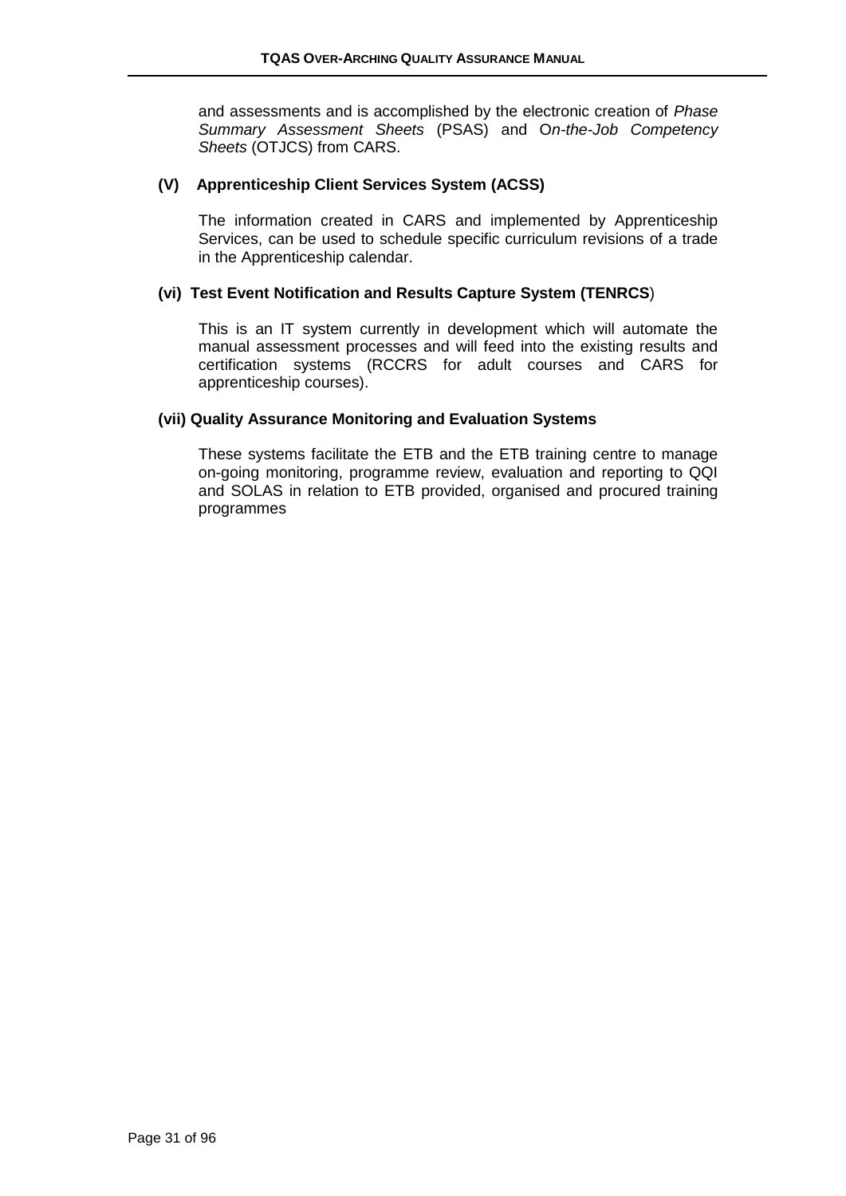and assessments and is accomplished by the electronic creation of *Phase Summary Assessment Sheets* (PSAS) and O*n-the-Job Competency Sheets* (OTJCS) from CARS.

**(V) Apprenticeship Client Services System (ACSS)**

The information created in CARS and implemented by Apprenticeship Services, can be used to schedule specific curriculum revisions of a trade in the Apprenticeship calendar.

**(vi) Test Event Notification and Results Capture System (TENRCS**)

This is an IT system currently in development which will automate the manual assessment processes and will feed into the existing results and certification systems (RCCRS for adult courses and CARS for apprenticeship courses).

**(vii) Quality Assurance Monitoring and Evaluation Systems**

These systems facilitate the ETB and the ETB training centre to manage on-going monitoring, programme review, evaluation and reporting to QQI and SOLAS in relation to ETB provided, organised and procured training programmes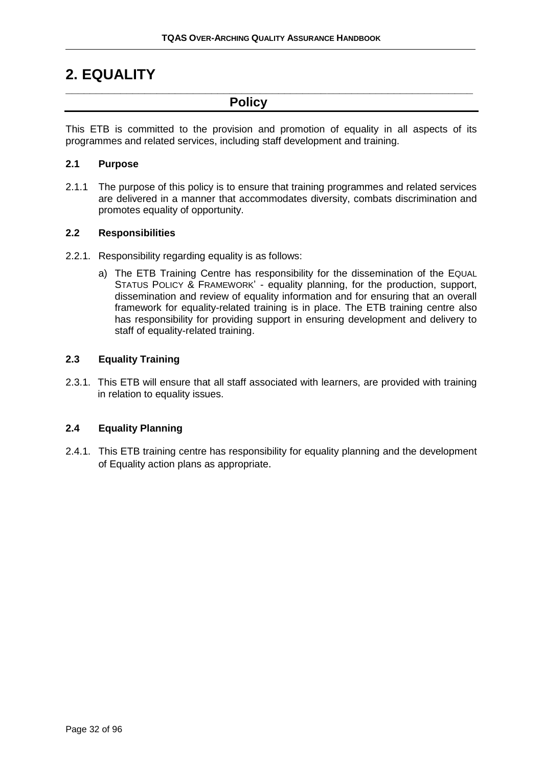# 2. EQUALITY

## Policy

This ETB is committed to the provision and promotion of equality in all aspects of its programmes and related services, including staff development and training.

### 2.1 Purpose

2.1.1 The purpose of this policy is to ensure that training programmes and related services are delivered in a manner that accommodates diversity, combats discrimination and promotes equality of opportunity.

### 2.2 Responsibilities

2.2.1. Responsibility regarding equality is as follows:

a) The ETB Training Centre has responsibility for the dissemination of the EQUAL STATUS POLICY & FRAMEWORK' - equality planning, for the production, support, dissemination and review of equality information and for ensuring that an overall framework for equality-related training is in place. The ETB training centre also has responsibility for providing support in ensuring development and delivery to staff of equality-related training.

### 2.3 Equality Training

2.3.1. This ETB will ensure that all staff associated with learners, are provided with training in relation to equality issues.

### 2.4 Equality Planning

2.4.1. This ETB training centre has responsibility for equality planning and the development of Equality action plans as appropriate.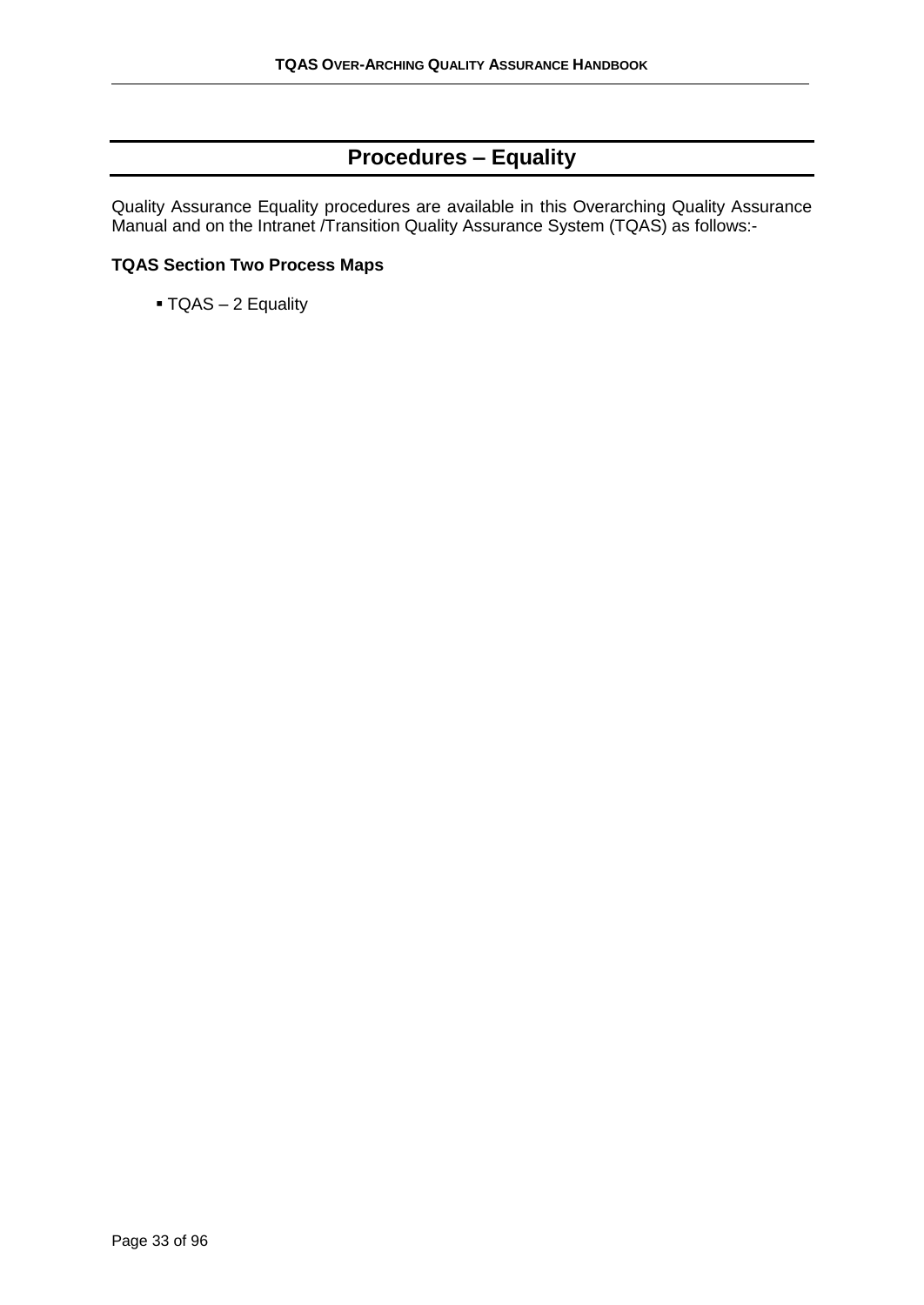# Procedures – Equality

Quality Assurance Equality procedures are available in this Overarching Quality Assurance Manual and on the Intranet /Transition Quality Assurance System (TQAS) as follows:-

**TQAS Section Two Process Maps**

- TQAS – 2 Equality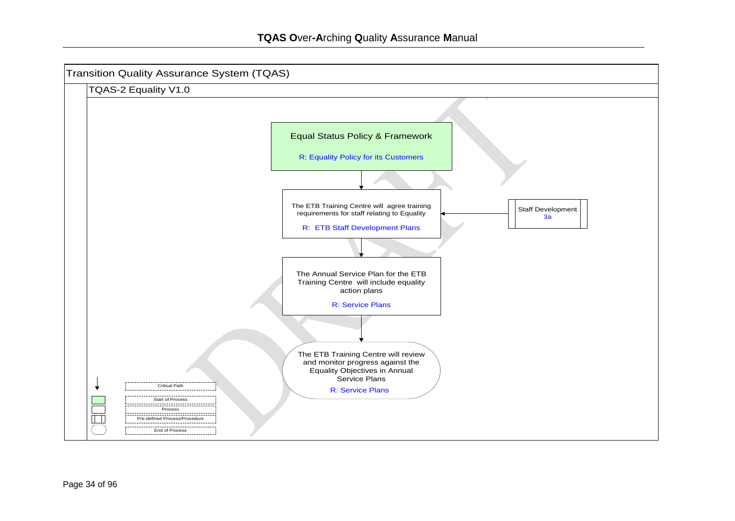## Transition Quality Assurance System (TQAS)

### TQAS-2 Equality V1.0

**Equal Status Policy & Framework**

R: Equality Policy for its Customers

↓

The ETB Training Centre will agree training requirements for staff relating to Equality

R: ETB Staff Development Plans

← Staff Development 3a

↓

The Annual Service Plan for the ETB Training Centre will include equality action plans

R: Service Plans

↓

The ETB Training Centre will review and monitor progress against the Equality Objectives in Annual Service Plans

R: Service Plans

**Legend:**

- Critical Path
- Start of Process
- Process
- Pre-defined Process/Procedure
- End of Process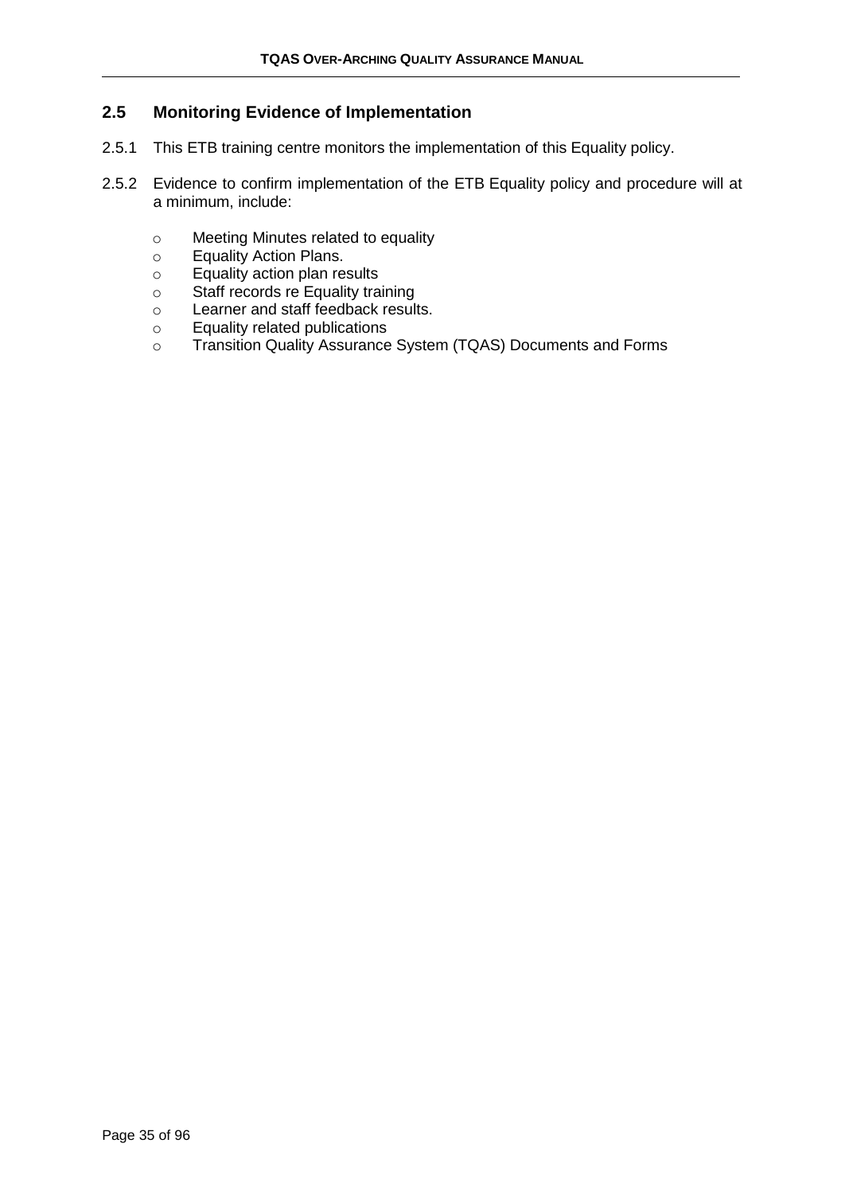## 2.5 Monitoring Evidence of Implementation

2.5.1 This ETB training centre monitors the implementation of this Equality policy.

2.5.2 Evidence to confirm implementation of the ETB Equality policy and procedure will at a minimum, include:

- Meeting Minutes related to equality
- Equality Action Plans.
- Equality action plan results
- Staff records re Equality training
- Learner and staff feedback results.
- Equality related publications
- Transition Quality Assurance System (TQAS) Documents and Forms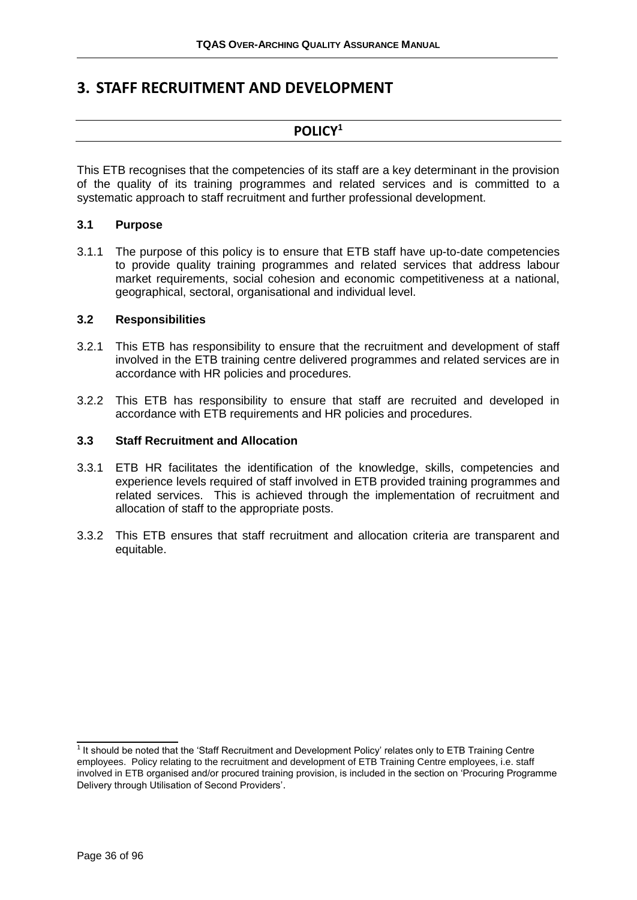# 3. STAFF RECRUITMENT AND DEVELOPMENT

## POLICY[1]

This ETB recognises that the competencies of its staff are a key determinant in the provision of the quality of its training programmes and related services and is committed to a systematic approach to staff recruitment and further professional development.

### 3.1 Purpose

3.1.1 The purpose of this policy is to ensure that ETB staff have up-to-date competencies to provide quality training programmes and related services that address labour market requirements, social cohesion and economic competitiveness at a national, geographical, sectoral, organisational and individual level.

### 3.2 Responsibilities

3.2.1 This ETB has responsibility to ensure that the recruitment and development of staff involved in the ETB training centre delivered programmes and related services are in accordance with HR policies and procedures.

3.2.2 This ETB has responsibility to ensure that staff are recruited and developed in accordance with ETB requirements and HR policies and procedures.

### 3.3 Staff Recruitment and Allocation

3.3.1 ETB HR facilitates the identification of the knowledge, skills, competencies and experience levels required of staff involved in ETB provided training programmes and related services. This is achieved through the implementation of recruitment and allocation of staff to the appropriate posts.

3.3.2 This ETB ensures that staff recruitment and allocation criteria are transparent and equitable.

---

[1] It should be noted that the 'Staff Recruitment and Development Policy' relates only to ETB Training Centre employees. Policy relating to the recruitment and development of ETB Training Centre employees, i.e. staff involved in ETB organised and/or procured training provision, is included in the section on 'Procuring Programme Delivery through Utilisation of Second Providers'.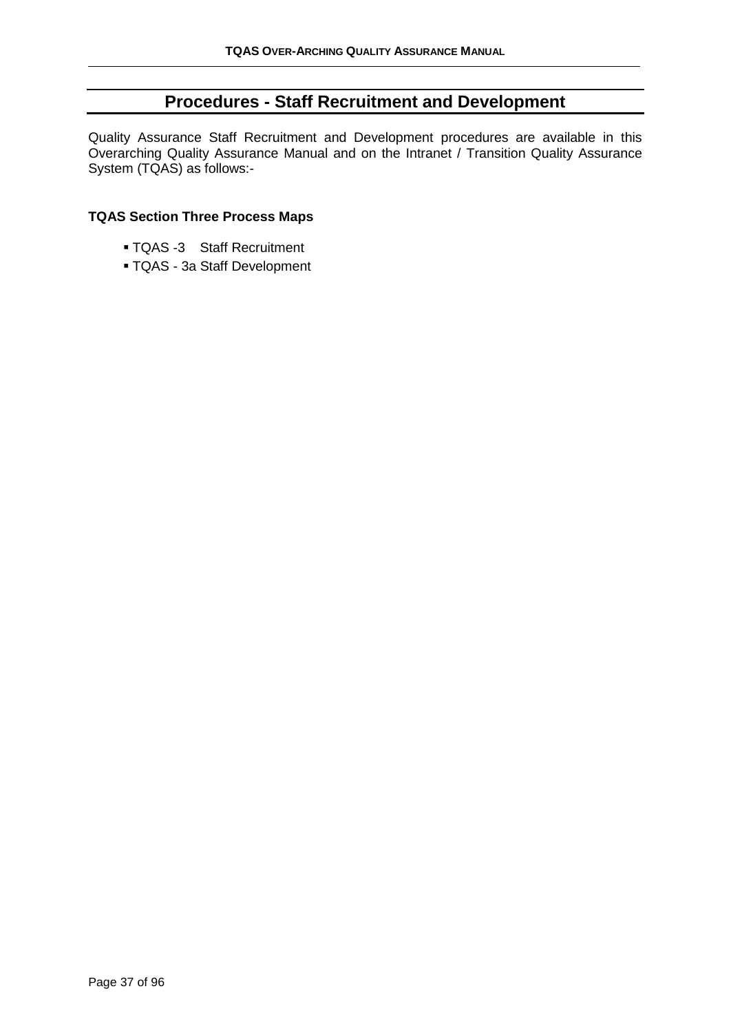# Procedures - Staff Recruitment and Development

Quality Assurance Staff Recruitment and Development procedures are available in this Overarching Quality Assurance Manual and on the Intranet / Transition Quality Assurance System (TQAS) as follows:-

**TQAS Section Three Process Maps**

- TQAS -3 Staff Recruitment
- TQAS - 3a Staff Development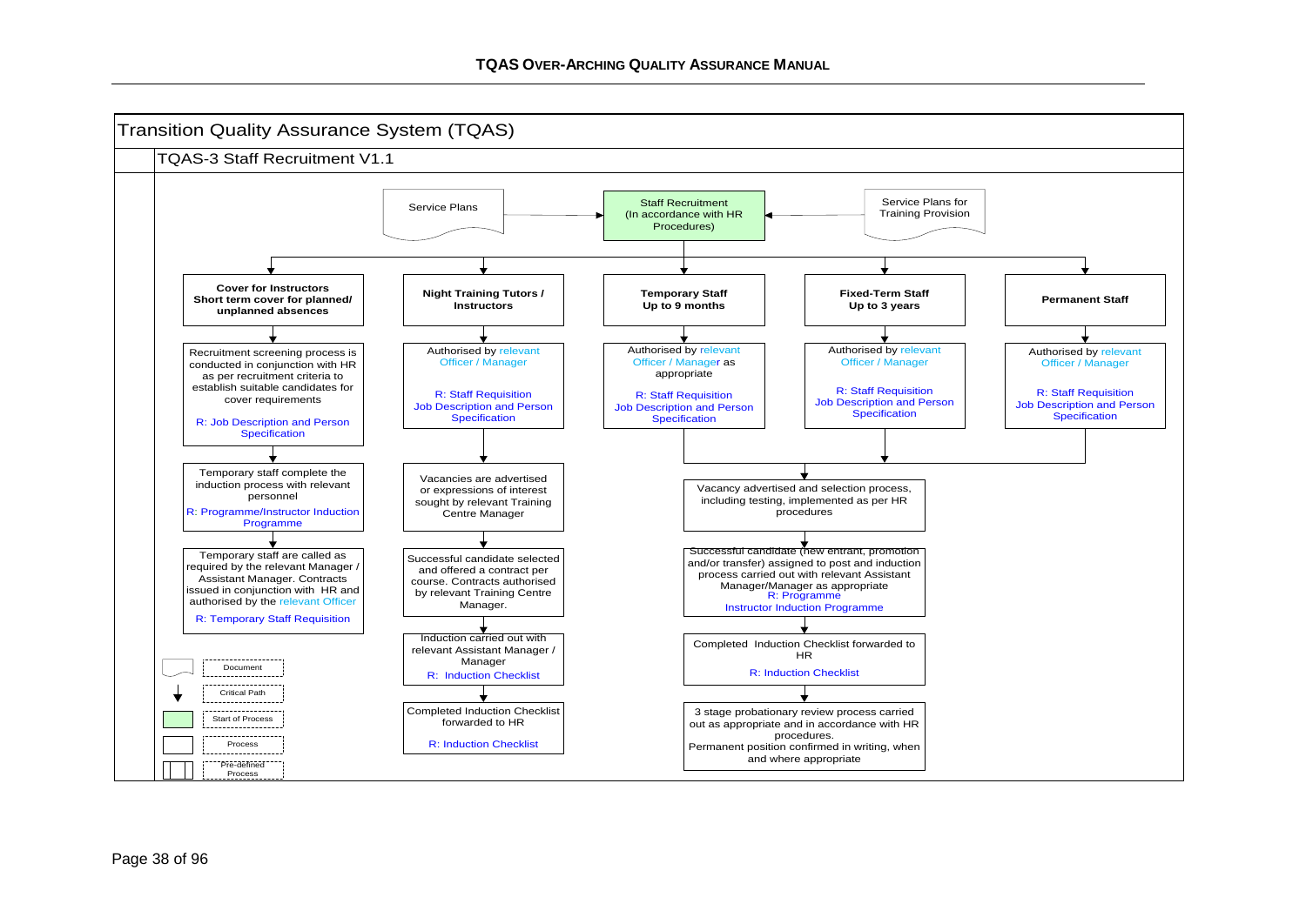# Transition Quality Assurance System (TQAS)

## TQAS-3 Staff Recruitment V1.1

**Inputs:**

- Service Plans → Staff Recruitment (In accordance with HR Procedures)
- Service Plans for Training Provision → Staff Recruitment (In accordance with HR Procedures)

**Start of Process:** Staff Recruitment (In accordance with HR Procedures)

### Cover for Instructors – Short term cover for planned/ unplanned absences

1. Recruitment screening process is conducted in conjunction with HR as per recruitment criteria to establish suitable candidates for cover requirements
   R: Job Description and Person Specification
2. Temporary staff complete the induction process with relevant personnel
   R: Programme/Instructor Induction Programme
3. Temporary staff are called as required by the relevant Manager / Assistant Manager. Contracts issued in conjunction with HR and authorised by the relevant Officer
   R: Temporary Staff Requisition

### Night Training Tutors / Instructors

1. Authorised by relevant Officer / Manager
   R: Staff Requisition
   Job Description and Person Specification
2. Vacancies are advertised or expressions of interest sought by relevant Training Centre Manager
3. Successful candidate selected and offered a contract per course. Contracts authorised by relevant Training Centre Manager.
4. Induction carried out with relevant Assistant Manager / Manager
   R: Induction Checklist
5. Completed Induction Checklist forwarded to HR
   R: Induction Checklist

### Temporary Staff – Up to 9 months

1. Authorised by relevant Officer / Manager as appropriate
   R: Staff Requisition
   Job Description and Person Specification

### Fixed-Term Staff – Up to 3 years

1. Authorised by relevant Officer / Manager
   R: Staff Requisition
   Job Description and Person Specification

### Permanent Staff

1. Authorised by relevant Officer / Manager
   R: Staff Requisition
   Job Description and Person Specification

### Temporary Staff, Fixed-Term Staff and Permanent Staff (combined path)

1. Vacancy advertised and selection process, including testing, implemented as per HR procedures
2. Successful candidate (new entrant, promotion and/or transfer) assigned to post and induction process carried out with relevant Assistant Manager/Manager as appropriate
   R: Programme
   Instructor Induction Programme
3. Completed Induction Checklist forwarded to HR
   R: Induction Checklist
4. 3 stage probationary review process carried out as appropriate and in accordance with HR procedures.
   Permanent position confirmed in writing, when and where appropriate

**Legend:**

- Document
- Critical Path
- Start of Process
- Process
- Pre-defined Process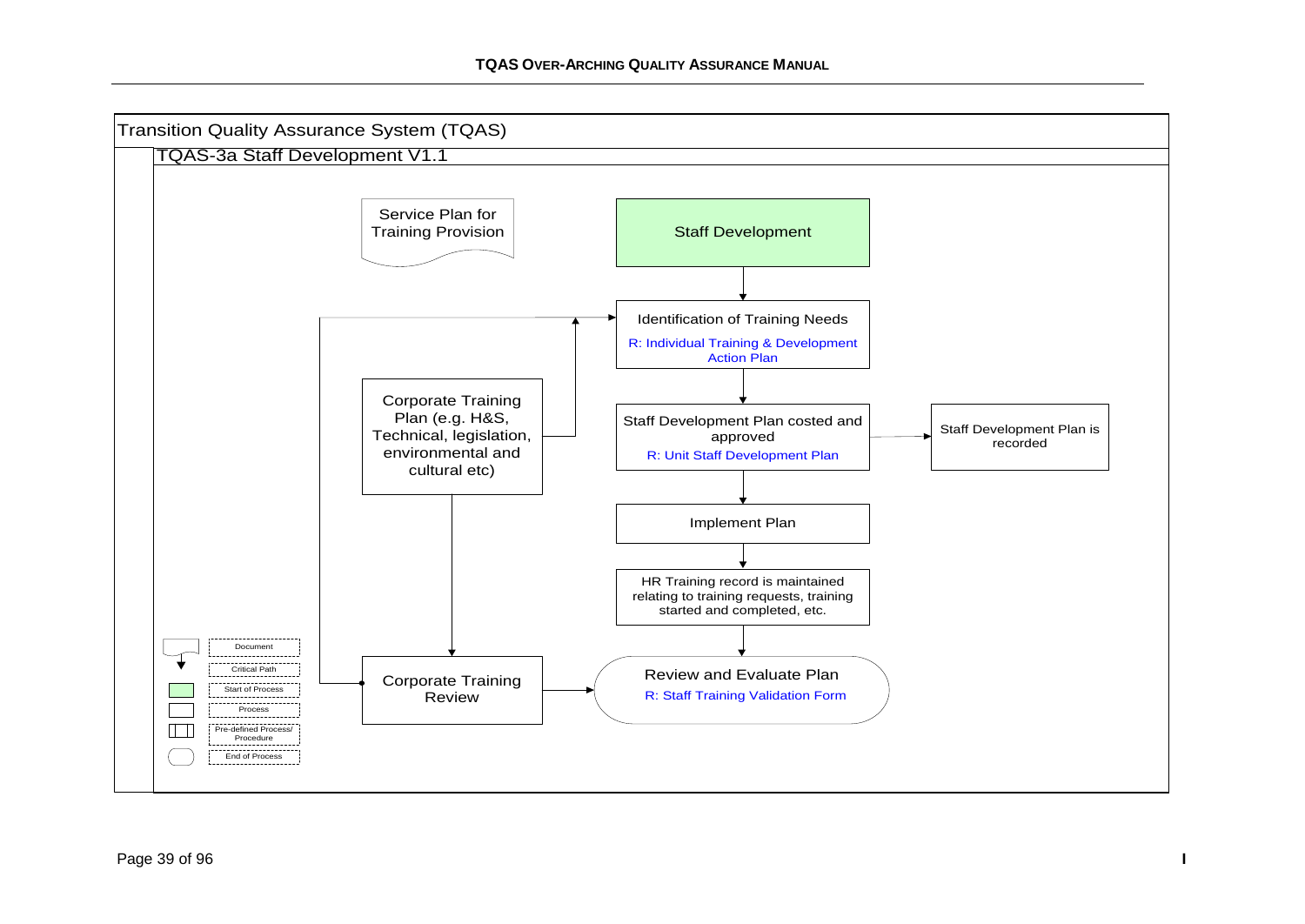# Transition Quality Assurance System (TQAS)

## TQAS-3a Staff Development V1.1

Service Plan for Training Provision

**Staff Development** (Start of Process)

↓

**Identification of Training Needs**
R: Individual Training & Development Action Plan

↓

**Staff Development Plan costed and approved**
R: Unit Staff Development Plan

→ Staff Development Plan is recorded

↓

**Implement Plan**

↓

**HR Training record is maintained relating to training requests, training started and completed, etc.**

↓

**Review and Evaluate Plan** (End of Process)
R: Staff Training Validation Form

---

Corporate Training Plan (e.g. H&S, Technical, legislation, environmental and cultural etc) → Identification of Training Needs

Corporate Training Plan (e.g. H&S, Technical, legislation, environmental and cultural etc) ↓ Corporate Training Review

Corporate Training Review → Review and Evaluate Plan

Corporate Training Review → Identification of Training Needs

---

Key:

- Document
- Critical Path
- Start of Process
- Process
- Pre-defined Process/ Procedure
- End of Process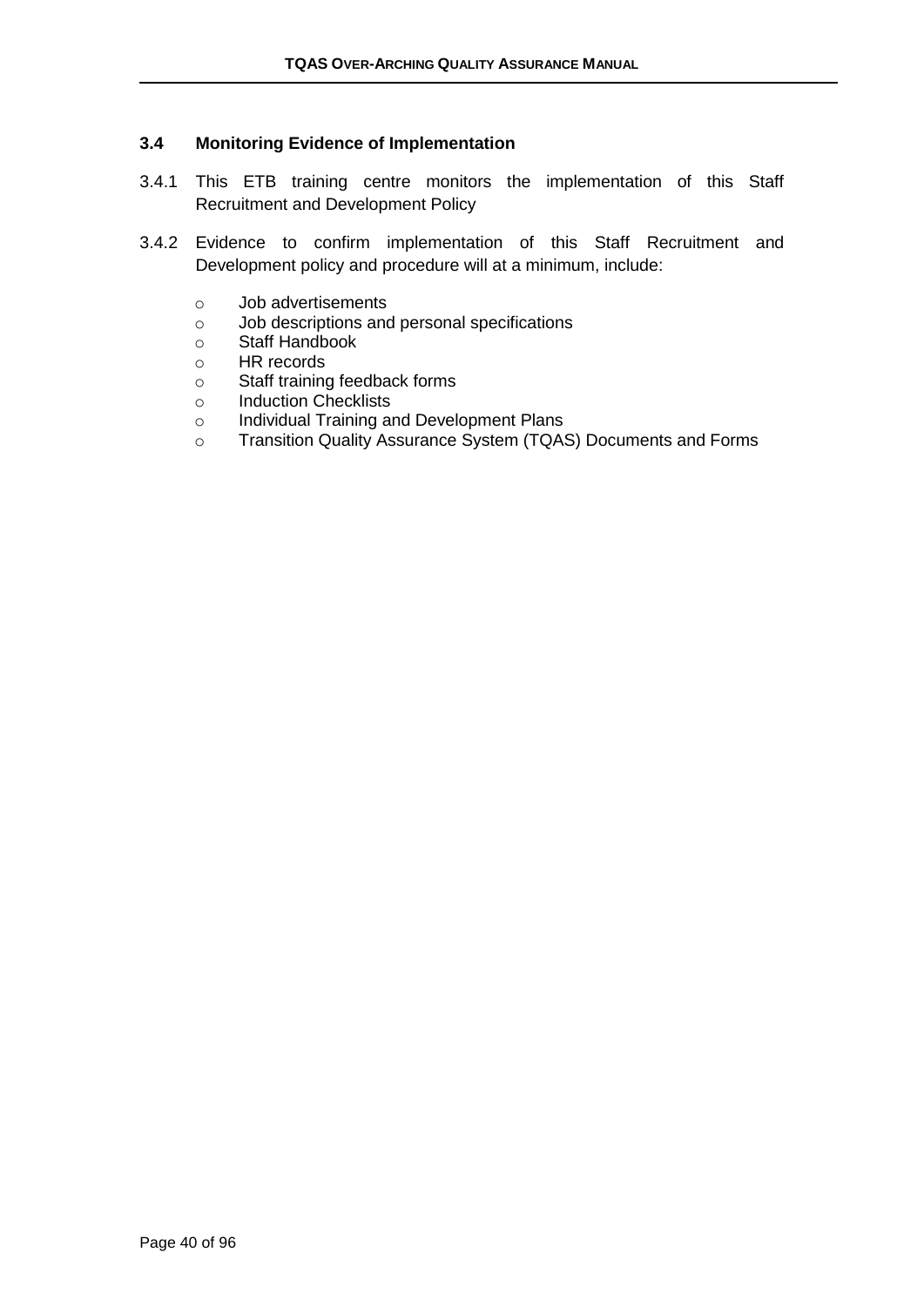### 3.4 Monitoring Evidence of Implementation

3.4.1 This ETB training centre monitors the implementation of this Staff Recruitment and Development Policy

3.4.2 Evidence to confirm implementation of this Staff Recruitment and Development policy and procedure will at a minimum, include:

- Job advertisements
- Job descriptions and personal specifications
- Staff Handbook
- HR records
- Staff training feedback forms
- Induction Checklists
- Individual Training and Development Plans
- Transition Quality Assurance System (TQAS) Documents and Forms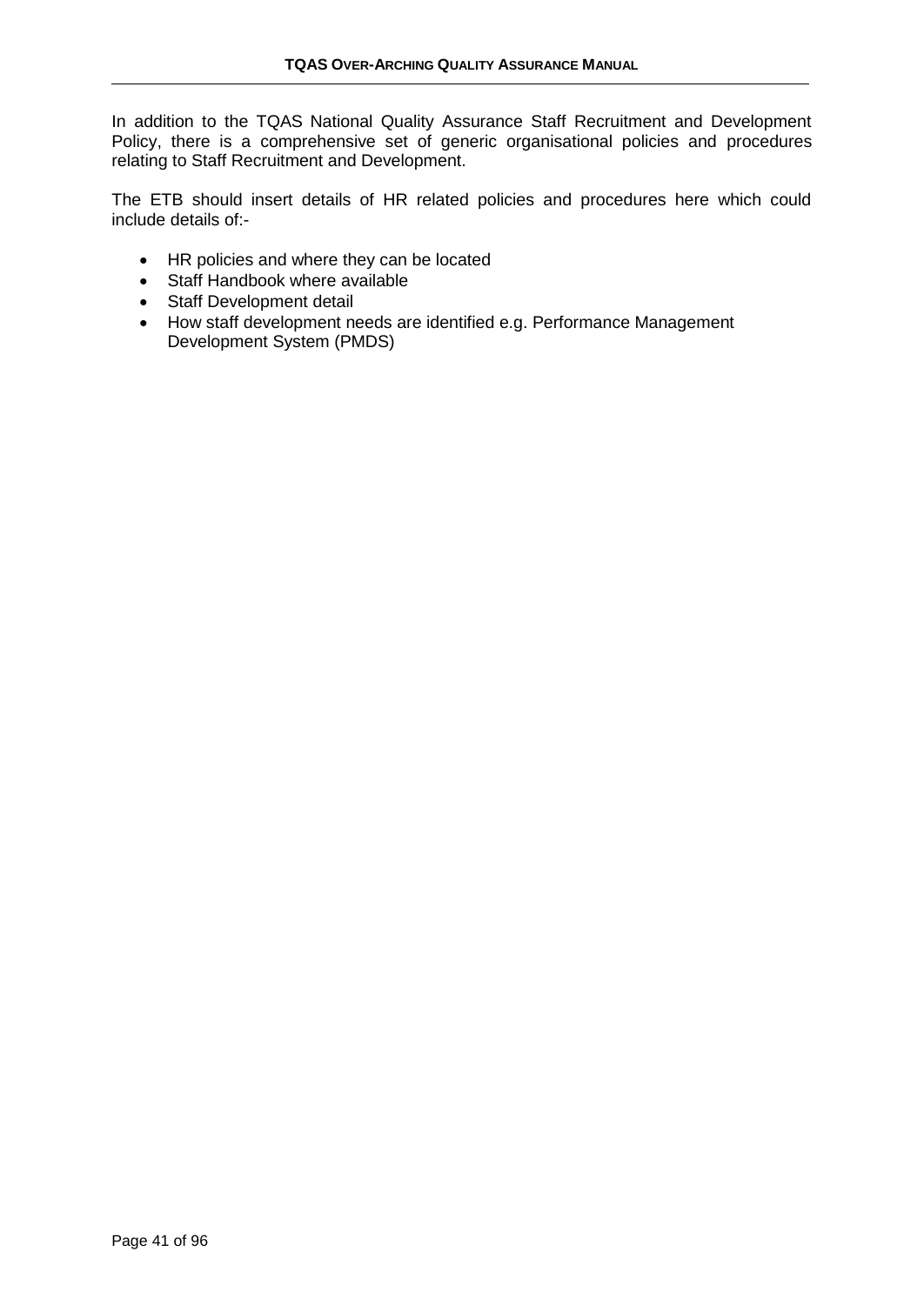In addition to the TQAS National Quality Assurance Staff Recruitment and Development Policy, there is a comprehensive set of generic organisational policies and procedures relating to Staff Recruitment and Development.

The ETB should insert details of HR related policies and procedures here which could include details of:-

- HR policies and where they can be located
- Staff Handbook where available
- Staff Development detail
- How staff development needs are identified e.g. Performance Management Development System (PMDS)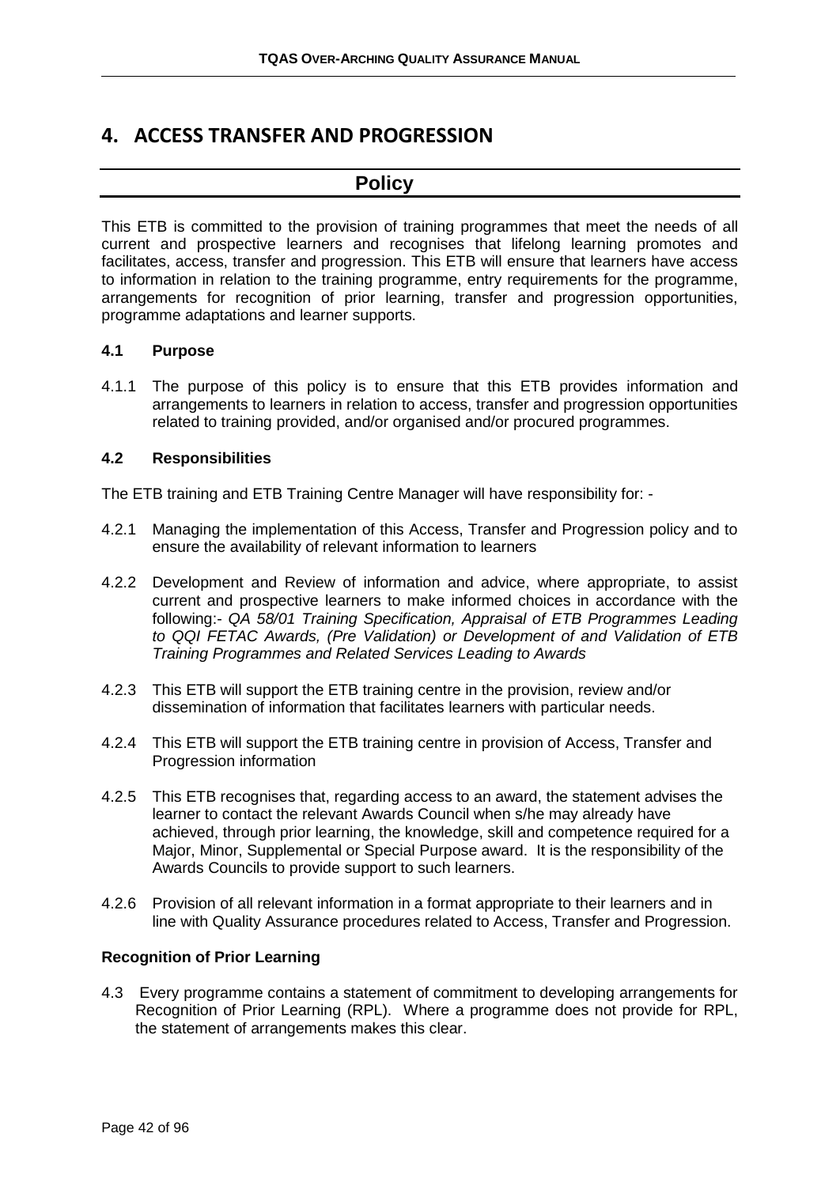# 4. ACCESS TRANSFER AND PROGRESSION

## Policy

This ETB is committed to the provision of training programmes that meet the needs of all current and prospective learners and recognises that lifelong learning promotes and facilitates, access, transfer and progression. This ETB will ensure that learners have access to information in relation to the training programme, entry requirements for the programme, arrangements for recognition of prior learning, transfer and progression opportunities, programme adaptations and learner supports.

### 4.1 Purpose

4.1.1 The purpose of this policy is to ensure that this ETB provides information and arrangements to learners in relation to access, transfer and progression opportunities related to training provided, and/or organised and/or procured programmes.

### 4.2 Responsibilities

The ETB training and ETB Training Centre Manager will have responsibility for: -

4.2.1 Managing the implementation of this Access, Transfer and Progression policy and to ensure the availability of relevant information to learners

4.2.2 Development and Review of information and advice, where appropriate, to assist current and prospective learners to make informed choices in accordance with the following:- *QA 58/01 Training Specification, Appraisal of ETB Programmes Leading to QQI FETAC Awards, (Pre Validation) or Development of and Validation of ETB Training Programmes and Related Services Leading to Awards*

4.2.3 This ETB will support the ETB training centre in the provision, review and/or dissemination of information that facilitates learners with particular needs.

4.2.4 This ETB will support the ETB training centre in provision of Access, Transfer and Progression information

4.2.5 This ETB recognises that, regarding access to an award, the statement advises the learner to contact the relevant Awards Council when s/he may already have achieved, through prior learning, the knowledge, skill and competence required for a Major, Minor, Supplemental or Special Purpose award. It is the responsibility of the Awards Councils to provide support to such learners.

4.2.6 Provision of all relevant information in a format appropriate to their learners and in line with Quality Assurance procedures related to Access, Transfer and Progression.

### Recognition of Prior Learning

4.3 Every programme contains a statement of commitment to developing arrangements for Recognition of Prior Learning (RPL). Where a programme does not provide for RPL, the statement of arrangements makes this clear.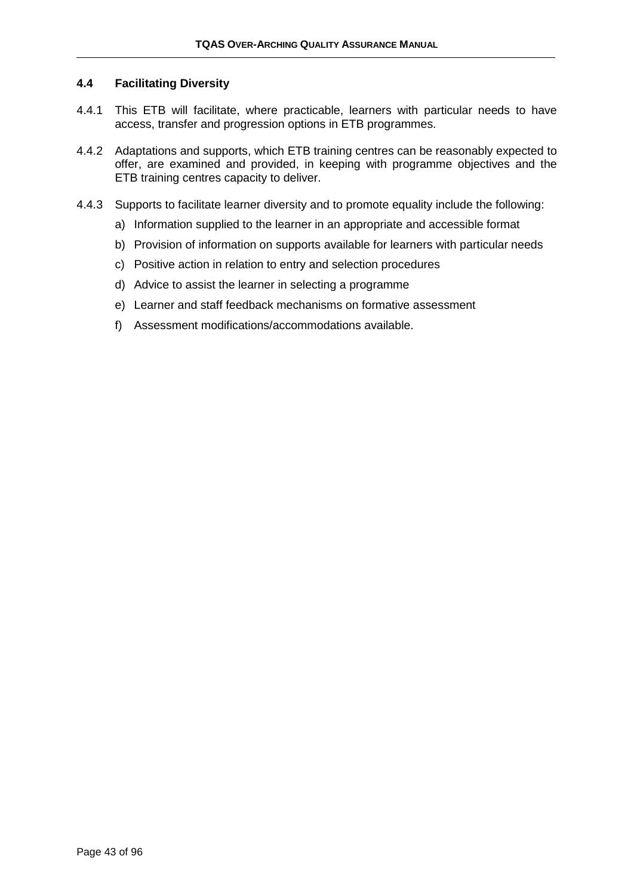### 4.4 Facilitating Diversity

4.4.1 This ETB will facilitate, where practicable, learners with particular needs to have access, transfer and progression options in ETB programmes.

4.4.2 Adaptations and supports, which ETB training centres can be reasonably expected to offer, are examined and provided, in keeping with programme objectives and the ETB training centres capacity to deliver.

4.4.3 Supports to facilitate learner diversity and to promote equality include the following:

a) Information supplied to the learner in an appropriate and accessible format

b) Provision of information on supports available for learners with particular needs

c) Positive action in relation to entry and selection procedures

d) Advice to assist the learner in selecting a programme

e) Learner and staff feedback mechanisms on formative assessment

f) Assessment modifications/accommodations available.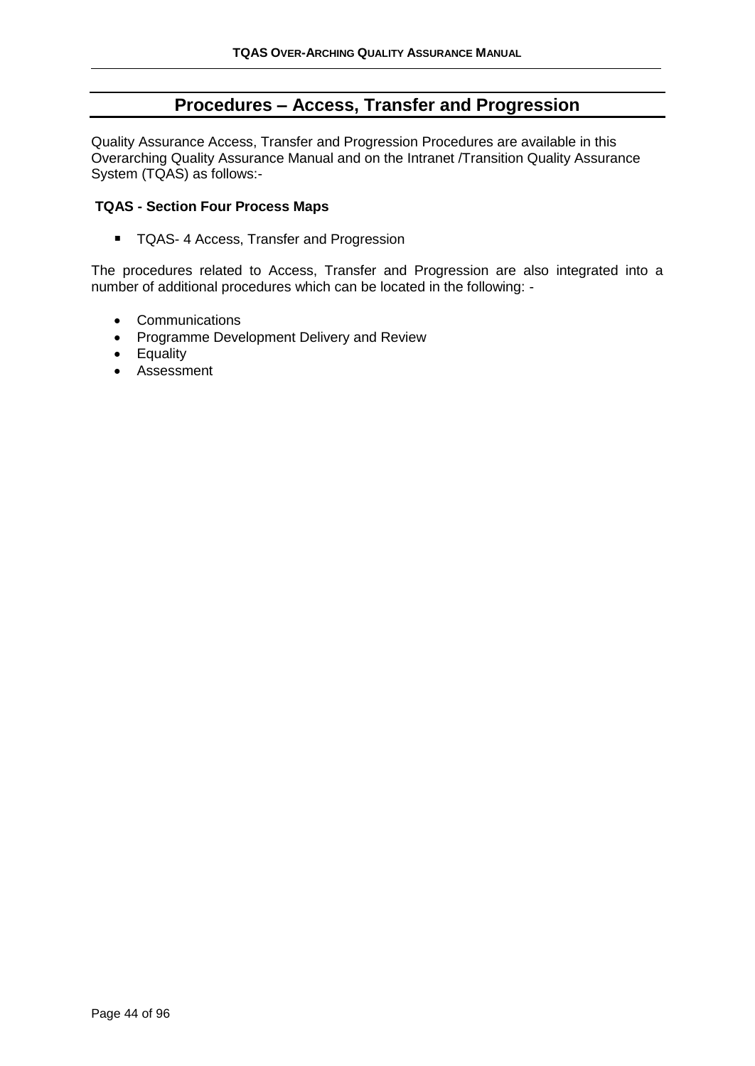## Procedures – Access, Transfer and Progression

Quality Assurance Access, Transfer and Progression Procedures are available in this Overarching Quality Assurance Manual and on the Intranet /Transition Quality Assurance System (TQAS) as follows:-

**TQAS - Section Four Process Maps**

- TQAS- 4 Access, Transfer and Progression

The procedures related to Access, Transfer and Progression are also integrated into a number of additional procedures which can be located in the following: -

- Communications
- Programme Development Delivery and Review
- Equality
- Assessment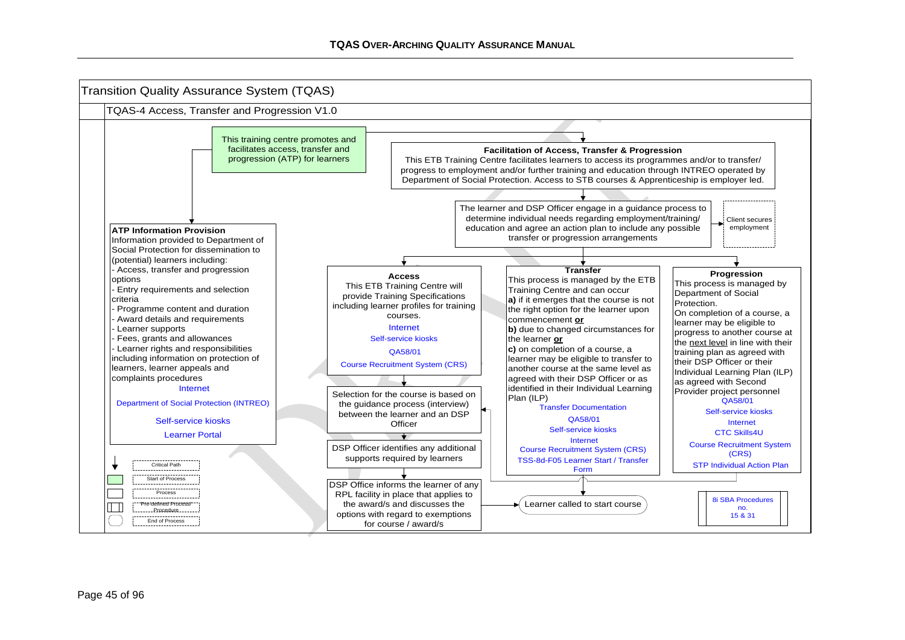# Transition Quality Assurance System (TQAS)

## TQAS-4 Access, Transfer and Progression V1.0

This training centre promotes and facilitates access, transfer and progression (ATP) for learners

**Facilitation of Access, Transfer & Progression**
This ETB Training Centre facilitates learners to access its programmes and/or to transfer/ progress to employment and/or further training and education through INTREO operated by Department of Social Protection. Access to STB courses & Apprenticeship is employer led.

The learner and DSP Officer engage in a guidance process to determine individual needs regarding employment/training/ education and agree an action plan to include any possible transfer or progression arrangements

Client secures employment

**ATP Information Provision**
Information provided to Department of Social Protection for dissemination to (potential) learners including:
- Access, transfer and progression options
- Entry requirements and selection criteria
- Programme content and duration
- Award details and requirements
- Learner supports
- Fees, grants and allowances
- Learner rights and responsibilities including information on protection of learners, learner appeals and complaints procedures

Internet
Department of Social Protection (INTREO)
Self-service kiosks
Learner Portal

**Access**
This ETB Training Centre will provide Training Specifications including learner profiles for training courses.

Internet
Self-service kiosks
QA58/01
Course Recruitment System (CRS)

Selection for the course is based on the guidance process (interview) between the learner and an DSP Officer

DSP Officer identifies any additional supports required by learners

DSP Office informs the learner of any RPL facility in place that applies to the award/s and discusses the options with regard to exemptions for course / award/s

**Transfer**
This process is managed by the ETB Training Centre and can occur
**a)** if it emerges that the course is not the right option for the learner upon commencement **or**
**b)** due to changed circumstances for the learner **or**
**c)** on completion of a course, a learner may be eligible to transfer to another course at the same level as agreed with their DSP Officer or as identified in their Individual Learning Plan (ILP)

Transfer Documentation
QA58/01
Self-service kiosks
Internet
Course Recruitment System (CRS)
TSS-8d-F05 Learner Start / Transfer Form

**Progression**
This process is managed by Department of Social Protection.
On completion of a course, a learner may be eligible to progress to another course at the next level in line with their training plan as agreed with their DSP Officer or their Individual Learning Plan (ILP) as agreed with Second Provider project personnel

QA58/01
Self-service kiosks
Internet
CTC Skills4U
Course Recruitment System (CRS)
STP Individual Action Plan

Learner called to start course

8i SBA Procedures no. 15 & 31

**Legend:**
- Critical Path
- Start of Process
- Process
- Pre-defined Process/ Procedure
- End of Process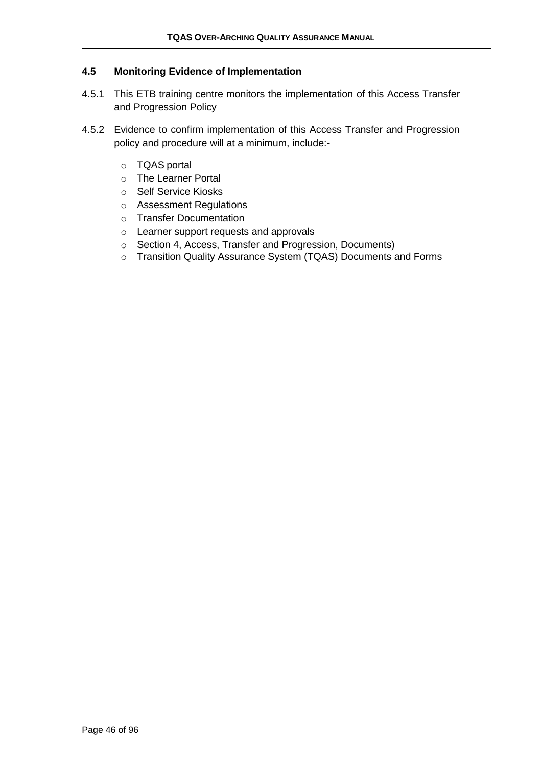### 4.5 Monitoring Evidence of Implementation

4.5.1 This ETB training centre monitors the implementation of this Access Transfer and Progression Policy

4.5.2 Evidence to confirm implementation of this Access Transfer and Progression policy and procedure will at a minimum, include:-

- TQAS portal
- The Learner Portal
- Self Service Kiosks
- Assessment Regulations
- Transfer Documentation
- Learner support requests and approvals
- Section 4, Access, Transfer and Progression, Documents)
- Transition Quality Assurance System (TQAS) Documents and Forms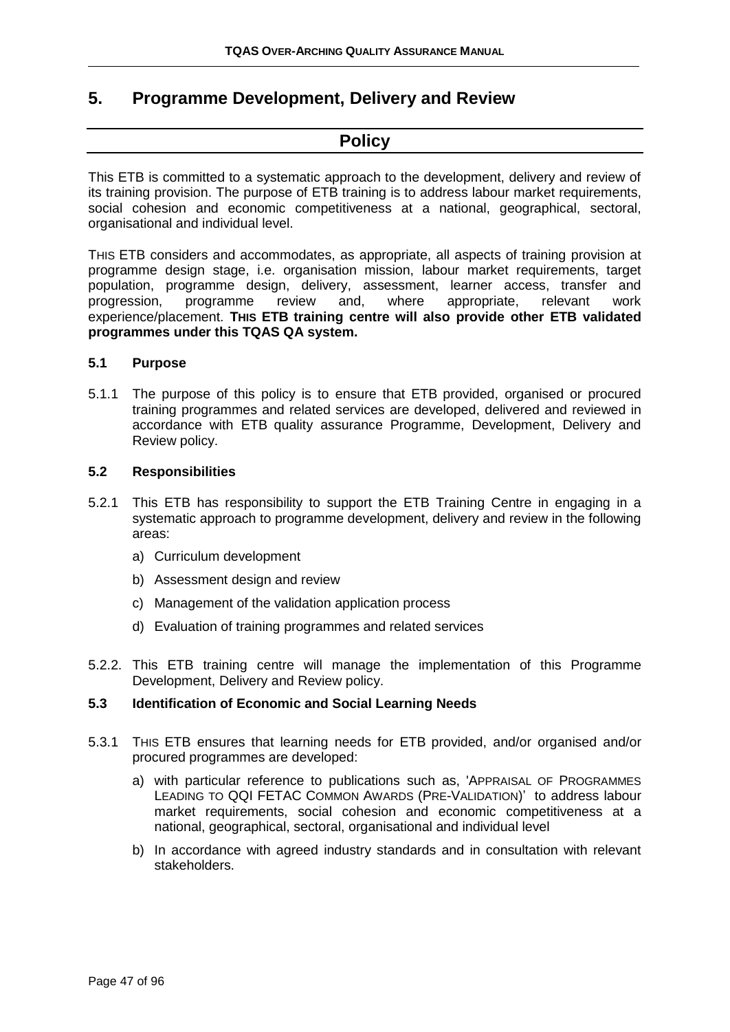# 5. Programme Development, Delivery and Review

## Policy

This ETB is committed to a systematic approach to the development, delivery and review of its training provision. The purpose of ETB training is to address labour market requirements, social cohesion and economic competitiveness at a national, geographical, sectoral, organisational and individual level.

THIS ETB considers and accommodates, as appropriate, all aspects of training provision at programme design stage, i.e. organisation mission, labour market requirements, target population, programme design, delivery, assessment, learner access, transfer and progression, programme review and, where appropriate, relevant work experience/placement. **THIS ETB training centre will also provide other ETB validated programmes under this TQAS QA system.**

### 5.1 Purpose

5.1.1 The purpose of this policy is to ensure that ETB provided, organised or procured training programmes and related services are developed, delivered and reviewed in accordance with ETB quality assurance Programme, Development, Delivery and Review policy.

### 5.2 Responsibilities

5.2.1 This ETB has responsibility to support the ETB Training Centre in engaging in a systematic approach to programme development, delivery and review in the following areas:

a) Curriculum development

b) Assessment design and review

c) Management of the validation application process

d) Evaluation of training programmes and related services

5.2.2. This ETB training centre will manage the implementation of this Programme Development, Delivery and Review policy.

### 5.3 Identification of Economic and Social Learning Needs

5.3.1 THIS ETB ensures that learning needs for ETB provided, and/or organised and/or procured programmes are developed:

a) with particular reference to publications such as, 'APPRAISAL OF PROGRAMMES LEADING TO QQI FETAC COMMON AWARDS (PRE-VALIDATION)' to address labour market requirements, social cohesion and economic competitiveness at a national, geographical, sectoral, organisational and individual level

b) In accordance with agreed industry standards and in consultation with relevant stakeholders.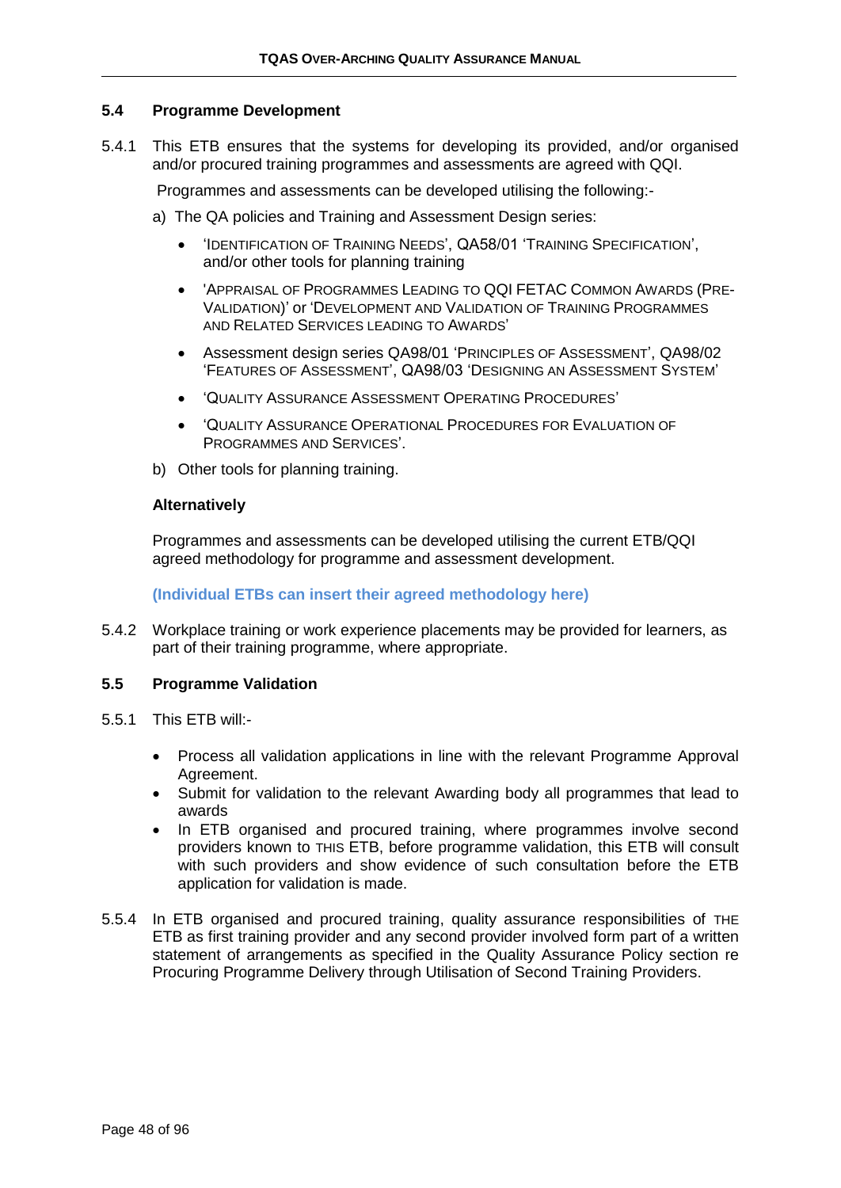### 5.4 Programme Development

5.4.1 This ETB ensures that the systems for developing its provided, and/or organised and/or procured training programmes and assessments are agreed with QQI.

Programmes and assessments can be developed utilising the following:-

a) The QA policies and Training and Assessment Design series:

- 'Identification of Training Needs', QA58/01 'Training Specification', and/or other tools for planning training
- 'Appraisal of Programmes Leading to QQI FETAC Common Awards (Pre-Validation)' or 'Development and Validation of Training Programmes and Related Services leading to Awards'
- Assessment design series QA98/01 'Principles of Assessment', QA98/02 'Features of Assessment', QA98/03 'Designing an Assessment System'
- 'Quality Assurance Assessment Operating Procedures'
- 'Quality Assurance Operational Procedures for Evaluation of Programmes and Services'.

b) Other tools for planning training.

**Alternatively**

Programmes and assessments can be developed utilising the current ETB/QQI agreed methodology for programme and assessment development.

**(Individual ETBs can insert their agreed methodology here)**

5.4.2 Workplace training or work experience placements may be provided for learners, as part of their training programme, where appropriate.

### 5.5 Programme Validation

5.5.1 This ETB will:-

- Process all validation applications in line with the relevant Programme Approval Agreement.
- Submit for validation to the relevant Awarding body all programmes that lead to awards
- In ETB organised and procured training, where programmes involve second providers known to this ETB, before programme validation, this ETB will consult with such providers and show evidence of such consultation before the ETB application for validation is made.

5.5.4 In ETB organised and procured training, quality assurance responsibilities of the ETB as first training provider and any second provider involved form part of a written statement of arrangements as specified in the Quality Assurance Policy section re Procuring Programme Delivery through Utilisation of Second Training Providers.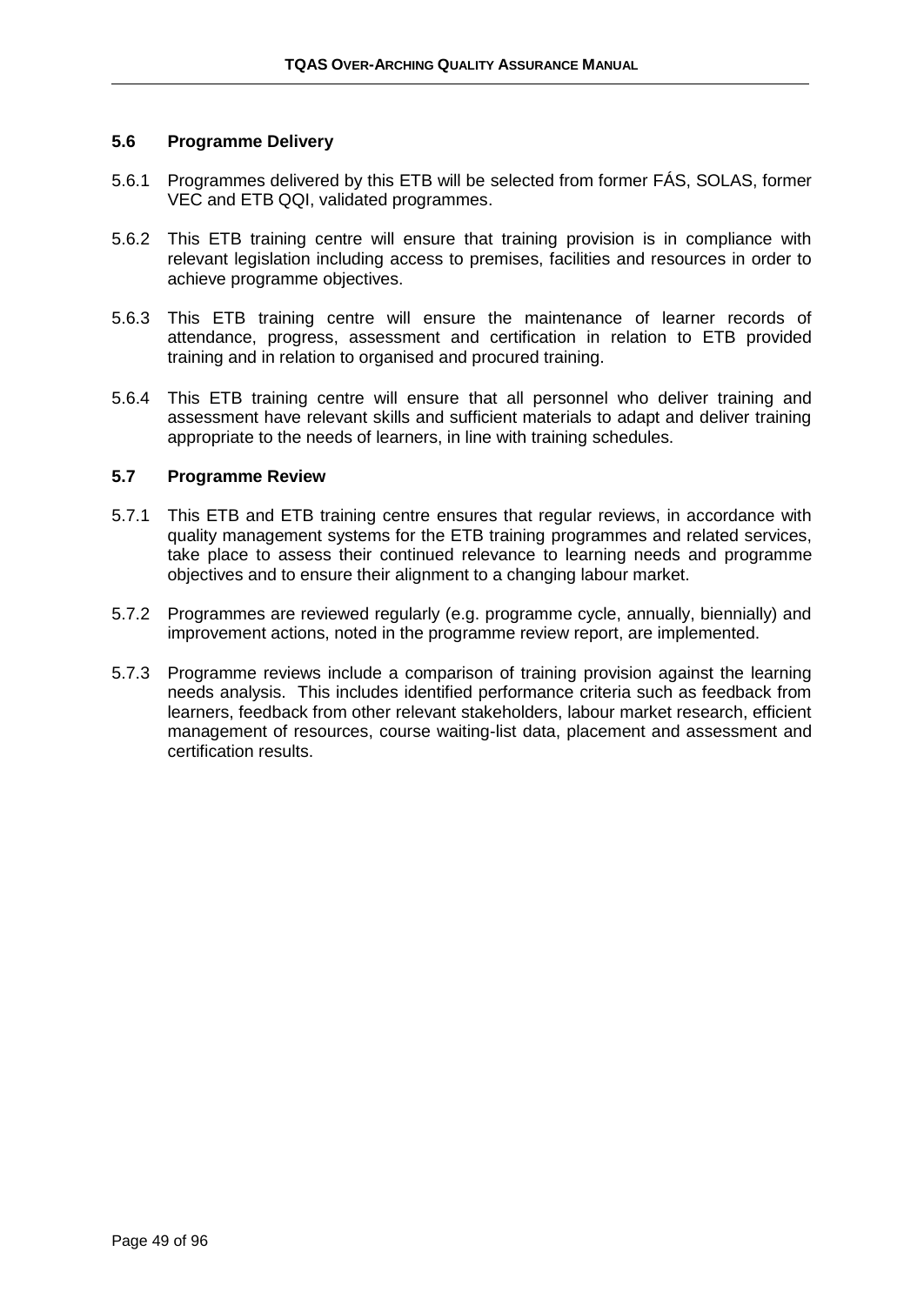### 5.6 Programme Delivery

5.6.1 Programmes delivered by this ETB will be selected from former FÁS, SOLAS, former VEC and ETB QQI, validated programmes.

5.6.2 This ETB training centre will ensure that training provision is in compliance with relevant legislation including access to premises, facilities and resources in order to achieve programme objectives.

5.6.3 This ETB training centre will ensure the maintenance of learner records of attendance, progress, assessment and certification in relation to ETB provided training and in relation to organised and procured training.

5.6.4 This ETB training centre will ensure that all personnel who deliver training and assessment have relevant skills and sufficient materials to adapt and deliver training appropriate to the needs of learners, in line with training schedules.

### 5.7 Programme Review

5.7.1 This ETB and ETB training centre ensures that regular reviews, in accordance with quality management systems for the ETB training programmes and related services, take place to assess their continued relevance to learning needs and programme objectives and to ensure their alignment to a changing labour market.

5.7.2 Programmes are reviewed regularly (e.g. programme cycle, annually, biennially) and improvement actions, noted in the programme review report, are implemented.

5.7.3 Programme reviews include a comparison of training provision against the learning needs analysis. This includes identified performance criteria such as feedback from learners, feedback from other relevant stakeholders, labour market research, efficient management of resources, course waiting-list data, placement and assessment and certification results.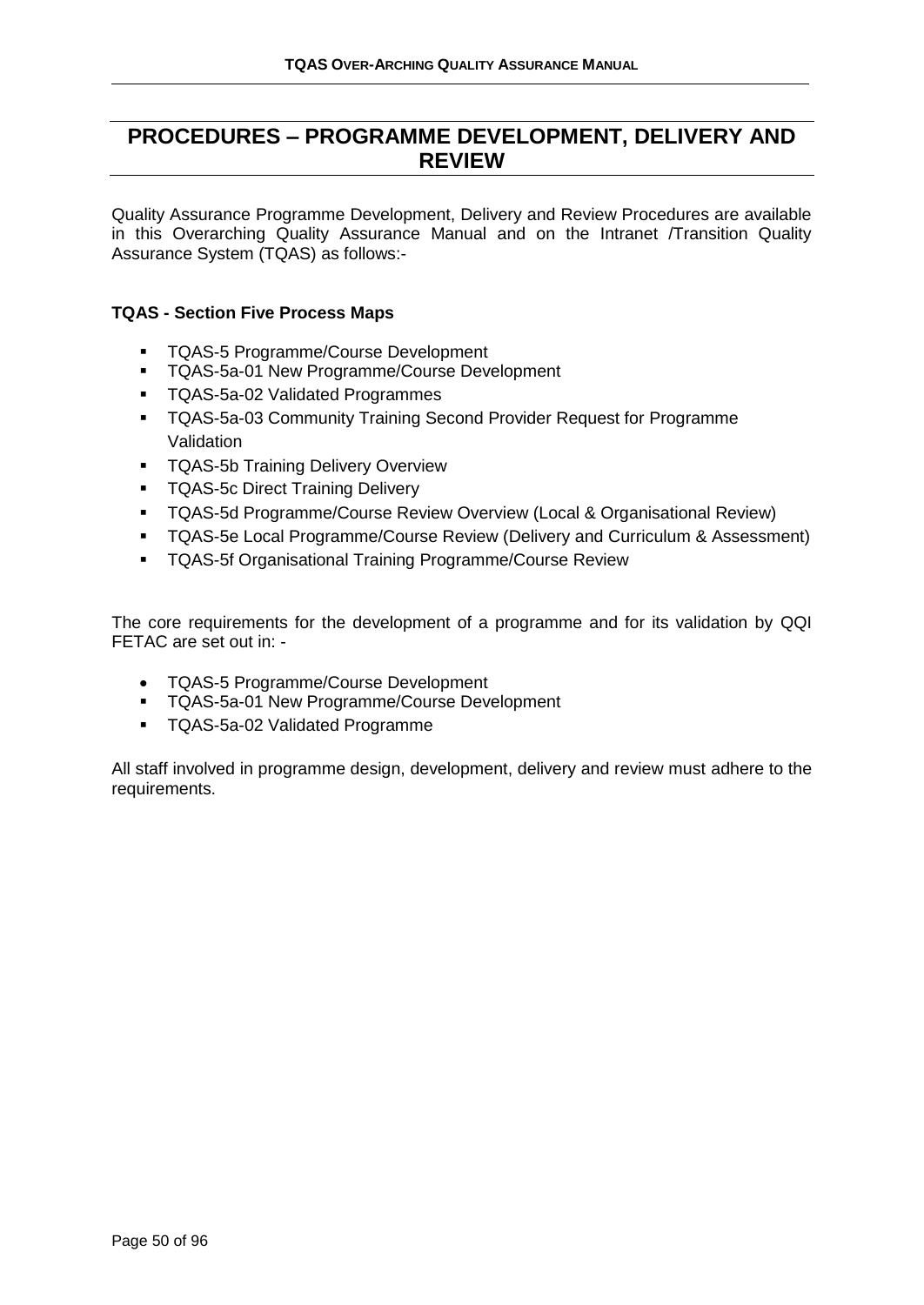# PROCEDURES – PROGRAMME DEVELOPMENT, DELIVERY AND REVIEW

Quality Assurance Programme Development, Delivery and Review Procedures are available in this Overarching Quality Assurance Manual and on the Intranet /Transition Quality Assurance System (TQAS) as follows:-

**TQAS - Section Five Process Maps**

- TQAS-5 Programme/Course Development
- TQAS-5a-01 New Programme/Course Development
- TQAS-5a-02 Validated Programmes
- TQAS-5a-03 Community Training Second Provider Request for Programme Validation
- TQAS-5b Training Delivery Overview
- TQAS-5c Direct Training Delivery
- TQAS-5d Programme/Course Review Overview (Local & Organisational Review)
- TQAS-5e Local Programme/Course Review (Delivery and Curriculum & Assessment)
- TQAS-5f Organisational Training Programme/Course Review

The core requirements for the development of a programme and for its validation by QQI FETAC are set out in: -

- TQAS-5 Programme/Course Development
- TQAS-5a-01 New Programme/Course Development
- TQAS-5a-02 Validated Programme

All staff involved in programme design, development, delivery and review must adhere to the requirements.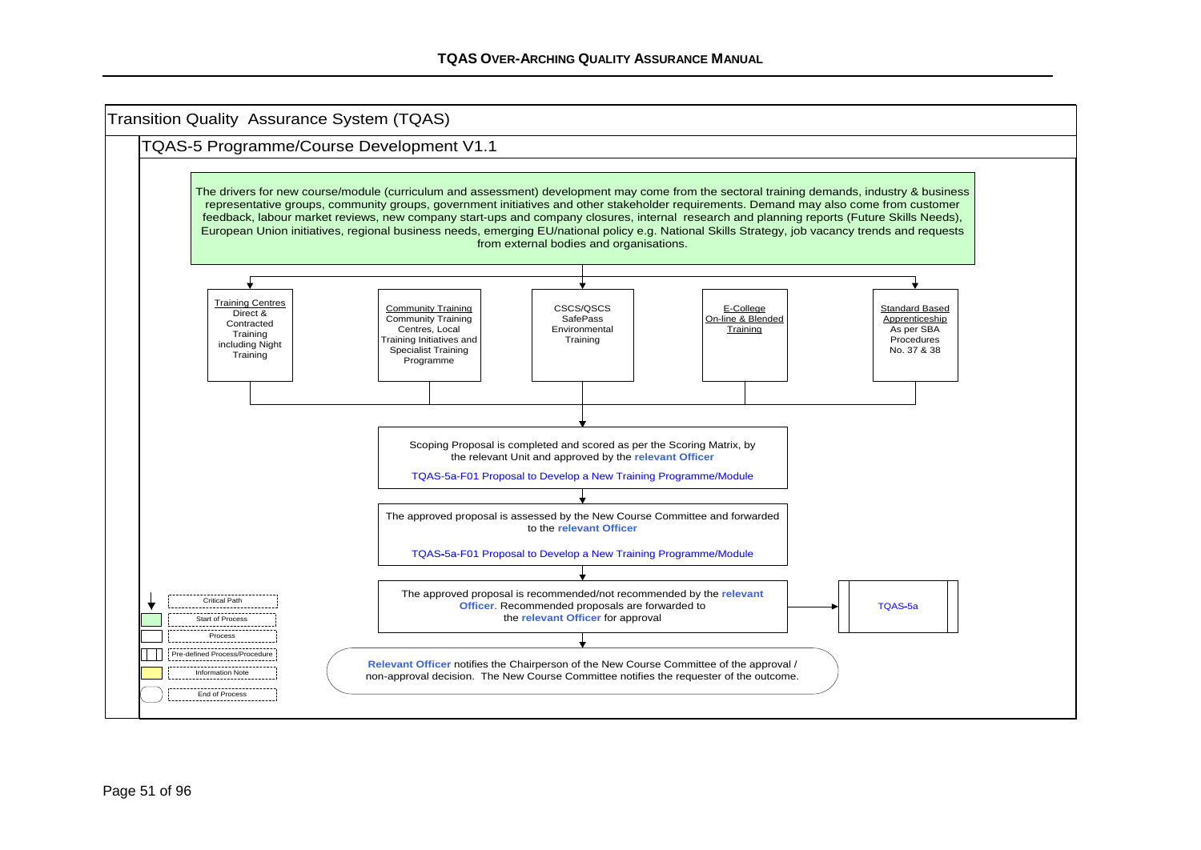# Transition Quality Assurance System (TQAS)

## TQAS-5 Programme/Course Development V1.1

The drivers for new course/module (curriculum and assessment) development may come from the sectoral training demands, industry & business representative groups, community groups, government initiatives and other stakeholder requirements. Demand may also come from customer feedback, labour market reviews, new company start-ups and company closures, internal research and planning reports (Future Skills Needs), European Union initiatives, regional business needs, emerging EU/national policy e.g. National Skills Strategy, job vacancy trends and requests from external bodies and organisations.

- Training Centres Direct & Contracted Training including Night Training
- Community Training Community Training Centres, Local Training Initiatives and Specialist Training Programme
- CSCS/QSCS SafePass Environmental Training
- E-College On-line & Blended Training
- Standard Based Apprenticeship As per SBA Procedures No. 37 & 38

↓

Scoping Proposal is completed and scored as per the Scoring Matrix, by the relevant Unit and approved by the **relevant Officer**

TQAS-5a-F01 Proposal to Develop a New Training Programme/Module

↓

The approved proposal is assessed by the New Course Committee and forwarded to the **relevant Officer**

TQAS-5a-F01 Proposal to Develop a New Training Programme/Module

↓

The approved proposal is recommended/not recommended by the **relevant Officer**. Recommended proposals are forwarded to the **relevant Officer** for approval → TQAS-5a

↓

**Relevant Officer** notifies the Chairperson of the New Course Committee of the approval / non-approval decision. The New Course Committee notifies the requester of the outcome.

**Legend:**
- Critical Path
- Start of Process
- Process
- Pre-defined Process/Procedure
- Information Note
- End of Process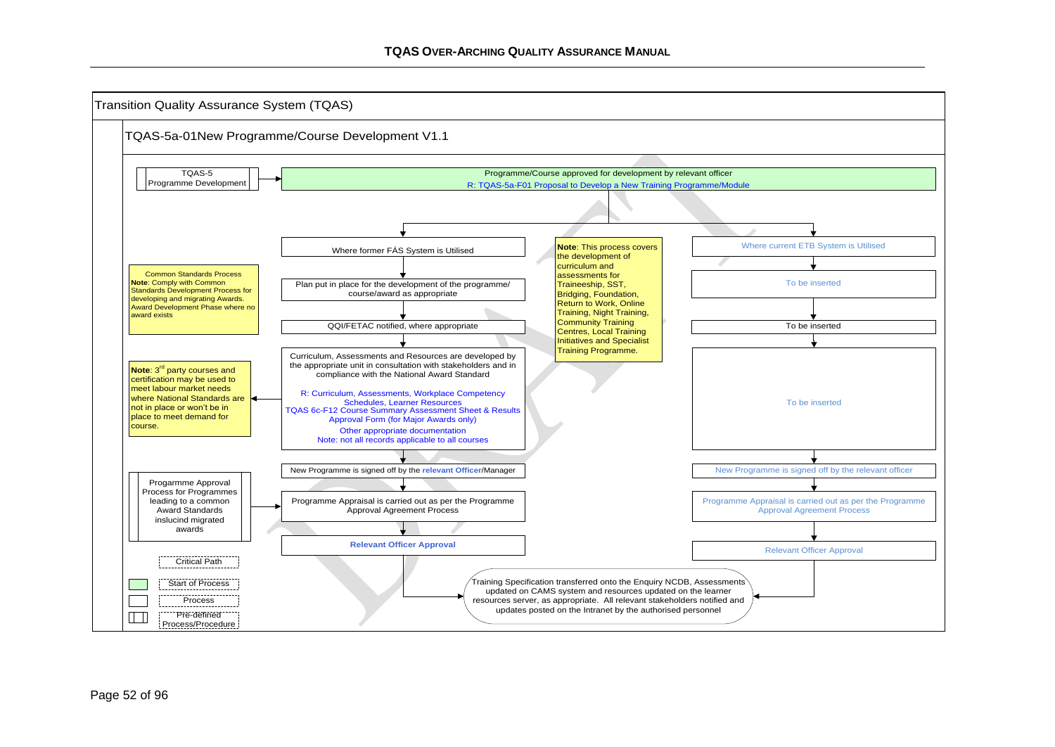## Transition Quality Assurance System (TQAS)

### TQAS-5a-01New Programme/Course Development V1.1

TQAS-5 Programme Development → Programme/Course approved for development by relevant officer
R: TQAS-5a-F01 Proposal to Develop a New Training Programme/Module

**Where former FÁS System is Utilised**

1. Where former FÁS System is Utilised
2. Plan put in place for the development of the programme/ course/award as appropriate
3. QQI/FETAC notified, where appropriate
4. Curriculum, Assessments and Resources are developed by the appropriate unit in consultation with stakeholders and in compliance with the National Award Standard

   R: Curriculum, Assessments, Workplace Competency Schedules, Learner Resources
   TQAS 6c-F12 Course Summary Assessment Sheet & Results Approval Form (for Major Awards only)
   Other appropriate documentation
   Note: not all records applicable to all courses
5. New Programme is signed off by the **relevant Officer**/Manager
6. Programme Appraisal is carried out as per the Programme Approval Agreement Process
7. **Relevant Officer Approval**

**Where current ETB System is Utilised**

1. Where current ETB System is Utilised
2. To be inserted
3. To be inserted
4. To be inserted
5. New Programme is signed off by the relevant officer
6. Programme Appraisal is carried out as per the Programme Approval Agreement Process
7. Relevant Officer Approval

Both paths lead to: Training Specification transferred onto the Enquiry NCDB, Assessments updated on CAMS system and resources updated on the learner resources server, as appropriate. All relevant stakeholders notified and updates posted on the Intranet by the authorised personnel

**Note**: This process covers the development of curriculum and assessments for Traineeship, SST, Bridging, Foundation, Return to Work, Online Training, Night Training, Community Training Centres, Local Training Initiatives and Specialist Training Programme.

Common Standards Process
**Note**: Comply with Common Standards Development Process for developing and migrating Awards. Award Development Phase where no award exists

**Note**: 3rd party courses and certification may be used to meet labour market needs where National Standards are not in place or won't be in place to meet demand for course.

Progarmme Approval Process for Programmes leading to a common Award Standards inslucind migrated awards

Legend:
- Critical Path
- Start of Process
- Process
- Pre-defined Process/Procedure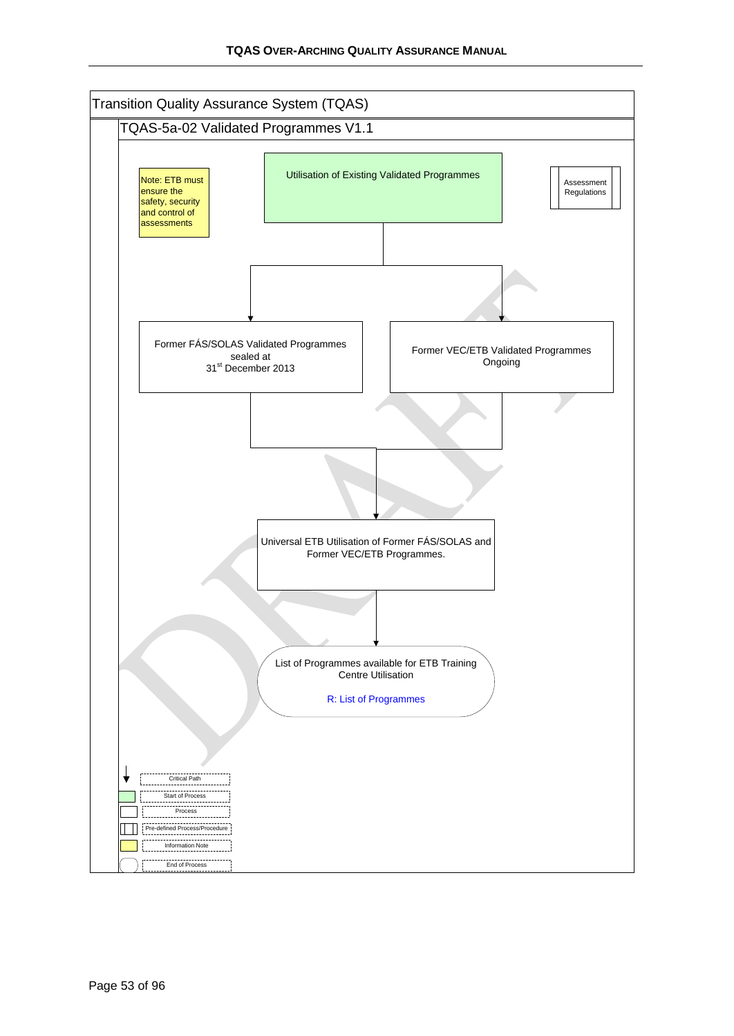# Transition Quality Assurance System (TQAS)

## TQAS-5a-02 Validated Programmes V1.1

Note: ETB must ensure the safety, security and control of assessments

**Utilisation of Existing Validated Programmes**

Assessment Regulations

- Former FÁS/SOLAS Validated Programmes sealed at 31st December 2013
- Former VEC/ETB Validated Programmes Ongoing

↓

Universal ETB Utilisation of Former FÁS/SOLAS and Former VEC/ETB Programmes.

↓

List of Programmes available for ETB Training Centre Utilisation

R: List of Programmes

**Legend:**

- ↓ Critical Path
- Start of Process
- Process
- Pre-defined Process/Procedure
- Information Note
- End of Process

DRAFT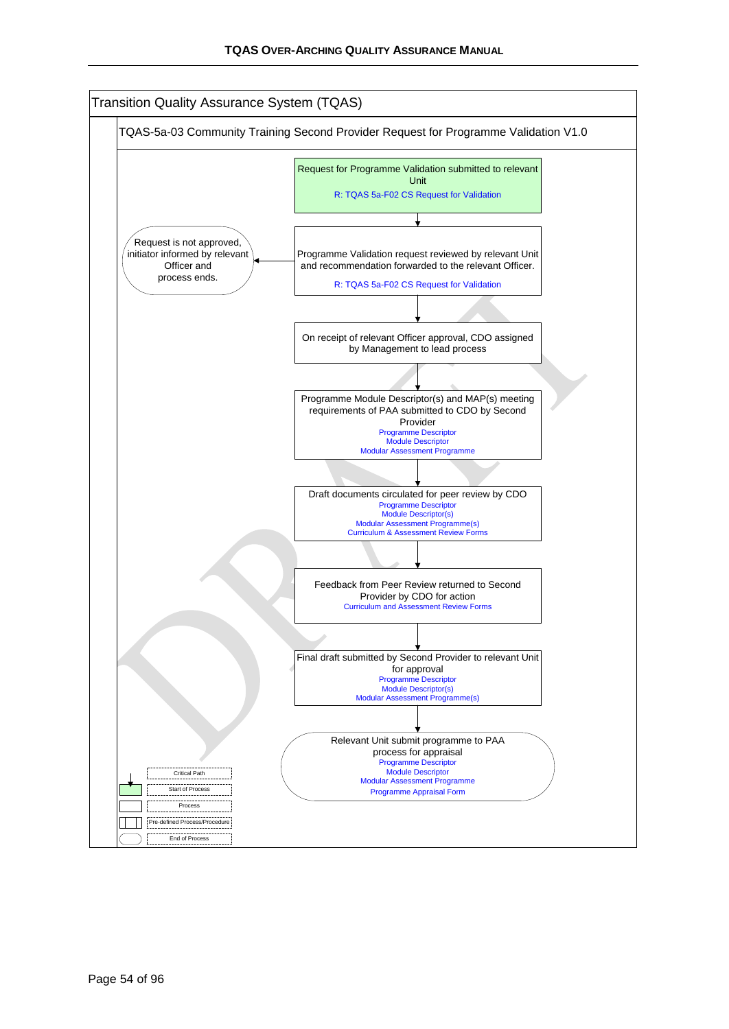# Transition Quality Assurance System (TQAS)

## TQAS-5a-03 Community Training Second Provider Request for Programme Validation V1.0

1. **Request for Programme Validation submitted to relevant Unit** (Start of Process)
   - R: TQAS 5a-F02 CS Request for Validation

2. **Programme Validation request reviewed by relevant Unit and recommendation forwarded to the relevant Officer.**
   - R: TQAS 5a-F02 CS Request for Validation
   - If not approved: **Request is not approved, initiator informed by relevant Officer and process ends.** (End of Process)

3. **On receipt of relevant Officer approval, CDO assigned by Management to lead process**

4. **Programme Module Descriptor(s) and MAP(s) meeting requirements of PAA submitted to CDO by Second Provider**
   - Programme Descriptor
   - Module Descriptor
   - Modular Assessment Programme

5. **Draft documents circulated for peer review by CDO**
   - Programme Descriptor
   - Module Descriptor(s)
   - Modular Assessment Programme(s)
   - Curriculum & Assessment Review Forms

6. **Feedback from Peer Review returned to Second Provider by CDO for action**
   - Curriculum and Assessment Review Forms

7. **Final draft submitted by Second Provider to relevant Unit for approval**
   - Programme Descriptor
   - Module Descriptor(s)
   - Modular Assessment Programme(s)

8. **Relevant Unit submit programme to PAA process for appraisal** (End of Process)
   - Programme Descriptor
   - Module Descriptor
   - Modular Assessment Programme
   - Programme Appraisal Form

**Legend:**
- Critical Path
- Start of Process
- Process
- Pre-defined Process/Procedure
- End of Process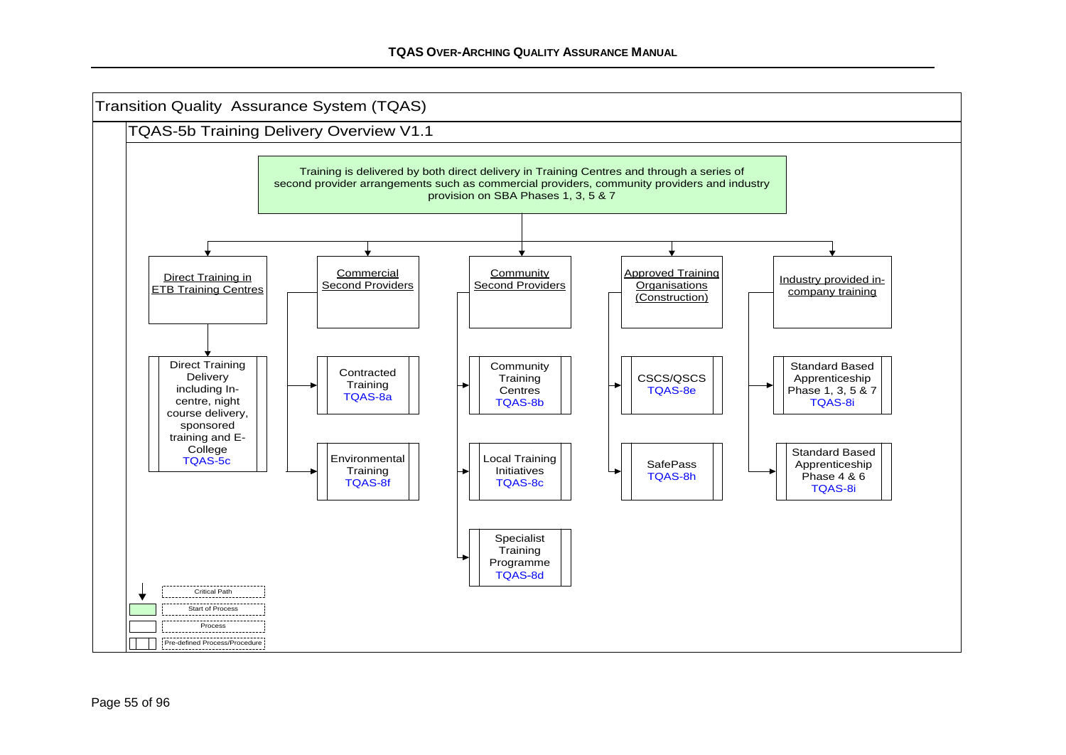# Transition Quality Assurance System (TQAS)

## TQAS-5b Training Delivery Overview V1.1

Training is delivered by both direct delivery in Training Centres and through a series of second provider arrangements such as commercial providers, community providers and industry provision on SBA Phases 1, 3, 5 & 7

- **Direct Training in ETB Training Centres**
  - Direct Training Delivery including In-centre, night course delivery, sponsored training and E-College TQAS-5c
- **Commercial Second Providers**
  - Contracted Training TQAS-8a
  - Environmental Training TQAS-8f
- **Community Second Providers**
  - Community Training Centres TQAS-8b
  - Local Training Initiatives TQAS-8c
  - Specialist Training Programme TQAS-8d
- **Approved Training Organisations (Construction)**
  - CSCS/QSCS TQAS-8e
  - SafePass TQAS-8h
- **Industry provided in-company training**
  - Standard Based Apprenticeship Phase 1, 3, 5 & 7 TQAS-8i
  - Standard Based Apprenticeship Phase 4 & 6 TQAS-8i

Legend:
- Critical Path
- Start of Process
- Process
- Pre-defined Process/Procedure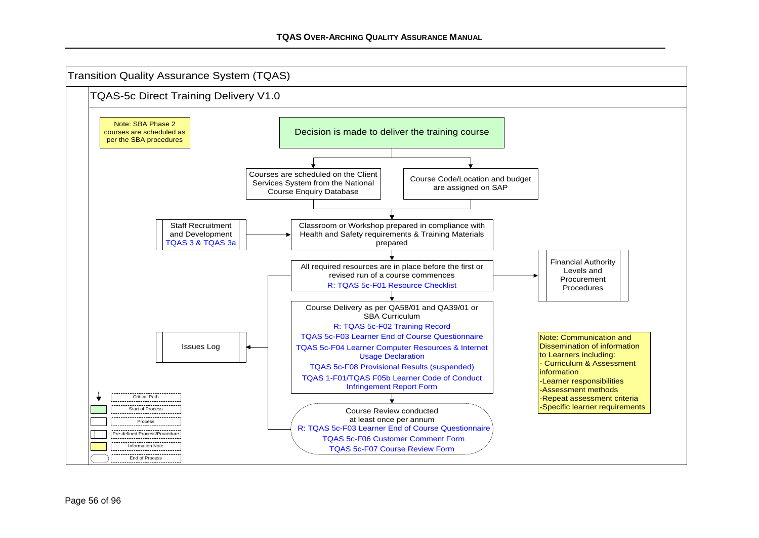# Transition Quality Assurance System (TQAS)

## TQAS-5c Direct Training Delivery V1.0

Note: SBA Phase 2 courses are scheduled as per the SBA procedures

**Decision is made to deliver the training course**

- Courses are scheduled on the Client Services System from the National Course Enquiry Database
- Course Code/Location and budget are assigned on SAP

Staff Recruitment and Development TQAS 3 & TQAS 3a → Classroom or Workshop prepared in compliance with Health and Safety requirements & Training Materials prepared

All required resources are in place before the first or revised run of a course commences
R: TQAS 5c-F01 Resource Checklist
→ Financial Authority Levels and Procurement Procedures

Course Delivery as per QA58/01 and QA39/01 or SBA Curriculum
R: TQAS 5c-F02 Training Record
TQAS 5c-F03 Learner End of Course Questionnaire
TQAS 5c-F04 Learner Computer Resources & Internet Usage Declaration
TQAS 5c-F08 Provisional Results (suspended)
TQAS 1-F01/TQAS F05b Learner Code of Conduct Infringement Report Form
→ Issues Log

Course Review conducted at least once per annum
R: TQAS 5c-F03 Learner End of Course Questionnaire
TQAS 5c-F06 Customer Comment Form
TQAS 5c-F07 Course Review Form

Note: Communication and Dissemination of information to Learners including:
- Curriculum & Assessment information
- Learner responsibilities
- Assessment methods
- Repeat assessment criteria
- Specific learner requirements

Legend:
- Critical Path
- Start of Process
- Process
- Pre-defined Process/Procedure
- Information Note
- End of Process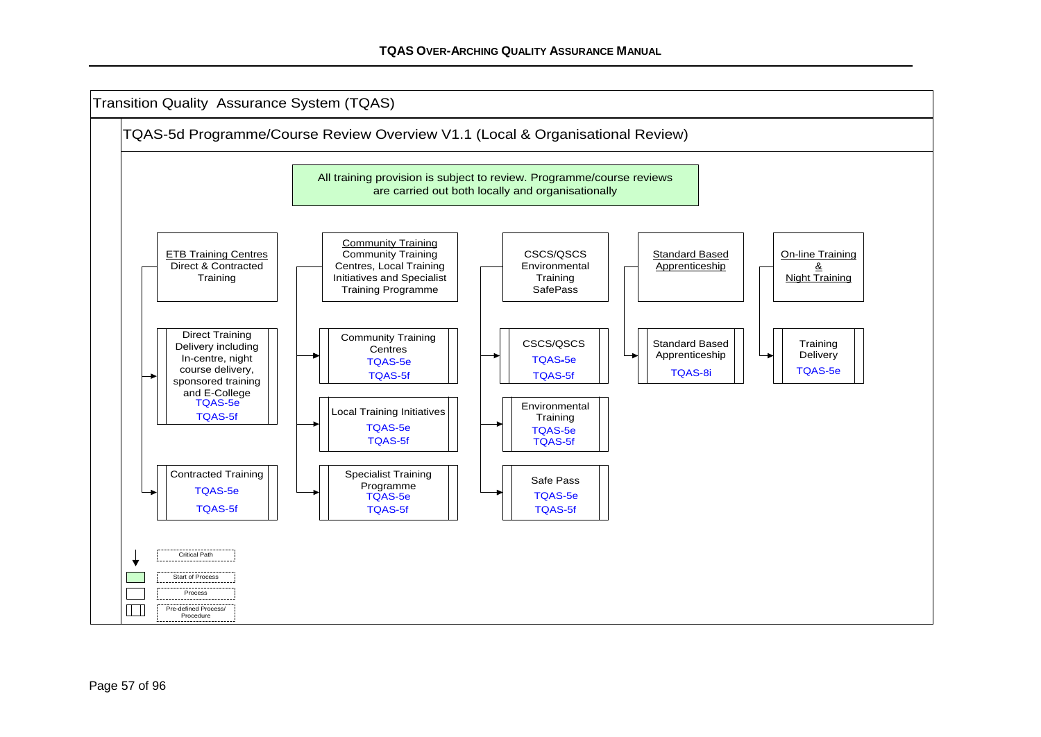# Transition Quality Assurance System (TQAS)

## TQAS-5d Programme/Course Review Overview V1.1 (Local & Organisational Review)

All training provision is subject to review. Programme/course reviews are carried out both locally and organisationally

**ETB Training Centres** Direct & Contracted Training

- Direct Training Delivery including In-centre, night course delivery, sponsored training and E-College — TQAS-5e, TQAS-5f
- Contracted Training — TQAS-5e, TQAS-5f

**Community Training** Community Training Centres, Local Training Initiatives and Specialist Training Programme

- Community Training Centres — TQAS-5e, TQAS-5f
- Local Training Initiatives — TQAS-5e, TQAS-5f
- Specialist Training Programme — TQAS-5e, TQAS-5f

**CSCS/QSCS Environmental Training SafePass**

- CSCS/QSCS — TQAS-5e, TQAS-5f
- Environmental Training — TQAS-5e, TQAS-5f
- Safe Pass — TQAS-5e, TQAS-5f

**Standard Based Apprenticeship**

- Standard Based Apprenticeship — TQAS-8i

**On-line Training & Night Training**

- Training Delivery — TQAS-5e

Legend:

- Critical Path
- Start of Process
- Process
- Pre-defined Process/ Procedure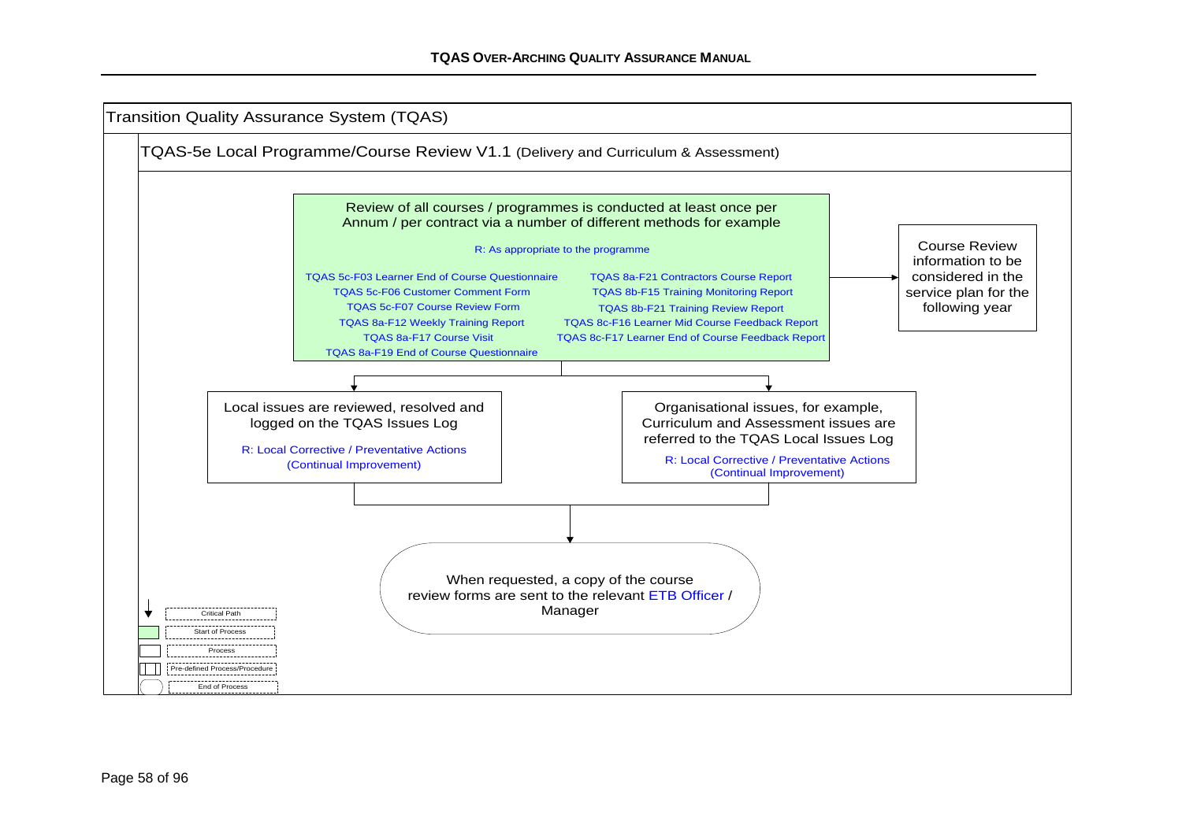# Transition Quality Assurance System (TQAS)

## TQAS-5e Local Programme/Course Review V1.1 (Delivery and Curriculum & Assessment)

**Start of Process:** Review of all courses / programmes is conducted at least once per Annum / per contract via a number of different methods for example

R: As appropriate to the programme

- TQAS 5c-F03 Learner End of Course Questionnaire
- TQAS 5c-F06 Customer Comment Form
- TQAS 5c-F07 Course Review Form
- TQAS 8a-F12 Weekly Training Report
- TQAS 8a-F17 Course Visit
- TQAS 8a-F19 End of Course Questionnaire
- TQAS 8a-F21 Contractors Course Report
- TQAS 8b-F15 Training Monitoring Report
- TQAS 8b-F21 Training Review Report
- TQAS 8c-F16 Learner Mid Course Feedback Report
- TQAS 8c-F17 Learner End of Course Feedback Report

→ Course Review information to be considered in the service plan for the following year

**Process:** Local issues are reviewed, resolved and logged on the TQAS Issues Log

R: Local Corrective / Preventative Actions (Continual Improvement)

**Process:** Organisational issues, for example, Curriculum and Assessment issues are referred to the TQAS Local Issues Log

R: Local Corrective / Preventative Actions (Continual Improvement)

**End of Process:** When requested, a copy of the course review forms are sent to the relevant ETB Officer / Manager

**Legend:**
- Critical Path
- Start of Process
- Process
- Pre-defined Process/Procedure
- End of Process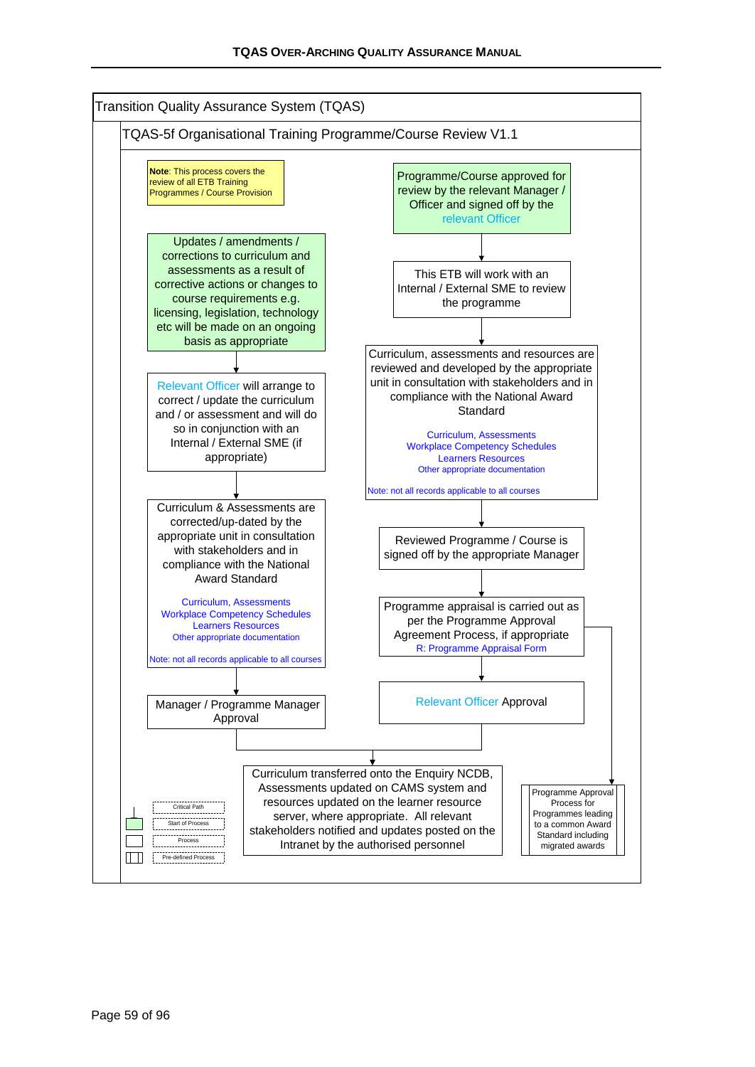Transition Quality Assurance System (TQAS)

TQAS-5f Organisational Training Programme/Course Review V1.1

**Note**: This process covers the review of all ETB Training Programmes / Course Provision

Programme/Course approved for review by the relevant Manager / Officer and signed off by the relevant Officer

This ETB will work with an Internal / External SME to review the programme

Curriculum, assessments and resources are reviewed and developed by the appropriate unit in consultation with stakeholders and in compliance with the National Award Standard

Curriculum, Assessments
Workplace Competency Schedules
Learners Resources
Other appropriate documentation

Note: not all records applicable to all courses

Reviewed Programme / Course is signed off by the appropriate Manager

Programme appraisal is carried out as per the Programme Approval Agreement Process, if appropriate
R: Programme Appraisal Form

Relevant Officer Approval

Updates / amendments / corrections to curriculum and assessments as a result of corrective actions or changes to course requirements e.g. licensing, legislation, technology etc will be made on an ongoing basis as appropriate

Relevant Officer will arrange to correct / update the curriculum and / or assessment and will do so in conjunction with an Internal / External SME (if appropriate)

Curriculum & Assessments are corrected/up-dated by the appropriate unit in consultation with stakeholders and in compliance with the National Award Standard

Curriculum, Assessments
Workplace Competency Schedules
Learners Resources
Other appropriate documentation

Note: not all records applicable to all courses

Manager / Programme Manager Approval

Curriculum transferred onto the Enquiry NCDB, Assessments updated on CAMS system and resources updated on the learner resource server, where appropriate. All relevant stakeholders notified and updates posted on the Intranet by the authorised personnel

Programme Approval Process for Programmes leading to a common Award Standard including migrated awards

Critical Path
Start of Process
Process
Pre-defined Process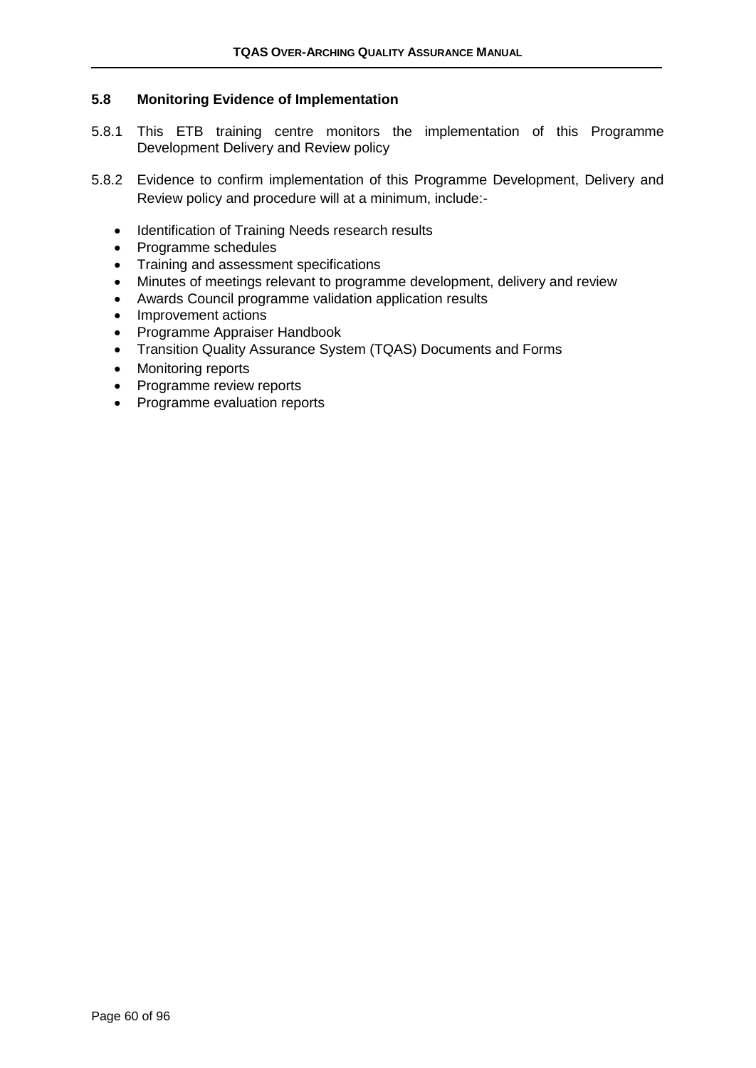## 5.8 Monitoring Evidence of Implementation

5.8.1 This ETB training centre monitors the implementation of this Programme Development Delivery and Review policy

5.8.2 Evidence to confirm implementation of this Programme Development, Delivery and Review policy and procedure will at a minimum, include:-

- Identification of Training Needs research results
- Programme schedules
- Training and assessment specifications
- Minutes of meetings relevant to programme development, delivery and review
- Awards Council programme validation application results
- Improvement actions
- Programme Appraiser Handbook
- Transition Quality Assurance System (TQAS) Documents and Forms
- Monitoring reports
- Programme review reports
- Programme evaluation reports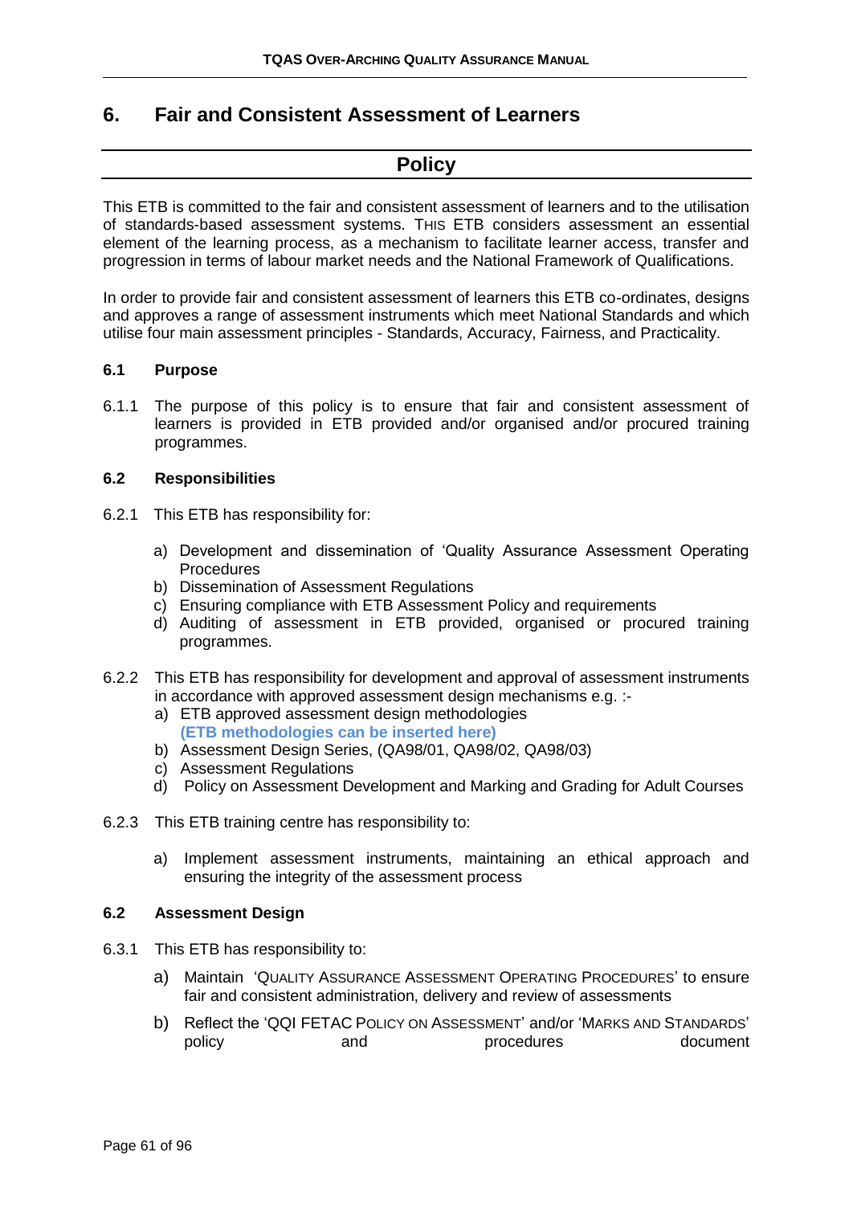# 6. Fair and Consistent Assessment of Learners

## Policy

This ETB is committed to the fair and consistent assessment of learners and to the utilisation of standards-based assessment systems. THIS ETB considers assessment an essential element of the learning process, as a mechanism to facilitate learner access, transfer and progression in terms of labour market needs and the National Framework of Qualifications.

In order to provide fair and consistent assessment of learners this ETB co-ordinates, designs and approves a range of assessment instruments which meet National Standards and which utilise four main assessment principles - Standards, Accuracy, Fairness, and Practicality.

### 6.1 Purpose

6.1.1 The purpose of this policy is to ensure that fair and consistent assessment of learners is provided in ETB provided and/or organised and/or procured training programmes.

### 6.2 Responsibilities

6.2.1 This ETB has responsibility for:

a) Development and dissemination of 'Quality Assurance Assessment Operating Procedures
b) Dissemination of Assessment Regulations
c) Ensuring compliance with ETB Assessment Policy and requirements
d) Auditing of assessment in ETB provided, organised or procured training programmes.

6.2.2 This ETB has responsibility for development and approval of assessment instruments in accordance with approved assessment design mechanisms e.g. :-

a) ETB approved assessment design methodologies
**(ETB methodologies can be inserted here)**
b) Assessment Design Series, (QA98/01, QA98/02, QA98/03)
c) Assessment Regulations
d) Policy on Assessment Development and Marking and Grading for Adult Courses

6.2.3 This ETB training centre has responsibility to:

a) Implement assessment instruments, maintaining an ethical approach and ensuring the integrity of the assessment process

### 6.2 Assessment Design

6.3.1 This ETB has responsibility to:

a) Maintain 'QUALITY ASSURANCE ASSESSMENT OPERATING PROCEDURES' to ensure fair and consistent administration, delivery and review of assessments

b) Reflect the 'QQI FETAC POLICY ON ASSESSMENT' and/or 'MARKS AND STANDARDS' policy and procedures document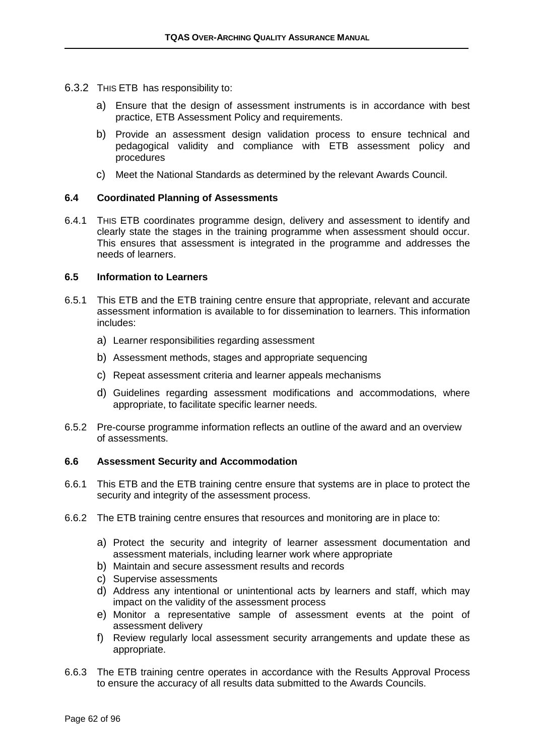6.3.2 THIS ETB has responsibility to:

a) Ensure that the design of assessment instruments is in accordance with best practice, ETB Assessment Policy and requirements.

b) Provide an assessment design validation process to ensure technical and pedagogical validity and compliance with ETB assessment policy and procedures

c) Meet the National Standards as determined by the relevant Awards Council.

### 6.4 Coordinated Planning of Assessments

6.4.1 THIS ETB coordinates programme design, delivery and assessment to identify and clearly state the stages in the training programme when assessment should occur. This ensures that assessment is integrated in the programme and addresses the needs of learners.

### 6.5 Information to Learners

6.5.1 This ETB and the ETB training centre ensure that appropriate, relevant and accurate assessment information is available to for dissemination to learners. This information includes:

a) Learner responsibilities regarding assessment

b) Assessment methods, stages and appropriate sequencing

c) Repeat assessment criteria and learner appeals mechanisms

d) Guidelines regarding assessment modifications and accommodations, where appropriate, to facilitate specific learner needs.

6.5.2 Pre-course programme information reflects an outline of the award and an overview of assessments.

### 6.6 Assessment Security and Accommodation

6.6.1 This ETB and the ETB training centre ensure that systems are in place to protect the security and integrity of the assessment process.

6.6.2 The ETB training centre ensures that resources and monitoring are in place to:

a) Protect the security and integrity of learner assessment documentation and assessment materials, including learner work where appropriate
b) Maintain and secure assessment results and records
c) Supervise assessments
d) Address any intentional or unintentional acts by learners and staff, which may impact on the validity of the assessment process
e) Monitor a representative sample of assessment events at the point of assessment delivery
f) Review regularly local assessment security arrangements and update these as appropriate.

6.6.3 The ETB training centre operates in accordance with the Results Approval Process to ensure the accuracy of all results data submitted to the Awards Councils.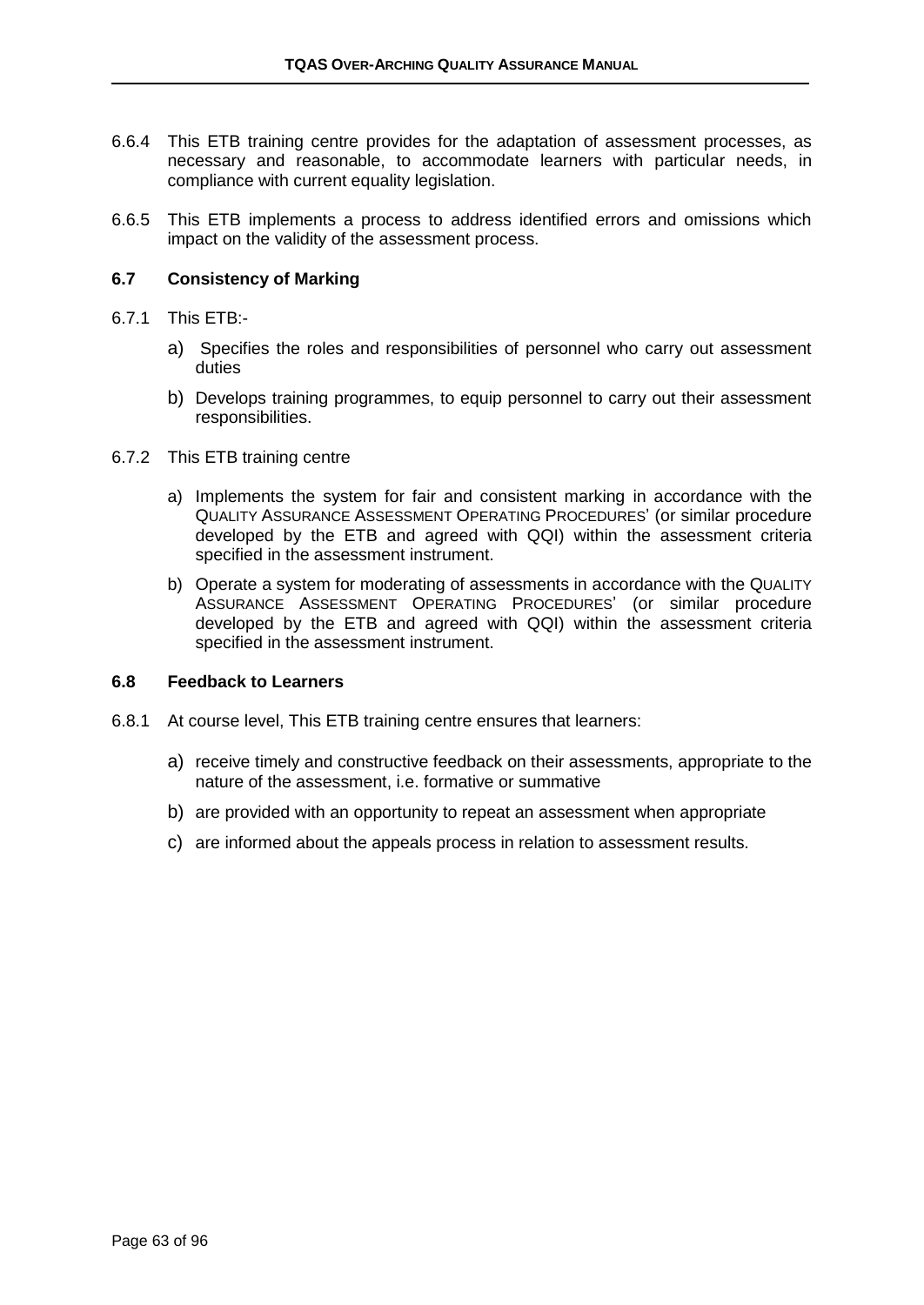6.6.4 This ETB training centre provides for the adaptation of assessment processes, as necessary and reasonable, to accommodate learners with particular needs, in compliance with current equality legislation.

6.6.5 This ETB implements a process to address identified errors and omissions which impact on the validity of the assessment process.

### 6.7 Consistency of Marking

6.7.1 This ETB:-

a) Specifies the roles and responsibilities of personnel who carry out assessment duties

b) Develops training programmes, to equip personnel to carry out their assessment responsibilities.

6.7.2 This ETB training centre

a) Implements the system for fair and consistent marking in accordance with the QUALITY ASSURANCE ASSESSMENT OPERATING PROCEDURES' (or similar procedure developed by the ETB and agreed with QQI) within the assessment criteria specified in the assessment instrument.

b) Operate a system for moderating of assessments in accordance with the QUALITY ASSURANCE ASSESSMENT OPERATING PROCEDURES' (or similar procedure developed by the ETB and agreed with QQI) within the assessment criteria specified in the assessment instrument.

### 6.8 Feedback to Learners

6.8.1 At course level, This ETB training centre ensures that learners:

a) receive timely and constructive feedback on their assessments, appropriate to the nature of the assessment, i.e. formative or summative

b) are provided with an opportunity to repeat an assessment when appropriate

c) are informed about the appeals process in relation to assessment results.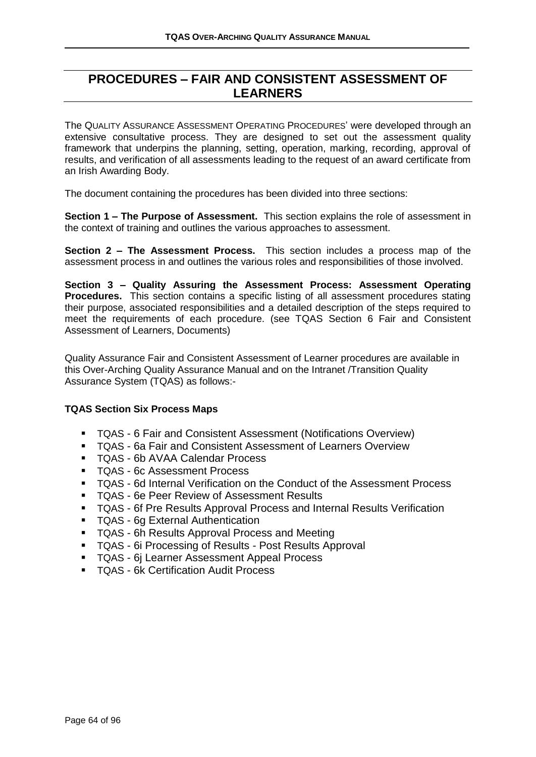# PROCEDURES – FAIR AND CONSISTENT ASSESSMENT OF LEARNERS

The QUALITY ASSURANCE ASSESSMENT OPERATING PROCEDURES' were developed through an extensive consultative process. They are designed to set out the assessment quality framework that underpins the planning, setting, operation, marking, recording, approval of results, and verification of all assessments leading to the request of an award certificate from an Irish Awarding Body.

The document containing the procedures has been divided into three sections:

**Section 1 – The Purpose of Assessment.** This section explains the role of assessment in the context of training and outlines the various approaches to assessment.

**Section 2 – The Assessment Process.** This section includes a process map of the assessment process in and outlines the various roles and responsibilities of those involved.

**Section 3 – Quality Assuring the Assessment Process: Assessment Operating Procedures.** This section contains a specific listing of all assessment procedures stating their purpose, associated responsibilities and a detailed description of the steps required to meet the requirements of each procedure. (see TQAS Section 6 Fair and Consistent Assessment of Learners, Documents)

Quality Assurance Fair and Consistent Assessment of Learner procedures are available in this Over-Arching Quality Assurance Manual and on the Intranet /Transition Quality Assurance System (TQAS) as follows:-

**TQAS Section Six Process Maps**

- TQAS - 6 Fair and Consistent Assessment (Notifications Overview)
- TQAS - 6a Fair and Consistent Assessment of Learners Overview
- TQAS - 6b AVAA Calendar Process
- TQAS - 6c Assessment Process
- TQAS - 6d Internal Verification on the Conduct of the Assessment Process
- TQAS - 6e Peer Review of Assessment Results
- TQAS - 6f Pre Results Approval Process and Internal Results Verification
- TQAS - 6g External Authentication
- TQAS - 6h Results Approval Process and Meeting
- TQAS - 6i Processing of Results - Post Results Approval
- TQAS - 6j Learner Assessment Appeal Process
- TQAS - 6k Certification Audit Process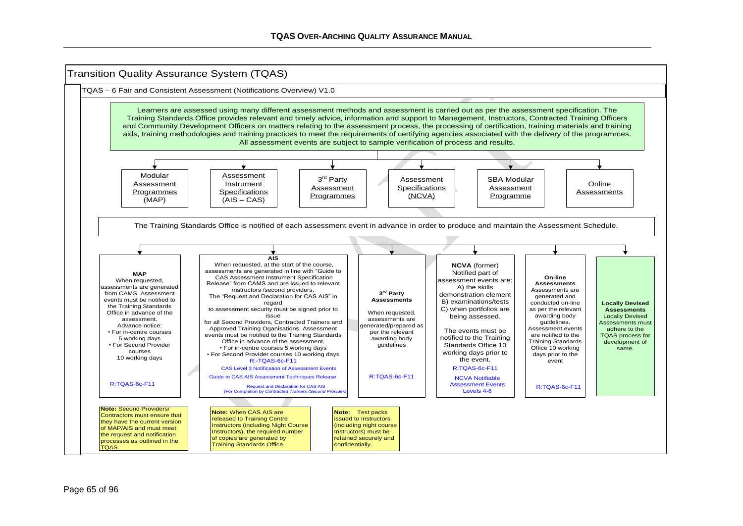# Transition Quality Assurance System (TQAS)

## TQAS – 6 Fair and Consistent Assessment (Notifications Overview) V1.0

Learners are assessed using many different assessment methods and assessment is carried out as per the assessment specification. The Training Standards Office provides relevant and timely advice, information and support to Management, Instructors, Contracted Training Officers and Community Development Officers on matters relating to the assessment process, the processing of certification, training materials and training aids, training methodologies and training practices to meet the requirements of certifying agencies associated with the delivery of the programmes. All assessment events are subject to sample verification of process and results.

- Modular Assessment Programmes (MAP)
- Assessment Instrument Specifications (AIS – CAS)
- 3rd Party Assessment Programmes
- Assessment Specifications (NCVA)
- SBA Modular Assessment Programme
- Online Assessments

The Training Standards Office is notified of each assessment event in advance in order to produce and maintain the Assessment Schedule.

**MAP**
When requested, assessments are generated from CAMS. Assessment events must be notified to the Training Standards Office in advance of the assessment.
Advance notice:
- For in-centre courses 5 working days
- For Second Provider courses 10 working days

R:TQAS-6c-F11

**AIS**
When requested, at the start of the course, assessments are generated in line with "Guide to CAS Assessment Instrument Specification Release" from CAMS and are issued to relevant instructors /second providers.
The "Request and Declaration for CAS AIS" in regard to assessment security must be signed prior to issue for all Second Providers, Contracted Trainers and Approved Training Organisations. Assessment events must be notified to the Training Standards Office in advance of the assessment.
- For in-centre courses 5 working days
- For Second Provider courses 10 working days

R:-TQAS-6c-F11

CAS Level 3 Notification of Assessment Events

Guide to CAS AIS Assessment Techniques Release

Request and Declaration for CAS AIS
(For Completion by *Contracted Trainers /Second Providers*)

**3rd Party Assessments**
When requested, assessments are generated/prepared as per the relevant awarding body guidelines

R:TQAS-6c-F11

**NCVA** (former)
Notified part of assessment events are:
A) the skills demonstration element
B) examinations/tests
C) when portfolios are being assessed.

The events must be notified to the Training Standards Office 10 working days prior to the event.

R:TQAS-6c-F11

NCVA Notifiable Assessment Events Levels 4-6

**On-line Assessments**
Assessments are generated and conducted on-line as per the relevant awarding body guidelines.
Assessment events are notified to the Training Standards Office 10 working days prior to the event

R:TQAS-6c-F11

**Locally Devised Assessments**
Locally Devised Assessments must adhere to the TQAS process for development of same.

**Note:** Second Providers/ Contractors must ensure that they have the current version of MAP/AIS and must meet the request and notification processes as outlined in the TQAS

**Note:** When CAS AIS are released to Training Centre Instructors (including Night Course Instructors), the required number of copies are generated by Training Standards Office.

**Note:** Test packs issued to Instructors (including night course Instructors) must be retained securely and confidentially.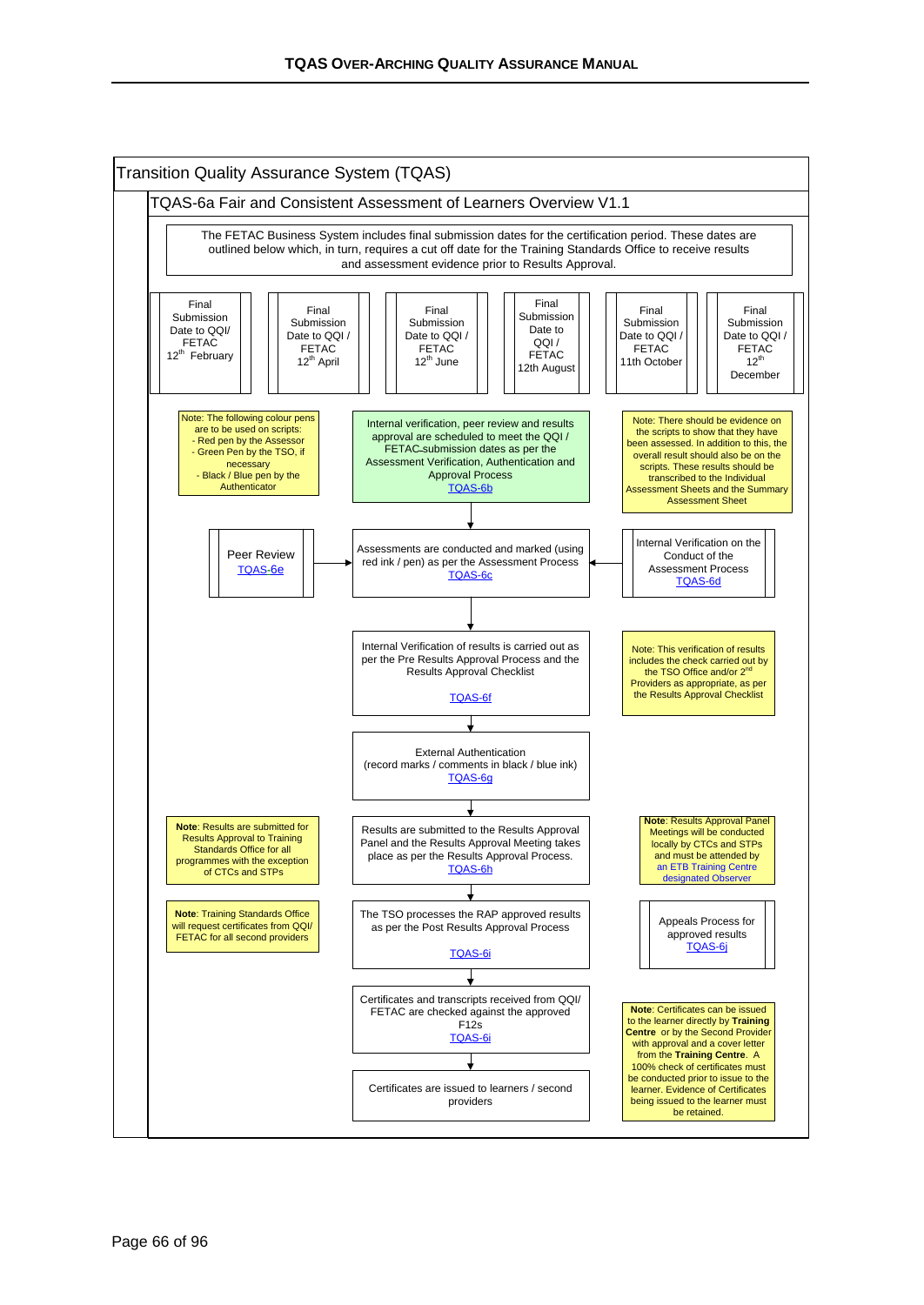# Transition Quality Assurance System (TQAS)

## TQAS-6a Fair and Consistent Assessment of Learners Overview V1.1

The FETAC Business System includes final submission dates for the certification period. These dates are outlined below which, in turn, requires a cut off date for the Training Standards Office to receive results and assessment evidence prior to Results Approval.

| Final Submission Date to QQI/ FETAC 12th February | Final Submission Date to QQI / FETAC 12th April | Final Submission Date to QQI / FETAC 12th June | Final Submission Date to QQI / FETAC 12th August | Final Submission Date to QQI / FETAC 11th October | Final Submission Date to QQI / FETAC 12th December |
|---|---|---|---|---|---|

**Note:** The following colour pens are to be used on scripts:
- Red pen by the Assessor
- Green Pen by the TSO, if necessary
- Black / Blue pen by the Authenticator

Internal verification, peer review and results approval are scheduled to meet the QQI / FETAC submission dates as per the Assessment Verification, Authentication and Approval Process TQAS-6b

**Note:** There should be evidence on the scripts to show that they have been assessed. In addition to this, the overall result should also be on the scripts. These results should be transcribed to the Individual Assessment Sheets and the Summary Assessment Sheet

↓

Peer Review TQAS-6e → Assessments are conducted and marked (using red ink / pen) as per the Assessment Process TQAS-6c ← Internal Verification on the Conduct of the Assessment Process TQAS-6d

↓

Internal Verification of results is carried out as per the Pre Results Approval Process and the Results Approval Checklist TQAS-6f

**Note:** This verification of results includes the check carried out by the TSO Office and/or 2nd Providers as appropriate, as per the Results Approval Checklist

↓

External Authentication (record marks / comments in black / blue ink) TQAS-6g

↓

**Note**: Results are submitted for Results Approval to Training Standards Office for all programmes with the exception of CTCs and STPs

Results are submitted to the Results Approval Panel and the Results Approval Meeting takes place as per the Results Approval Process. TQAS-6h

**Note**: Results Approval Panel Meetings will be conducted locally by CTCs and STPs and must be attended by an ETB Training Centre designated Observer

↓

**Note**: Training Standards Office will request certificates from QQI/ FETAC for all second providers

The TSO processes the RAP approved results as per the Post Results Approval Process TQAS-6i

Appeals Process for approved results TQAS-6j

↓

Certificates and transcripts received from QQI/ FETAC are checked against the approved F12s TQAS-6i

↓

Certificates are issued to learners / second providers

**Note**: Certificates can be issued to the learner directly by **Training Centre** or by the Second Provider with approval and a cover letter from the **Training Centre**. A 100% check of certificates must be conducted prior to issue to the learner. Evidence of Certificates being issued to the learner must be retained.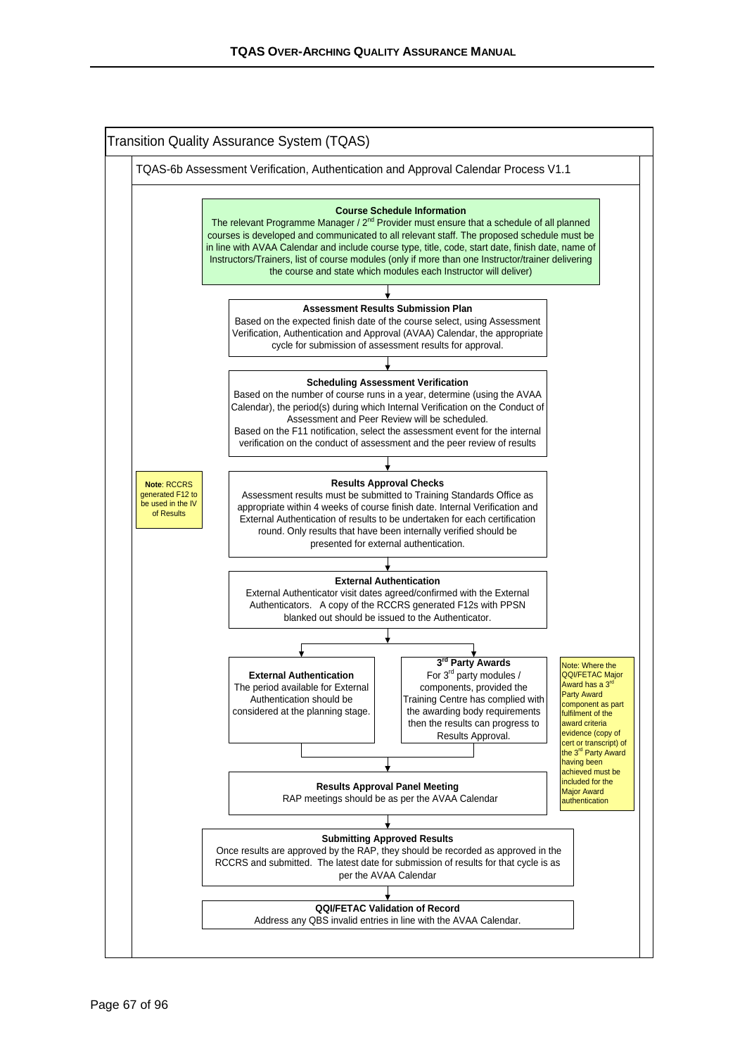# Transition Quality Assurance System (TQAS)

## TQAS-6b Assessment Verification, Authentication and Approval Calendar Process V1.1

**Course Schedule Information**

The relevant Programme Manager / 2nd Provider must ensure that a schedule of all planned courses is developed and communicated to all relevant staff. The proposed schedule must be in line with AVAA Calendar and include course type, title, code, start date, finish date, name of Instructors/Trainers, list of course modules (only if more than one Instructor/trainer delivering the course and state which modules each Instructor will deliver)

↓

**Assessment Results Submission Plan**

Based on the expected finish date of the course select, using Assessment Verification, Authentication and Approval (AVAA) Calendar, the appropriate cycle for submission of assessment results for approval.

↓

**Scheduling Assessment Verification**

Based on the number of course runs in a year, determine (using the AVAA Calendar), the period(s) during which Internal Verification on the Conduct of Assessment and Peer Review will be scheduled.

Based on the F11 notification, select the assessment event for the internal verification on the conduct of assessment and the peer review of results

↓

**Results Approval Checks**

Assessment results must be submitted to Training Standards Office as appropriate within 4 weeks of course finish date. Internal Verification and External Authentication of results to be undertaken for each certification round. Only results that have been internally verified should be presented for external authentication.

> **Note**: RCCRS generated F12 to be used in the IV of Results

↓

**External Authentication**

External Authenticator visit dates agreed/confirmed with the External Authenticators. A copy of the RCCRS generated F12s with PPSN blanked out should be issued to the Authenticator.

↓

**External Authentication**

The period available for External Authentication should be considered at the planning stage.

**3rd Party Awards**

For 3rd party modules / components, provided the Training Centre has complied with the awarding body requirements then the results can progress to Results Approval.

> Note: Where the QQI/FETAC Major Award has a 3rd Party Award component as part fulfilment of the award criteria evidence (copy of cert or transcript) of the 3rd Party Award having been achieved must be included for the Major Award authentication

↓

**Results Approval Panel Meeting**

RAP meetings should be as per the AVAA Calendar

↓

**Submitting Approved Results**

Once results are approved by the RAP, they should be recorded as approved in the RCCRS and submitted. The latest date for submission of results for that cycle is as per the AVAA Calendar

↓

**QQI/FETAC Validation of Record**

Address any QBS invalid entries in line with the AVAA Calendar.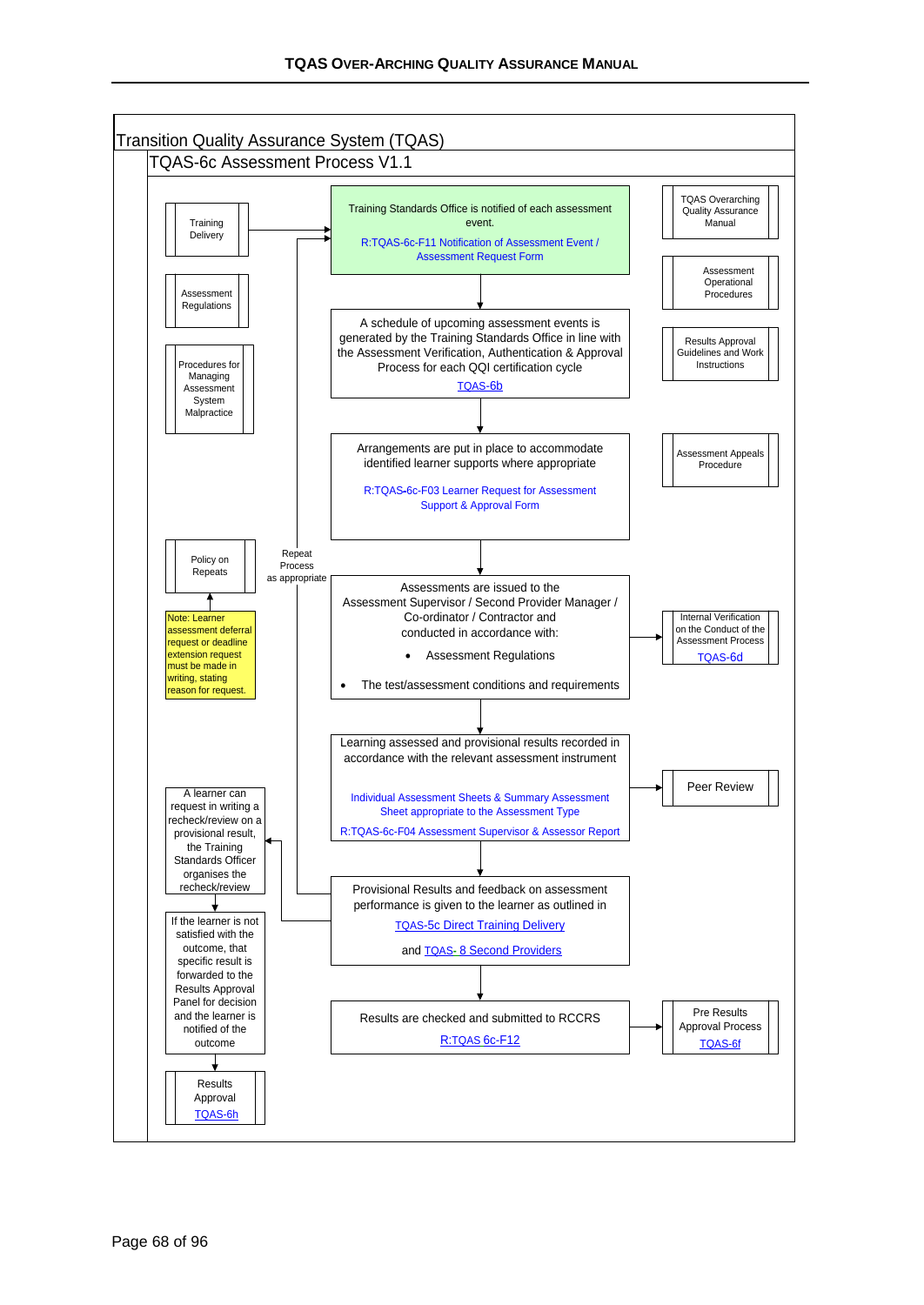# Transition Quality Assurance System (TQAS)

## TQAS-6c Assessment Process V1.1

Training Delivery

Assessment Regulations

Procedures for Managing Assessment System Malpractice

Training Standards Office is notified of each assessment event.

R:TQAS-6c-F11 Notification of Assessment Event / Assessment Request Form

TQAS Overarching Quality Assurance Manual

Assessment Operational Procedures

A schedule of upcoming assessment events is generated by the Training Standards Office in line with the Assessment Verification, Authentication & Approval Process for each QQI certification cycle

TQAS-6b

Results Approval Guidelines and Work Instructions

Arrangements are put in place to accommodate identified learner supports where appropriate

R:TQAS-6c-F03 Learner Request for Assessment Support & Approval Form

Assessment Appeals Procedure

Policy on Repeats

Note: Learner assessment deferral request or deadline extension request must be made in writing, stating reason for request.

Repeat Process as appropriate

Assessments are issued to the Assessment Supervisor / Second Provider Manager / Co-ordinator / Contractor and conducted in accordance with:

- Assessment Regulations
- The test/assessment conditions and requirements

Internal Verification on the Conduct of the Assessment Process

TQAS-6d

Learning assessed and provisional results recorded in accordance with the relevant assessment instrument

Individual Assessment Sheets & Summary Assessment Sheet appropriate to the Assessment Type

R:TQAS-6c-F04 Assessment Supervisor & Assessor Report

Peer Review

A learner can request in writing a recheck/review on a provisional result, the Training Standards Officer organises the recheck/review

Provisional Results and feedback on assessment performance is given to the learner as outlined in

TQAS-5c Direct Training Delivery

and TQAS- 8 Second Providers

If the learner is not satisfied with the outcome, that specific result is forwarded to the Results Approval Panel for decision and the learner is notified of the outcome

Results are checked and submitted to RCCRS

R:TQAS 6c-F12

Pre Results Approval Process

TQAS-6f

Results Approval

TQAS-6h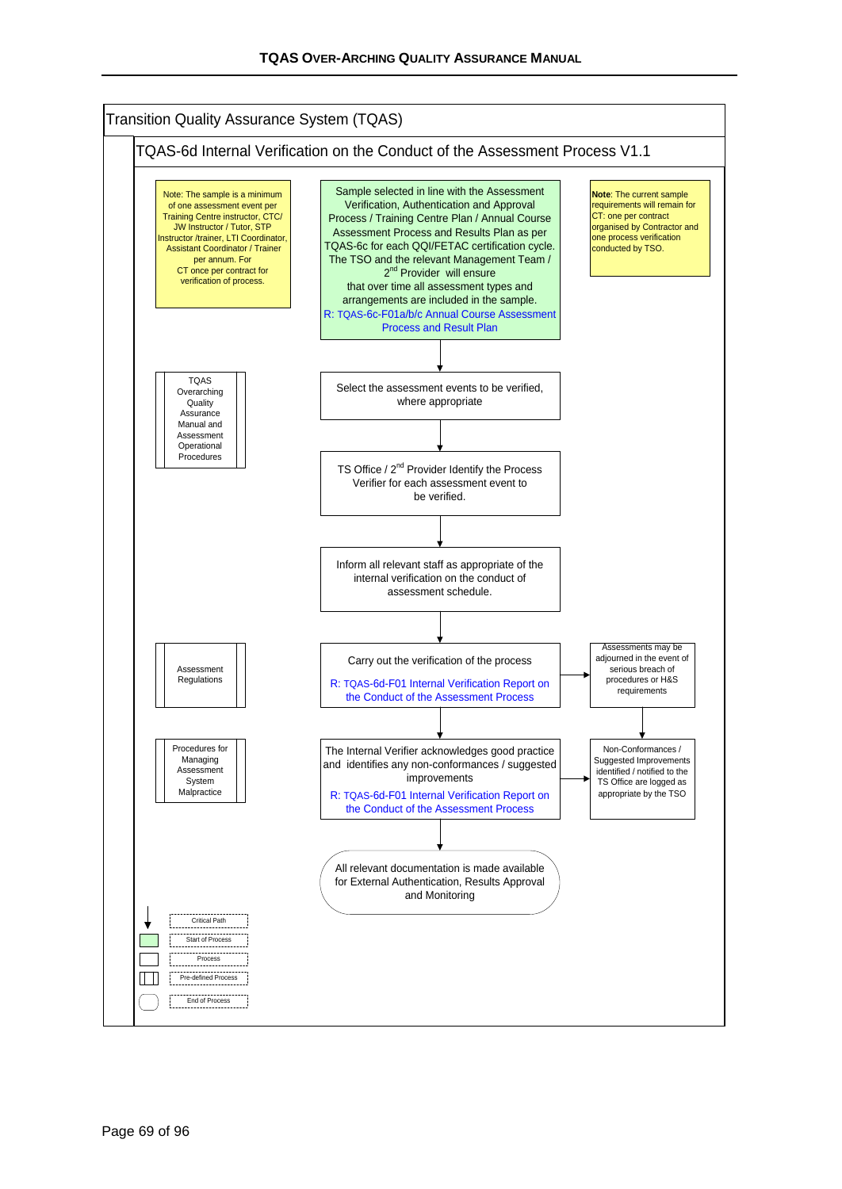# Transition Quality Assurance System (TQAS)

## TQAS-6d Internal Verification on the Conduct of the Assessment Process V1.1

**Note:** The sample is a minimum of one assessment event per Training Centre instructor, CTC/ JW Instructor / Tutor, STP Instructor /trainer, LTI Coordinator, Assistant Coordinator / Trainer per annum. For CT once per contract for verification of process.

**Note:** The current sample requirements will remain for CT: one per contract organised by Contractor and one process verification conducted by TSO.

**Process flow:**

1. **(Start)** Sample selected in line with the Assessment Verification, Authentication and Approval Process / Training Centre Plan / Annual Course Assessment Process and Results Plan as per TQAS-6c for each QQI/FETAC certification cycle. The TSO and the relevant Management Team / 2nd Provider will ensure that over time all assessment types and arrangements are included in the sample.
   R: TQAS-6c-F01a/b/c Annual Course Assessment Process and Result Plan
2. Select the assessment events to be verified, where appropriate
   - Pre-defined process: TQAS Overarching Quality Assurance Manual and Assessment Operational Procedures
3. TS Office / 2nd Provider Identify the Process Verifier for each assessment event to be verified.
4. Inform all relevant staff as appropriate of the internal verification on the conduct of assessment schedule.
5. Carry out the verification of the process
   R: TQAS-6d-F01 Internal Verification Report on the Conduct of the Assessment Process
   - Pre-defined process: Assessment Regulations
   - → Assessments may be adjourned in the event of serious breach of procedures or H&S requirements
6. The Internal Verifier acknowledges good practice and identifies any non-conformances / suggested improvements
   R: TQAS-6d-F01 Internal Verification Report on the Conduct of the Assessment Process
   - Pre-defined process: Procedures for Managing Assessment System Malpractice
   - → Non-Conformances / Suggested Improvements identified / notified to the TS Office are logged as appropriate by the TSO
7. **(End)** All relevant documentation is made available for External Authentication, Results Approval and Monitoring

**Legend:**

- Arrow: Critical Path
- Green box: Start of Process
- Box: Process
- Box with side bars: Pre-defined Process
- Rounded box: End of Process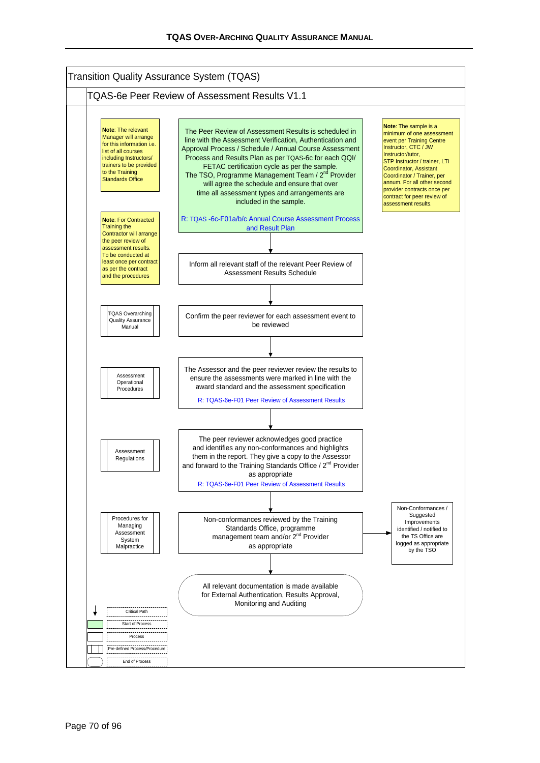# Transition Quality Assurance System (TQAS)

## TQAS-6e Peer Review of Assessment Results V1.1

**Note**: The relevant Manager will arrange for this information i.e. list of all courses including Instructors/ trainers to be provided to the Training Standards Office

**Note**: For Contracted Training the Contractor will arrange the peer review of assessment results. To be conducted at least once per contract as per the contract and the procedures

**Note**: The sample is a minimum of one assessment event per Training Centre Instructor, CTC / JW Instructor/tutor, STP Instructor / trainer, LTI Coordinator, Assistant Coordinator / Trainer, per annum. For all other second provider contracts once per contract for peer review of assessment results.

**Process steps:**

1. **(Start of Process)** The Peer Review of Assessment Results is scheduled in line with the Assessment Verification, Authentication and Approval Process / Schedule / Annual Course Assessment Process and Results Plan as per TQAS-6c for each QQI/ FETAC certification cycle as per the sample. The TSO, Programme Management Team / 2nd Provider will agree the schedule and ensure that over time all assessment types and arrangements are included in the sample.
   R: TQAS -6c-F01a/b/c Annual Course Assessment Process and Result Plan
2. Inform all relevant staff of the relevant Peer Review of Assessment Results Schedule
3. Confirm the peer reviewer for each assessment event to be reviewed
   - Pre-defined Process/Procedure: TQAS Overarching Quality Assurance Manual
4. The Assessor and the peer reviewer review the results to ensure the assessments were marked in line with the award standard and the assessment specification
   R: TQAS-6e-F01 Peer Review of Assessment Results
   - Pre-defined Process/Procedure: Assessment Operational Procedures
5. The peer reviewer acknowledges good practice and identifies any non-conformances and highlights them in the report. They give a copy to the Assessor and forward to the Training Standards Office / 2nd Provider as appropriate
   R: TQAS-6e-F01 Peer Review of Assessment Results
   - Pre-defined Process/Procedure: Assessment Regulations
6. Non-conformances reviewed by the Training Standards Office, programme management team and/or 2nd Provider as appropriate
   - Pre-defined Process/Procedure: Procedures for Managing Assessment System Malpractice
   - → Non-Conformances / Suggested Improvements identified / notified to the TS Office are logged as appropriate by the TSO
7. **(End of Process)** All relevant documentation is made available for External Authentication, Results Approval, Monitoring and Auditing

**Legend:**
- Critical Path
- Start of Process
- Process
- Pre-defined Process/Procedure
- End of Process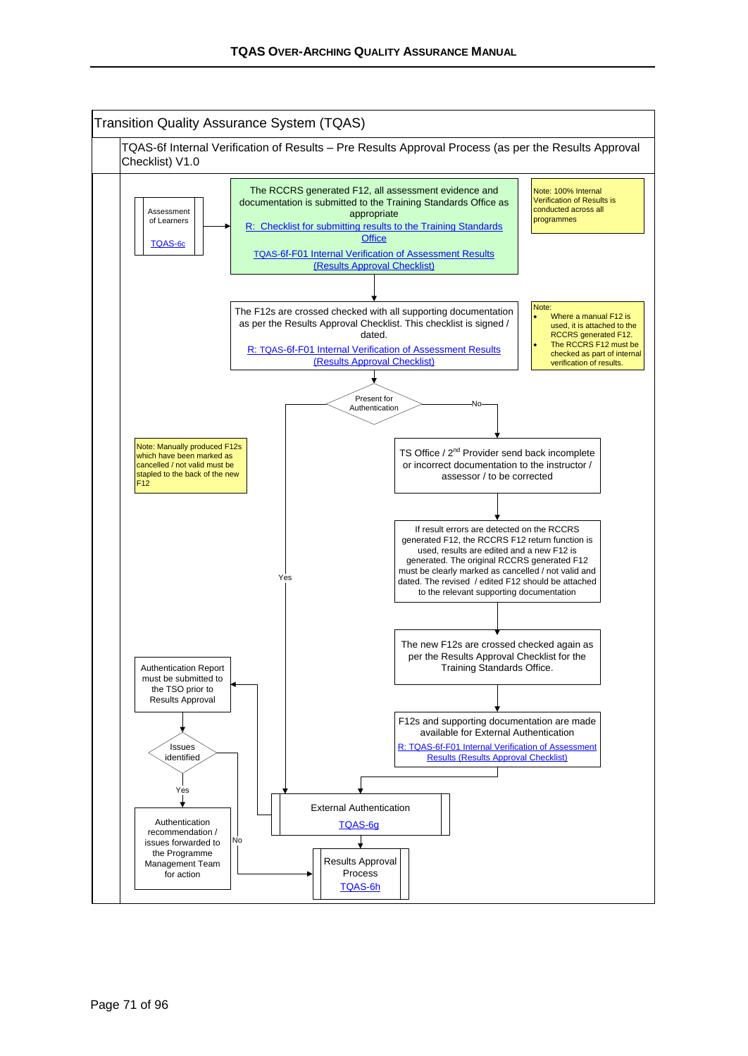# Transition Quality Assurance System (TQAS)

## TQAS-6f Internal Verification of Results – Pre Results Approval Process (as per the Results Approval Checklist) V1.0

Assessment of Learners
TQAS-6c

The RCCRS generated F12, all assessment evidence and documentation is submitted to the Training Standards Office as appropriate
R: Checklist for submitting results to the Training Standards Office
TQAS-6f-F01 Internal Verification of Assessment Results (Results Approval Checklist)

Note: 100% Internal Verification of Results is conducted across all programmes

The F12s are crossed checked with all supporting documentation as per the Results Approval Checklist. This checklist is signed / dated.
R: TQAS-6f-F01 Internal Verification of Assessment Results (Results Approval Checklist)

Note:
- Where a manual F12 is used, it is attached to the RCCRS generated F12.
- The RCCRS F12 must be checked as part of internal verification of results.

Present for Authentication

No

TS Office / 2[nd] Provider send back incomplete or incorrect documentation to the instructor / assessor / to be corrected

Note: Manually produced F12s which have been marked as cancelled / not valid must be stapled to the back of the new F12

If result errors are detected on the RCCRS generated F12, the RCCRS F12 return function is used, results are edited and a new F12 is generated. The original RCCRS generated F12 must be clearly marked as cancelled / not valid and dated. The revised / edited F12 should be attached to the relevant supporting documentation

Yes

The new F12s are crossed checked again as per the Results Approval Checklist for the Training Standards Office.

Authentication Report must be submitted to the TSO prior to Results Approval

F12s and supporting documentation are made available for External Authentication
R: TQAS-6f-F01 Internal Verification of Assessment Results (Results Approval Checklist)

Issues identified

Yes

External Authentication
TQAS-6g

No

Authentication recommendation / issues forwarded to the Programme Management Team for action

Results Approval Process
TQAS-6h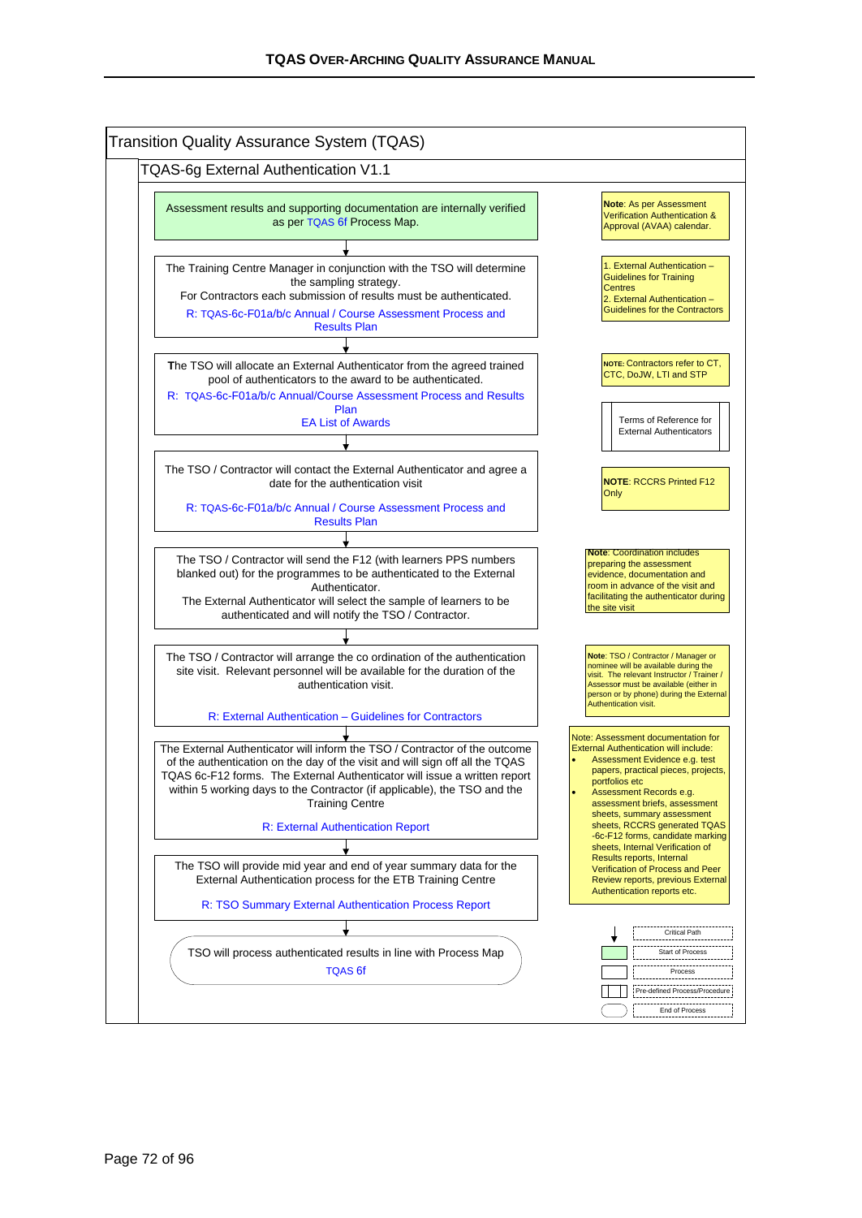# Transition Quality Assurance System (TQAS)

## TQAS-6g External Authentication V1.1

Assessment results and supporting documentation are internally verified as per TQAS 6f Process Map.

> **Note**: As per Assessment Verification Authentication & Approval (AVAA) calendar.

↓

The Training Centre Manager in conjunction with the TSO will determine the sampling strategy.
For Contractors each submission of results must be authenticated.
R: TQAS-6c-F01a/b/c Annual / Course Assessment Process and Results Plan

> 1. External Authentication – Guidelines for Training Centres
> 2. External Authentication – Guidelines for the Contractors

↓

The TSO will allocate an External Authenticator from the agreed trained pool of authenticators to the award to be authenticated.
R: TQAS-6c-F01a/b/c Annual/Course Assessment Process and Results Plan
EA List of Awards

> **NOTE:** Contractors refer to CT, CTC, DoJW, LTI and STP

> Terms of Reference for External Authenticators

↓

The TSO / Contractor will contact the External Authenticator and agree a date for the authentication visit

R: TQAS-6c-F01a/b/c Annual / Course Assessment Process and Results Plan

> **NOTE**: RCCRS Printed F12 Only

↓

The TSO / Contractor will send the F12 (with learners PPS numbers blanked out) for the programmes to be authenticated to the External Authenticator.
The External Authenticator will select the sample of learners to be authenticated and will notify the TSO / Contractor.

> **Note**: Coordination includes preparing the assessment evidence, documentation and room in advance of the visit and facilitating the authenticator during the site visit

↓

The TSO / Contractor will arrange the co ordination of the authentication site visit. Relevant personnel will be available for the duration of the authentication visit.

R: External Authentication – Guidelines for Contractors

> **Note**: TSO / Contractor / Manager or nominee will be available during the visit. The relevant Instructor / Trainer / Assessor must be available (either in person or by phone) during the External Authentication visit.

↓

The External Authenticator will inform the TSO / Contractor of the outcome of the authentication on the day of the visit and will sign off all the TQAS TQAS 6c-F12 forms. The External Authenticator will issue a written report within 5 working days to the Contractor (if applicable), the TSO and the Training Centre

R: External Authentication Report

> Note: Assessment documentation for External Authentication will include:
> - Assessment Evidence e.g. test papers, practical pieces, projects, portfolios etc
> - Assessment Records e.g. assessment briefs, assessment sheets, summary assessment sheets, RCCRS generated TQAS -6c-F12 forms, candidate marking sheets, Internal Verification of Results reports, Internal Verification of Process and Peer Review reports, previous External Authentication reports etc.

↓

The TSO will provide mid year and end of year summary data for the External Authentication process for the ETB Training Centre

R: TSO Summary External Authentication Process Report

↓

TSO will process authenticated results in line with Process Map TQAS 6f

**Legend:**
- ↓ Critical Path
- Start of Process
- Process
- Pre-defined Process/Procedure
- End of Process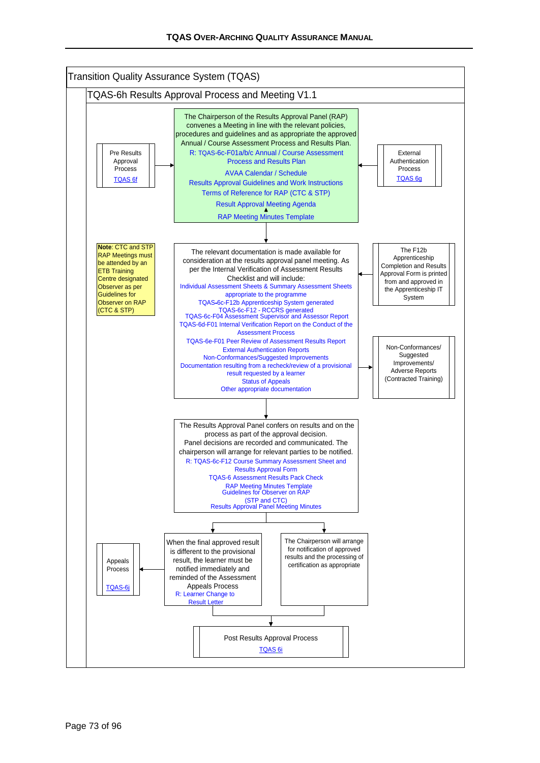# Transition Quality Assurance System (TQAS)

## TQAS-6h Results Approval Process and Meeting V1.1

**Pre Results Approval Process**
TQAS 6f

**External Authentication Process**
TQAS 6g

The Chairperson of the Results Approval Panel (RAP) convenes a Meeting in line with the relevant policies, procedures and guidelines and as appropriate the approved Annual / Course Assessment Process and Results Plan.

- R: TQAS-6c-F01a/b/c Annual / Course Assessment Process and Results Plan
- AVAA Calendar / Schedule
- Results Approval Guidelines and Work Instructions
- Terms of Reference for RAP (CTC & STP)
- Result Approval Meeting Agenda
- RAP Meeting Minutes Template

**Note**: CTC and STP RAP Meetings must be attended by an ETB Training Centre designated Observer as per Guidelines for Observer on RAP (CTC & STP)

The relevant documentation is made available for consideration at the results approval panel meeting. As per the Internal Verification of Assessment Results Checklist and will include:

- Individual Assessment Sheets & Summary Assessment Sheets appropriate to the programme
- TQAS-6c-F12b Apprenticeship System generated
- TQAS-6c-F12 - RCCRS generated
- TQAS-6c-F04 Assessment Supervisor and Assessor Report
- TQAS-6d-F01 Internal Verification Report on the Conduct of the Assessment Process
- TQAS-6e-F01 Peer Review of Assessment Results Report
- External Authentication Reports
- Non-Conformances/Suggested Improvements
- Documentation resulting from a recheck/review of a provisional result requested by a learner
- Status of Appeals
- Other appropriate documentation

The F12b Apprenticeship Completion and Results Approval Form is printed from and approved in the Apprenticeship IT System

Non-Conformances/ Suggested Improvements/ Adverse Reports (Contracted Training)

The Results Approval Panel confers on results and on the process as part of the approval decision. Panel decisions are recorded and communicated. The chairperson will arrange for relevant parties to be notified.

- R: TQAS-6c-F12 Course Summary Assessment Sheet and Results Approval Form
- TQAS-6 Assessment Results Pack Check
- RAP Meeting Minutes Template
- Guidelines for Observer on RAP (STP and CTC)
- Results Approval Panel Meeting Minutes

When the final approved result is different to the provisional result, the learner must be notified immediately and reminded of the Assessment Appeals Process
R: Learner Change to Result Letter

**Appeals Process**
TQAS-6j

The Chairperson will arrange for notification of approved results and the processing of certification as appropriate

**Post Results Approval Process**
TQAS 6i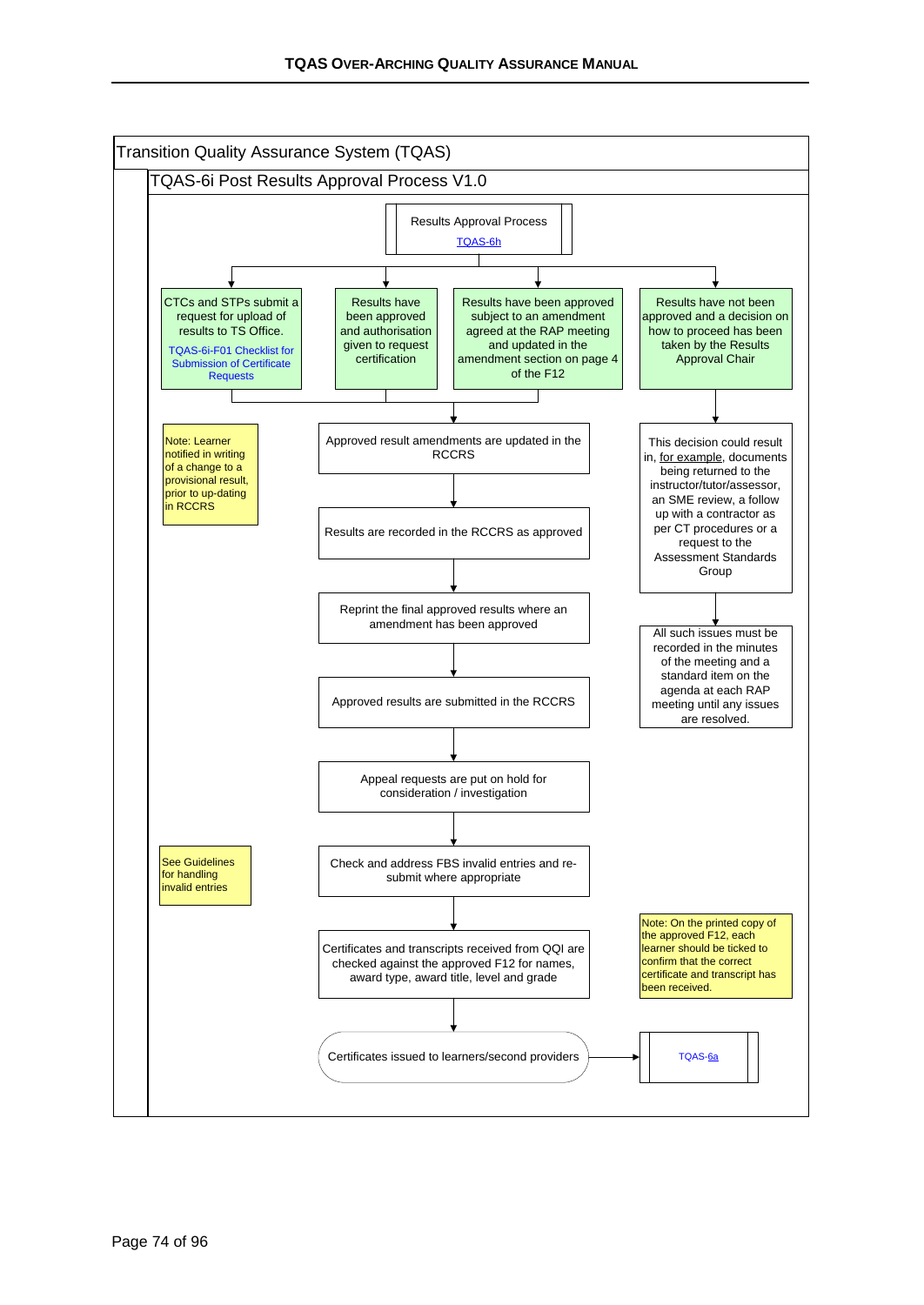# Transition Quality Assurance System (TQAS)

## TQAS-6i Post Results Approval Process V1.0

Results Approval Process
TQAS-6h

- CTCs and STPs submit a request for upload of results to TS Office. TQAS-6i-F01 Checklist for Submission of Certificate Requests
- Results have been approved and authorisation given to request certification
- Results have been approved subject to an amendment agreed at the RAP meeting and updated in the amendment section on page 4 of the F12
- Results have not been approved and a decision on how to proceed has been taken by the Results Approval Chair

Note: Learner notified in writing of a change to a provisional result, prior to up-dating in RCCRS

1. Approved result amendments are updated in the RCCRS
2. Results are recorded in the RCCRS as approved
3. Reprint the final approved results where an amendment has been approved
4. Approved results are submitted in the RCCRS
5. Appeal requests are put on hold for consideration / investigation
6. Check and address FBS invalid entries and re-submit where appropriate
7. Certificates and transcripts received from QQI are checked against the approved F12 for names, award type, award title, level and grade
8. Certificates issued to learners/second providers → TQAS-6a

See Guidelines for handling invalid entries

This decision could result in, for example, documents being returned to the instructor/tutor/assessor, an SME review, a follow up with a contractor as per CT procedures or a request to the Assessment Standards Group

All such issues must be recorded in the minutes of the meeting and a standard item on the agenda at each RAP meeting until any issues are resolved.

Note: On the printed copy of the approved F12, each learner should be ticked to confirm that the correct certificate and transcript has been received.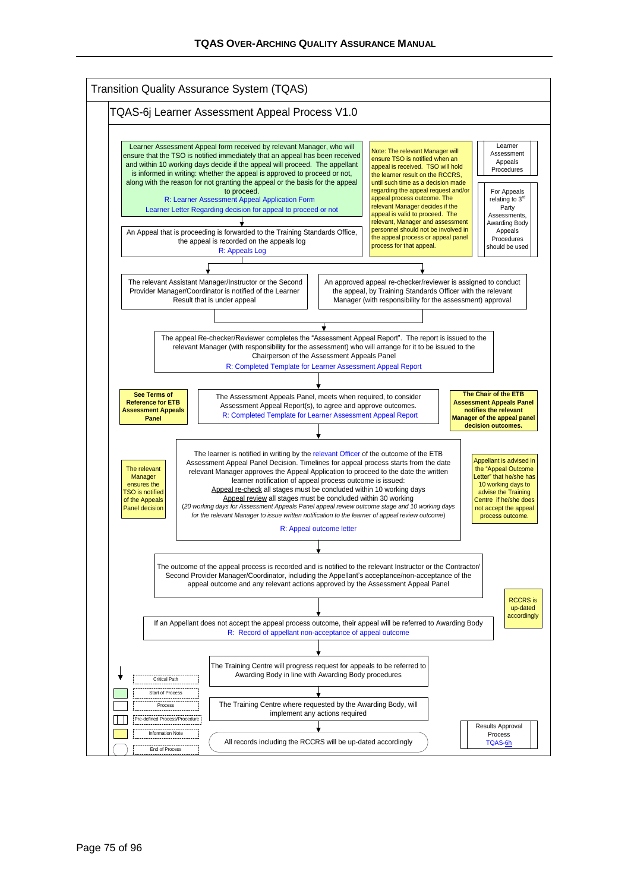# Transition Quality Assurance System (TQAS)

## TQAS-6j Learner Assessment Appeal Process V1.0

Learner Assessment Appeal form received by relevant Manager, who will ensure that the TSO is notified immediately that an appeal has been received and within 10 working days decide if the appeal will proceed. The appellant is informed in writing: whether the appeal is approved to proceed or not, along with the reason for not granting the appeal or the basis for the appeal to proceed.
R: Learner Assessment Appeal Application Form
Learner Letter Regarding decision for appeal to proceed or not

Note: The relevant Manager will ensure TSO is notified when an appeal is received. TSO will hold the learner result on the RCCRS, until such time as a decision made regarding the appeal request and/or appeal process outcome. The relevant Manager decides if the appeal is valid to proceed. The relevant, Manager and assessment personnel should not be involved in the appeal process or appeal panel process for that appeal.

Learner Assessment Appeals Procedures

For Appeals relating to 3[rd] Party Assessments, Awarding Body Appeals Procedures should be used

An Appeal that is proceeding is forwarded to the Training Standards Office, the appeal is recorded on the appeals log
R: Appeals Log

The relevant Assistant Manager/Instructor or the Second Provider Manager/Coordinator is notified of the Learner Result that is under appeal

An approved appeal re-checker/reviewer is assigned to conduct the appeal, by Training Standards Officer with the relevant Manager (with responsibility for the assessment) approval

The appeal Re-checker/Reviewer completes the "Assessment Appeal Report". The report is issued to the relevant Manager (with responsibility for the assessment) who will arrange for it to be issued to the Chairperson of the Assessment Appeals Panel
R: Completed Template for Learner Assessment Appeal Report

**See Terms of Reference for ETB Assessment Appeals Panel**

The Assessment Appeals Panel, meets when required, to consider Assessment Appeal Report(s), to agree and approve outcomes.
R: Completed Template for Learner Assessment Appeal Report

**The Chair of the ETB Assessment Appeals Panel notifies the relevant Manager of the appeal panel decision outcomes.**

The relevant Manager ensures the TSO is notified of the Appeals Panel decision

The learner is notified in writing by the relevant Officer of the outcome of the ETB Assessment Appeal Panel Decision. Timelines for appeal process starts from the date relevant Manager approves the Appeal Application to proceed to the date the written learner notification of appeal process outcome is issued:
Appeal re-check all stages must be concluded within 10 working days
Appeal review all stages must be concluded within 30 working
*(20 working days for Assessment Appeals Panel appeal review outcome stage and 10 working days for the relevant Manager to issue written notification to the learner of appeal review outcome)*
R: Appeal outcome letter

Appellant is advised in the "Appeal Outcome Letter" that he/she has 10 working days to advise the Training Centre if he/she does not accept the appeal process outcome.

The outcome of the appeal process is recorded and is notified to the relevant Instructor or the Contractor/ Second Provider Manager/Coordinator, including the Appellant's acceptance/non-acceptance of the appeal outcome and any relevant actions approved by the Assessment Appeal Panel

RCCRS is up-dated accordingly

If an Appellant does not accept the appeal process outcome, their appeal will be referred to Awarding Body
R: Record of appellant non-acceptance of appeal outcome

The Training Centre will progress request for appeals to be referred to Awarding Body in line with Awarding Body procedures

The Training Centre where requested by the Awarding Body, will implement any actions required

All records including the RCCRS will be up-dated accordingly

Results Approval Process TQAS-6h

Legend:
- Critical Path
- Start of Process
- Process
- Pre-defined Process/Procedure
- Information Note
- End of Process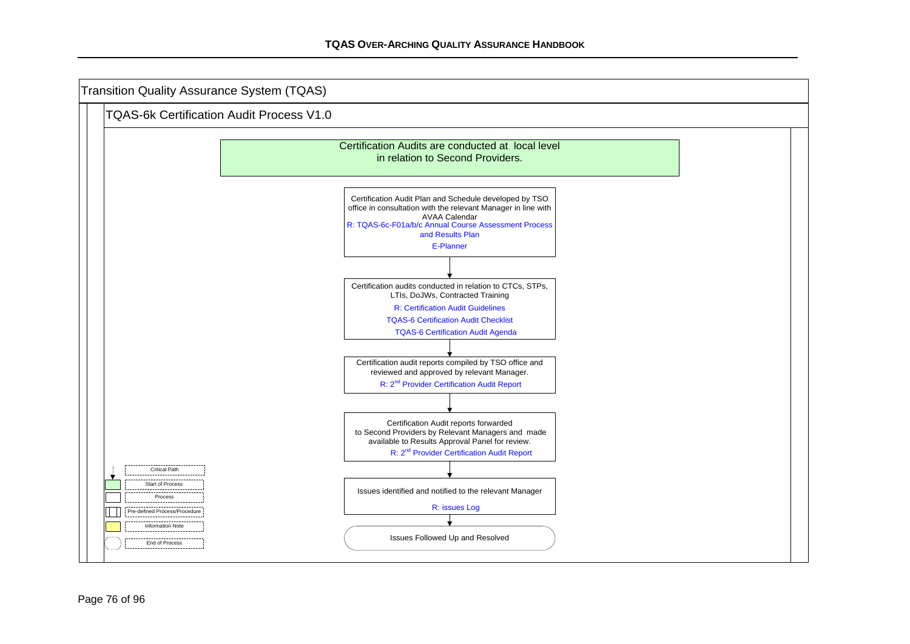# Transition Quality Assurance System (TQAS)

## TQAS-6k Certification Audit Process V1.0

Certification Audits are conducted at local level in relation to Second Providers.

Certification Audit Plan and Schedule developed by TSO office in consultation with the relevant Manager in line with AVAA Calendar
R: TQAS-6c-F01a/b/c Annual Course Assessment Process and Results Plan
E-Planner

↓

Certification audits conducted in relation to CTCs, STPs, LTIs, DoJWs, Contracted Training
R: Certification Audit Guidelines
TQAS-6 Certification Audit Checklist
TQAS-6 Certification Audit Agenda

↓

Certification audit reports compiled by TSO office and reviewed and approved by relevant Manager.
R: 2nd Provider Certification Audit Report

↓

Certification Audit reports forwarded to Second Providers by Relevant Managers and made available to Results Approval Panel for review.
R: 2nd Provider Certification Audit Report

↓

Issues identified and notified to the relevant Manager
R: issues Log

↓

Issues Followed Up and Resolved

**Legend:**
- Critical Path
- Start of Process
- Process
- Pre-defined Process/Procedure
- Information Note
- End of Process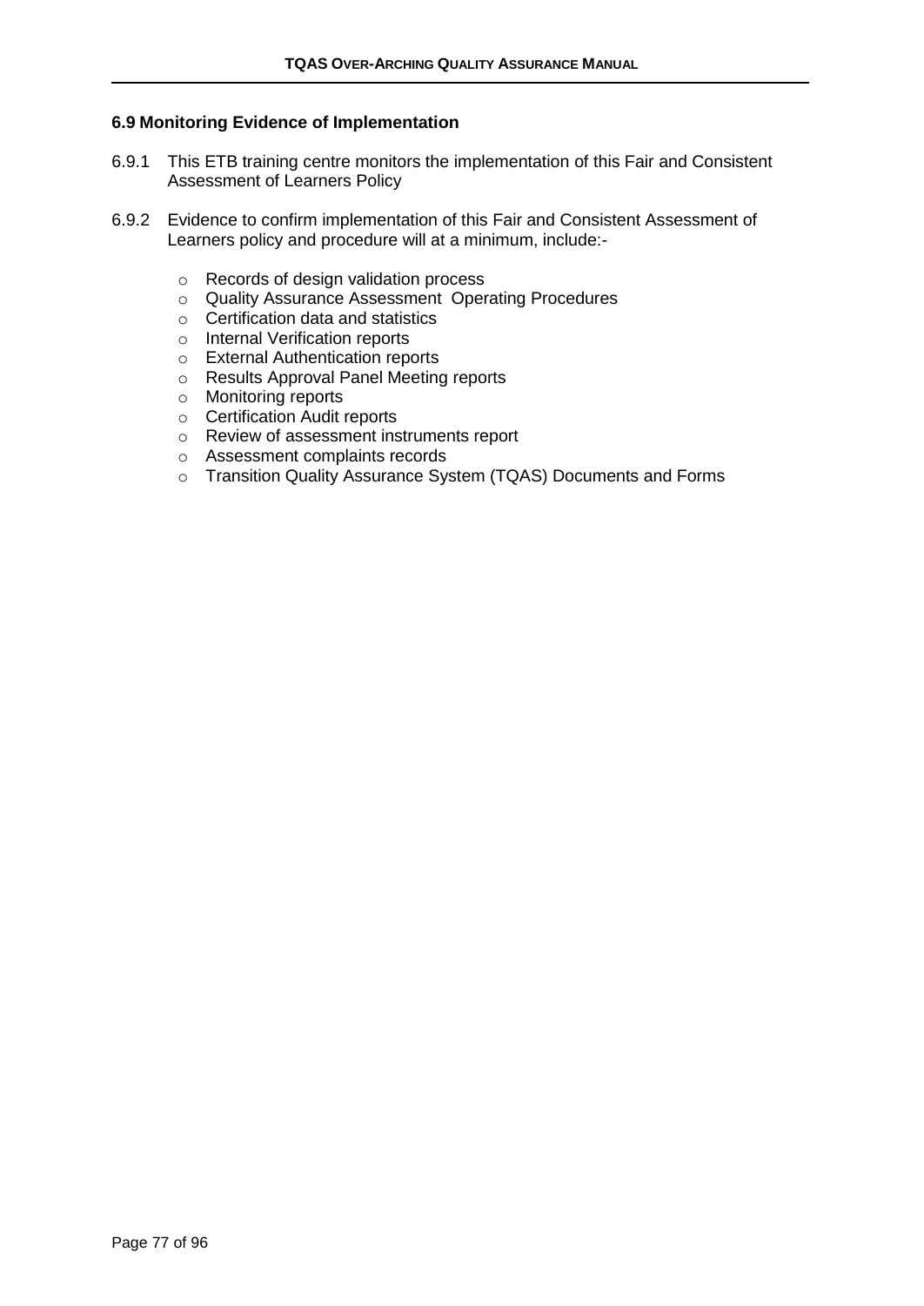### 6.9 Monitoring Evidence of Implementation

6.9.1 This ETB training centre monitors the implementation of this Fair and Consistent Assessment of Learners Policy

6.9.2 Evidence to confirm implementation of this Fair and Consistent Assessment of Learners policy and procedure will at a minimum, include:-

- Records of design validation process
- Quality Assurance Assessment Operating Procedures
- Certification data and statistics
- Internal Verification reports
- External Authentication reports
- Results Approval Panel Meeting reports
- Monitoring reports
- Certification Audit reports
- Review of assessment instruments report
- Assessment complaints records
- Transition Quality Assurance System (TQAS) Documents and Forms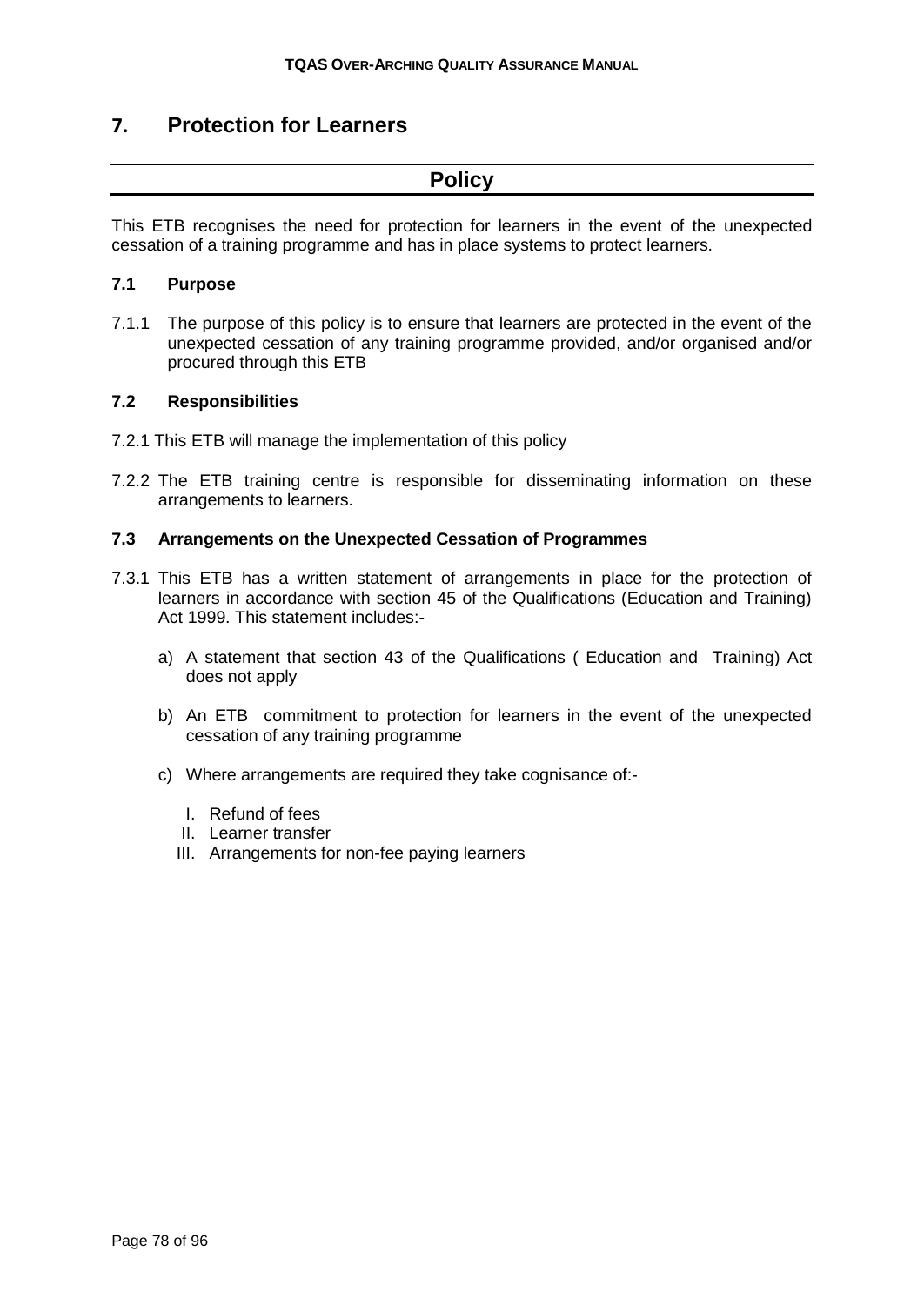# 7. Protection for Learners

## Policy

This ETB recognises the need for protection for learners in the event of the unexpected cessation of a training programme and has in place systems to protect learners.

### 7.1 Purpose

7.1.1 The purpose of this policy is to ensure that learners are protected in the event of the unexpected cessation of any training programme provided, and/or organised and/or procured through this ETB

### 7.2 Responsibilities

7.2.1 This ETB will manage the implementation of this policy

7.2.2 The ETB training centre is responsible for disseminating information on these arrangements to learners.

### 7.3 Arrangements on the Unexpected Cessation of Programmes

7.3.1 This ETB has a written statement of arrangements in place for the protection of learners in accordance with section 45 of the Qualifications (Education and Training) Act 1999. This statement includes:-

a) A statement that section 43 of the Qualifications ( Education and Training) Act does not apply

b) An ETB commitment to protection for learners in the event of the unexpected cessation of any training programme

c) Where arrangements are required they take cognisance of:-

I. Refund of fees
II. Learner transfer
III. Arrangements for non-fee paying learners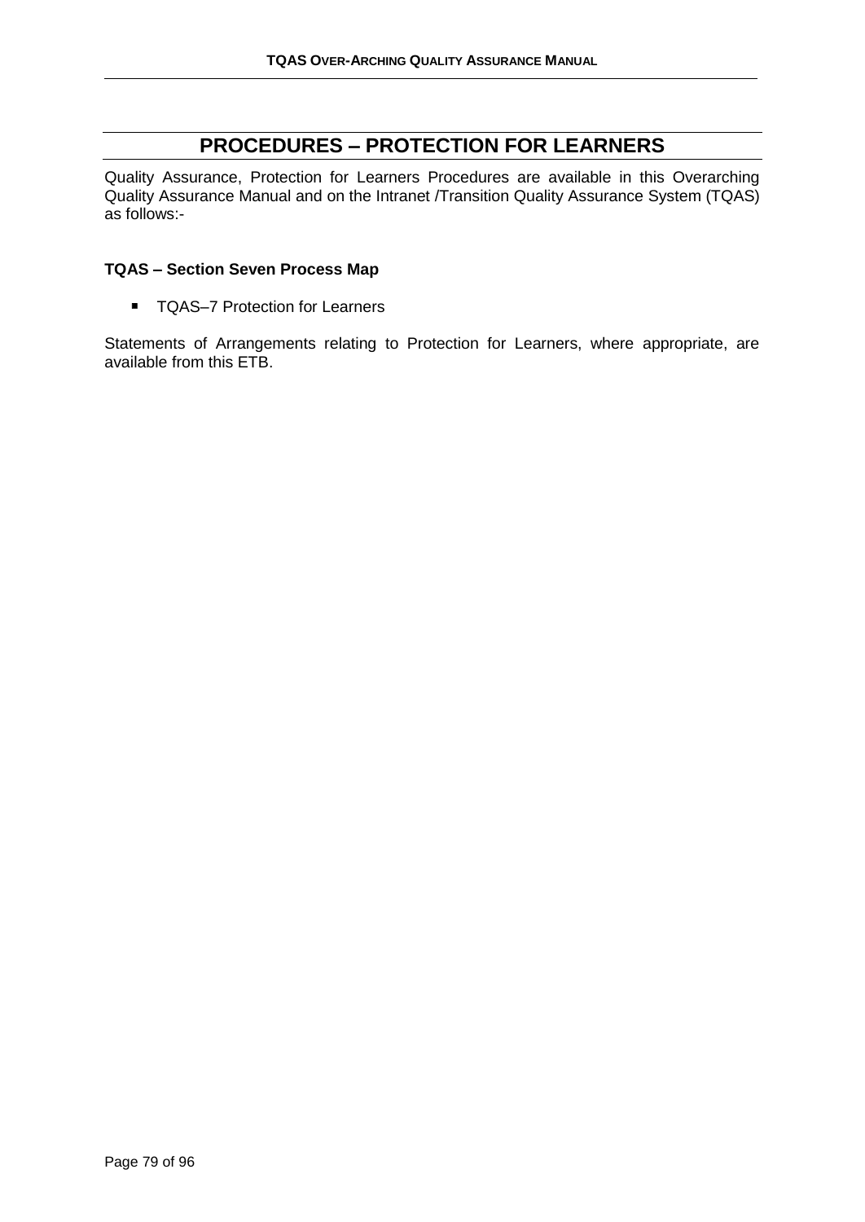# PROCEDURES – PROTECTION FOR LEARNERS

Quality Assurance, Protection for Learners Procedures are available in this Overarching Quality Assurance Manual and on the Intranet /Transition Quality Assurance System (TQAS) as follows:-

**TQAS – Section Seven Process Map**

- TQAS–7 Protection for Learners

Statements of Arrangements relating to Protection for Learners, where appropriate, are available from this ETB.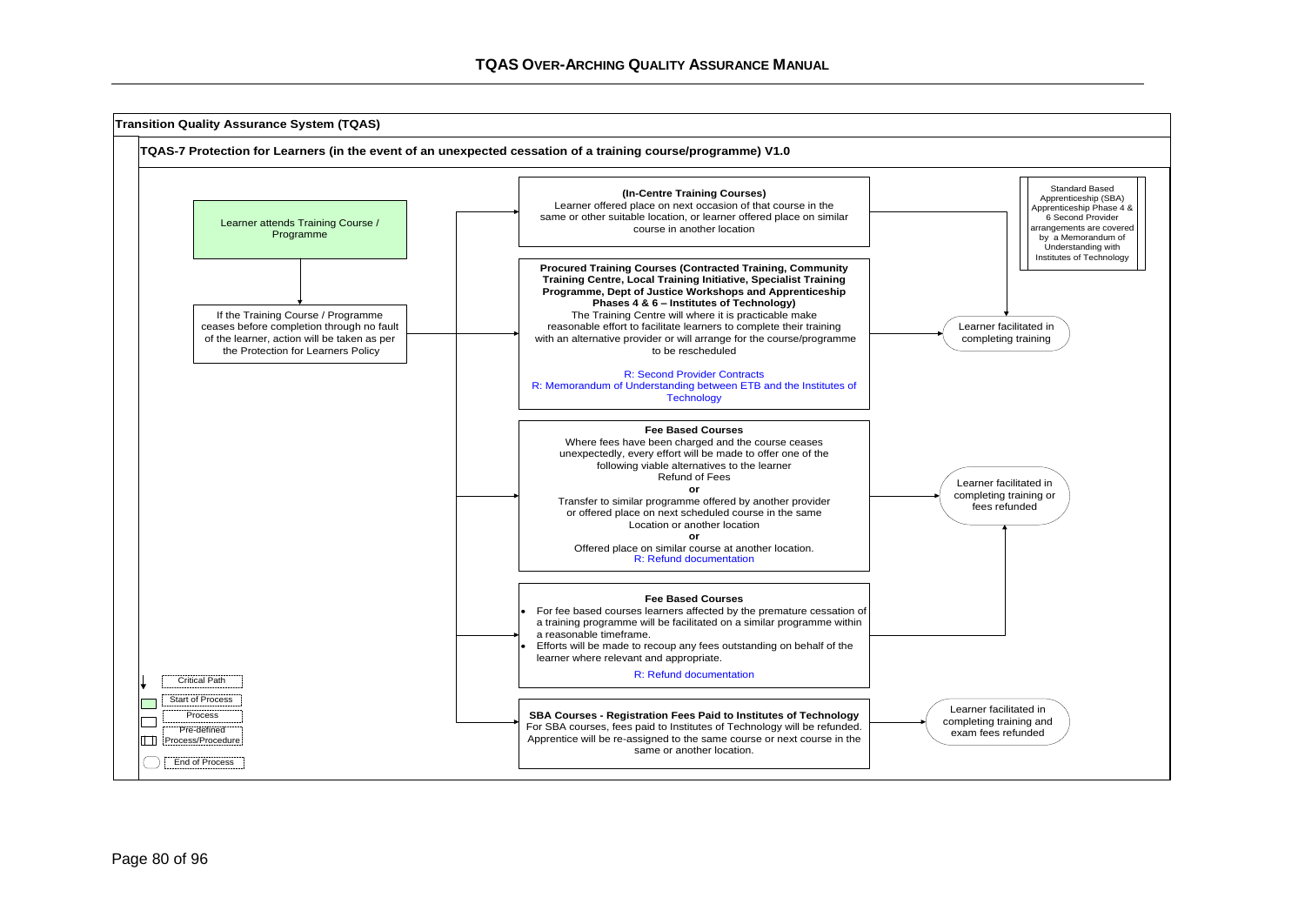**Transition Quality Assurance System (TQAS)**

**TQAS-7 Protection for Learners (in the event of an unexpected cessation of a training course/programme) V1.0**

Learner attends Training Course / Programme

If the Training Course / Programme ceases before completion through no fault of the learner, action will be taken as per the Protection for Learners Policy

**(In-Centre Training Courses)**
Learner offered place on next occasion of that course in the same or other suitable location, or learner offered place on similar course in another location

**Procured Training Courses (Contracted Training, Community Training Centre, Local Training Initiative, Specialist Training Programme, Dept of Justice Workshops and Apprenticeship Phases 4 & 6 – Institutes of Technology)**
The Training Centre will where it is practicable make reasonable effort to facilitate learners to complete their training with an alternative provider or will arrange for the course/programme to be rescheduled

R: Second Provider Contracts
R: Memorandum of Understanding between ETB and the Institutes of Technology

Standard Based Apprenticeship (SBA) Apprenticeship Phase 4 & 6 Second Provider arrangements are covered by a Memorandum of Understanding with Institutes of Technology

Learner facilitated in completing training

**Fee Based Courses**
Where fees have been charged and the course ceases unexpectedly, every effort will be made to offer one of the following viable alternatives to the learner
Refund of Fees
**or**
Transfer to similar programme offered by another provider or offered place on next scheduled course in the same Location or another location
**or**
Offered place on similar course at another location.
R: Refund documentation

**Fee Based Courses**

- For fee based courses learners affected by the premature cessation of a training programme will be facilitated on a similar programme within a reasonable timeframe.
- Efforts will be made to recoup any fees outstanding on behalf of the learner where relevant and appropriate.

R: Refund documentation

Learner facilitated in completing training or fees refunded

**SBA Courses - Registration Fees Paid to Institutes of Technology**
For SBA courses, fees paid to Institutes of Technology will be refunded. Apprentice will be re-assigned to the same course or next course in the same or another location.

Learner facilitated in completing training and exam fees refunded

Legend: Critical Path; Start of Process; Process; Pre-defined Process/Procedure; End of Process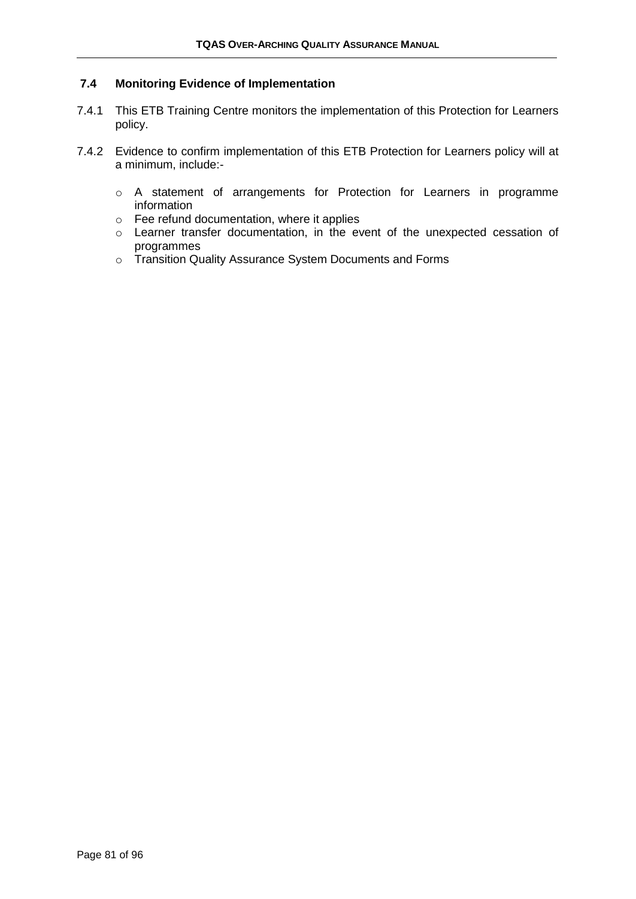### 7.4 Monitoring Evidence of Implementation

7.4.1 This ETB Training Centre monitors the implementation of this Protection for Learners policy.

7.4.2 Evidence to confirm implementation of this ETB Protection for Learners policy will at a minimum, include:-

- A statement of arrangements for Protection for Learners in programme information
- Fee refund documentation, where it applies
- Learner transfer documentation, in the event of the unexpected cessation of programmes
- Transition Quality Assurance System Documents and Forms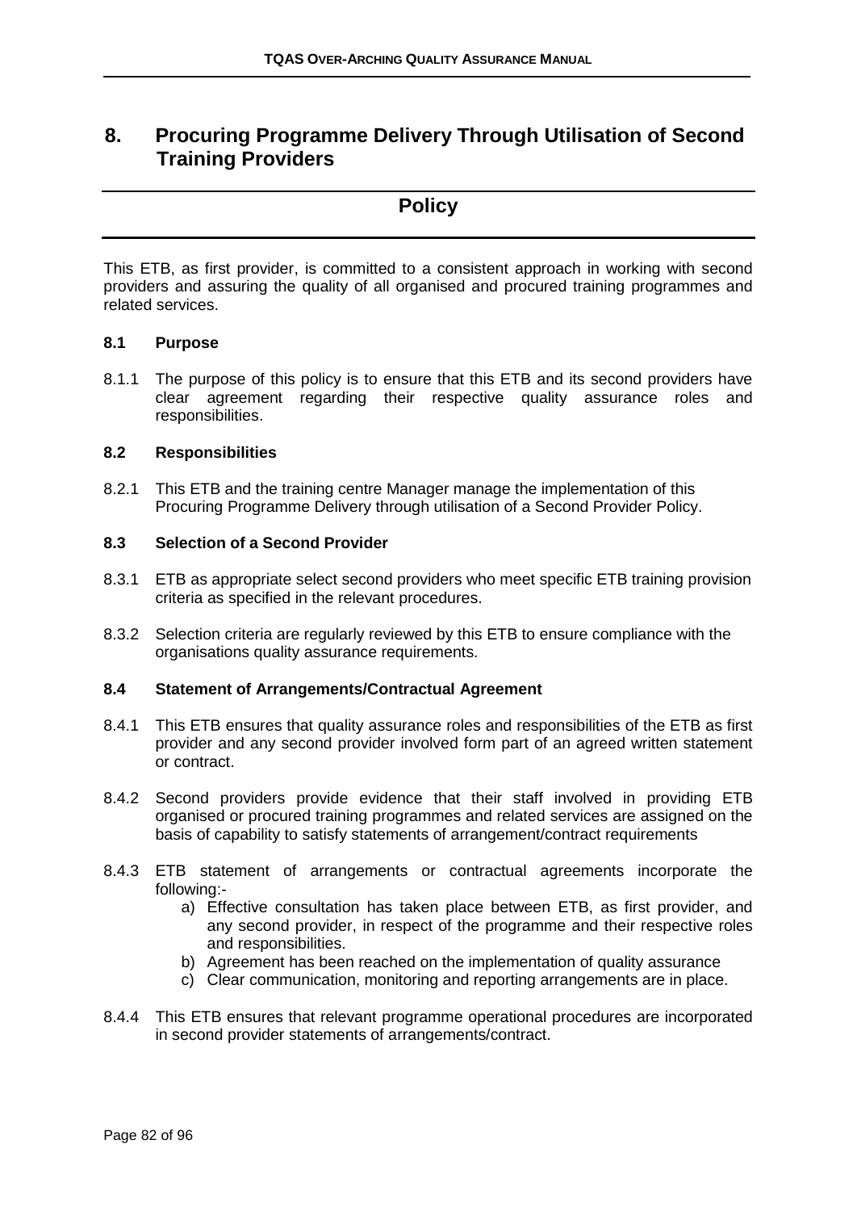# 8. Procuring Programme Delivery Through Utilisation of Second Training Providers

## Policy

This ETB, as first provider, is committed to a consistent approach in working with second providers and assuring the quality of all organised and procured training programmes and related services.

### 8.1 Purpose

8.1.1 The purpose of this policy is to ensure that this ETB and its second providers have clear agreement regarding their respective quality assurance roles and responsibilities.

### 8.2 Responsibilities

8.2.1 This ETB and the training centre Manager manage the implementation of this Procuring Programme Delivery through utilisation of a Second Provider Policy.

### 8.3 Selection of a Second Provider

8.3.1 ETB as appropriate select second providers who meet specific ETB training provision criteria as specified in the relevant procedures.

8.3.2 Selection criteria are regularly reviewed by this ETB to ensure compliance with the organisations quality assurance requirements.

### 8.4 Statement of Arrangements/Contractual Agreement

8.4.1 This ETB ensures that quality assurance roles and responsibilities of the ETB as first provider and any second provider involved form part of an agreed written statement or contract.

8.4.2 Second providers provide evidence that their staff involved in providing ETB organised or procured training programmes and related services are assigned on the basis of capability to satisfy statements of arrangement/contract requirements

8.4.3 ETB statement of arrangements or contractual agreements incorporate the following:-

a) Effective consultation has taken place between ETB, as first provider, and any second provider, in respect of the programme and their respective roles and responsibilities.
b) Agreement has been reached on the implementation of quality assurance
c) Clear communication, monitoring and reporting arrangements are in place.

8.4.4 This ETB ensures that relevant programme operational procedures are incorporated in second provider statements of arrangements/contract.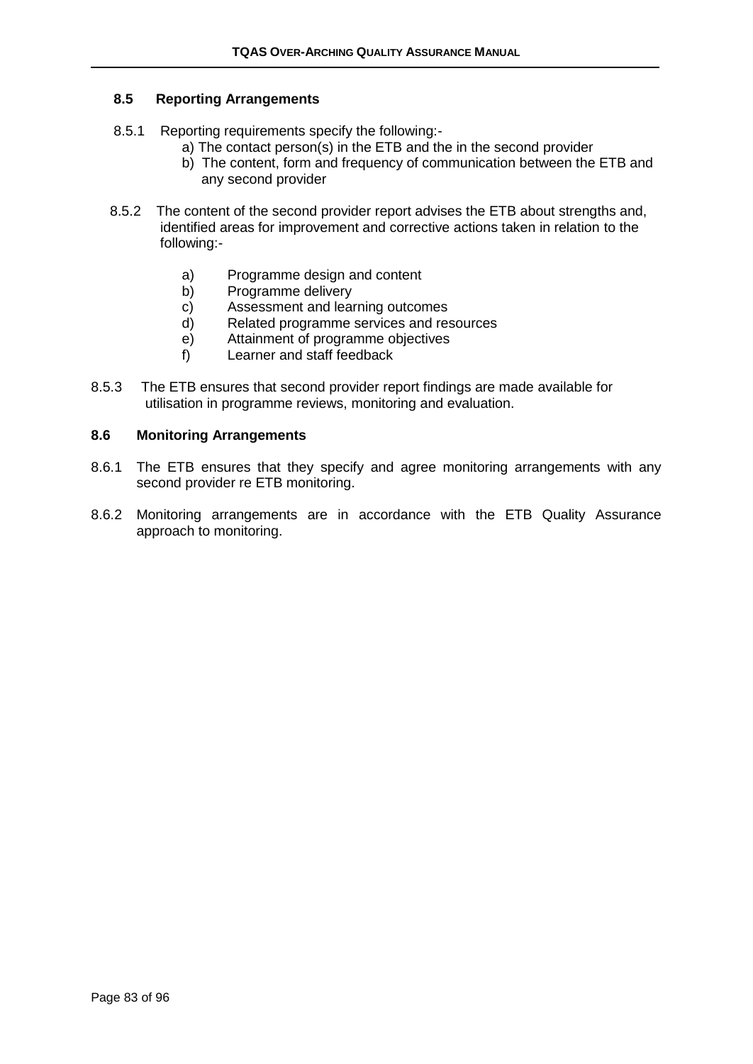### 8.5 Reporting Arrangements

8.5.1 Reporting requirements specify the following:-

a) The contact person(s) in the ETB and the in the second provider
b) The content, form and frequency of communication between the ETB and any second provider

8.5.2 The content of the second provider report advises the ETB about strengths and, identified areas for improvement and corrective actions taken in relation to the following:-

a) Programme design and content
b) Programme delivery
c) Assessment and learning outcomes
d) Related programme services and resources
e) Attainment of programme objectives
f) Learner and staff feedback

8.5.3 The ETB ensures that second provider report findings are made available for utilisation in programme reviews, monitoring and evaluation.

### 8.6 Monitoring Arrangements

8.6.1 The ETB ensures that they specify and agree monitoring arrangements with any second provider re ETB monitoring.

8.6.2 Monitoring arrangements are in accordance with the ETB Quality Assurance approach to monitoring.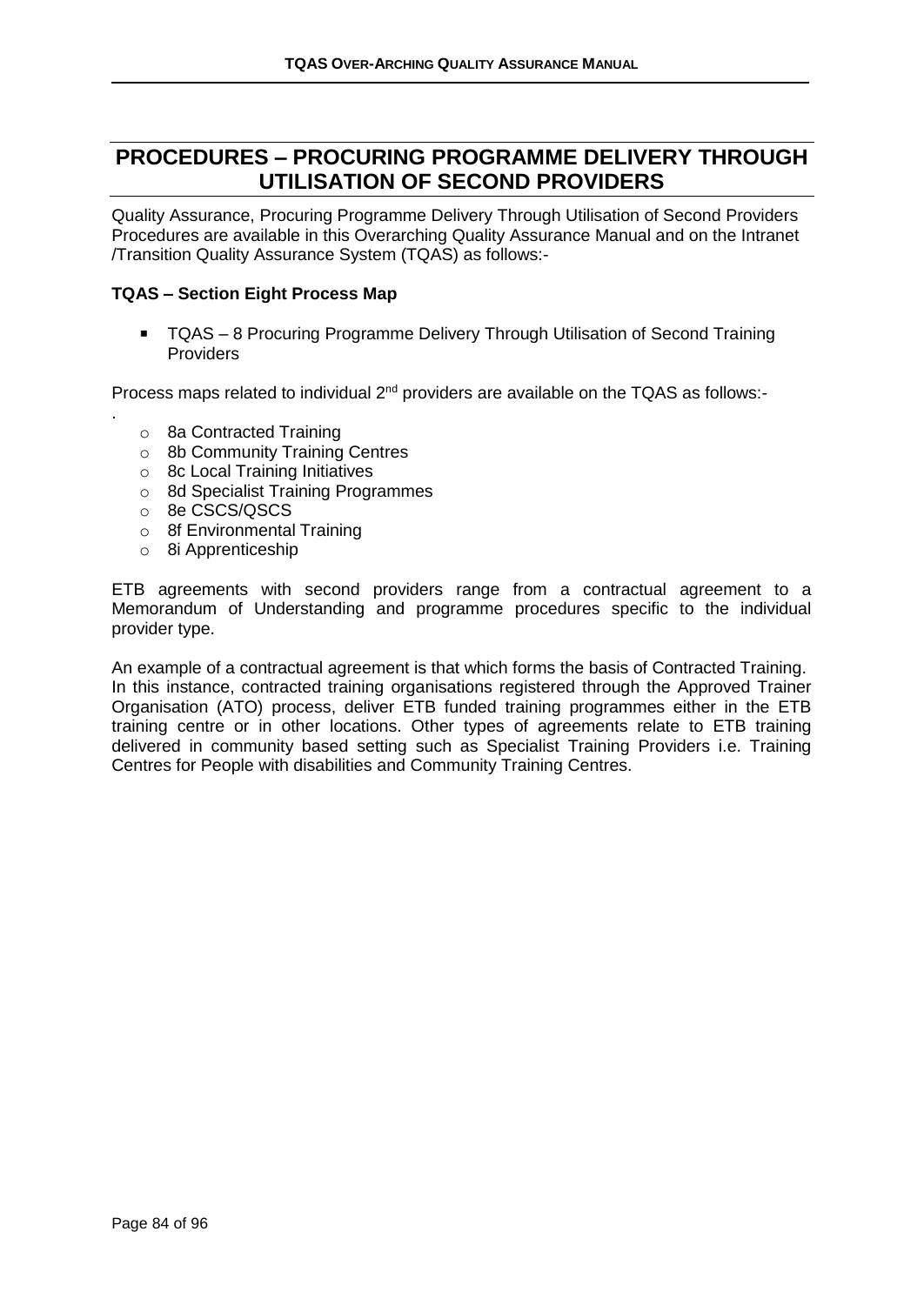# PROCEDURES – PROCURING PROGRAMME DELIVERY THROUGH UTILISATION OF SECOND PROVIDERS

Quality Assurance, Procuring Programme Delivery Through Utilisation of Second Providers Procedures are available in this Overarching Quality Assurance Manual and on the Intranet /Transition Quality Assurance System (TQAS) as follows:-

**TQAS – Section Eight Process Map**

- TQAS – 8 Procuring Programme Delivery Through Utilisation of Second Training Providers

Process maps related to individual 2nd providers are available on the TQAS as follows:-

.

- 8a Contracted Training
- 8b Community Training Centres
- 8c Local Training Initiatives
- 8d Specialist Training Programmes
- 8e CSCS/QSCS
- 8f Environmental Training
- 8i Apprenticeship

ETB agreements with second providers range from a contractual agreement to a Memorandum of Understanding and programme procedures specific to the individual provider type.

An example of a contractual agreement is that which forms the basis of Contracted Training. In this instance, contracted training organisations registered through the Approved Trainer Organisation (ATO) process, deliver ETB funded training programmes either in the ETB training centre or in other locations. Other types of agreements relate to ETB training delivered in community based setting such as Specialist Training Providers i.e. Training Centres for People with disabilities and Community Training Centres.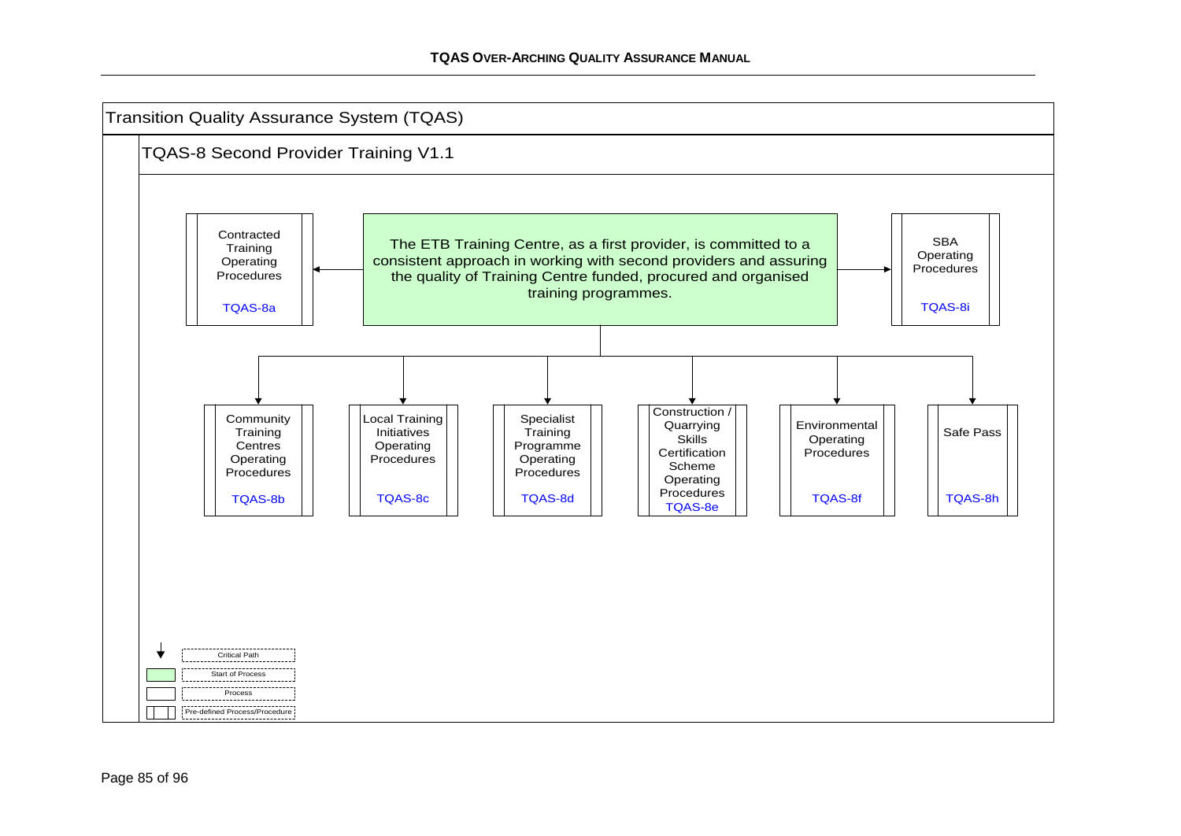# Transition Quality Assurance System (TQAS)

## TQAS-8 Second Provider Training V1.1

**The ETB Training Centre, as a first provider, is committed to a consistent approach in working with second providers and assuring the quality of Training Centre funded, procured and organised training programmes.**

- Contracted Training Operating Procedures — TQAS-8a
- SBA Operating Procedures — TQAS-8i
- Community Training Centres Operating Procedures — TQAS-8b
- Local Training Initiatives Operating Procedures — TQAS-8c
- Specialist Training Programme Operating Procedures — TQAS-8d
- Construction / Quarrying Skills Certification Scheme Operating Procedures — TQAS-8e
- Environmental Operating Procedures — TQAS-8f
- Safe Pass — TQAS-8h

**Legend:**

- Critical Path
- Start of Process
- Process
- Pre-defined Process/Procedure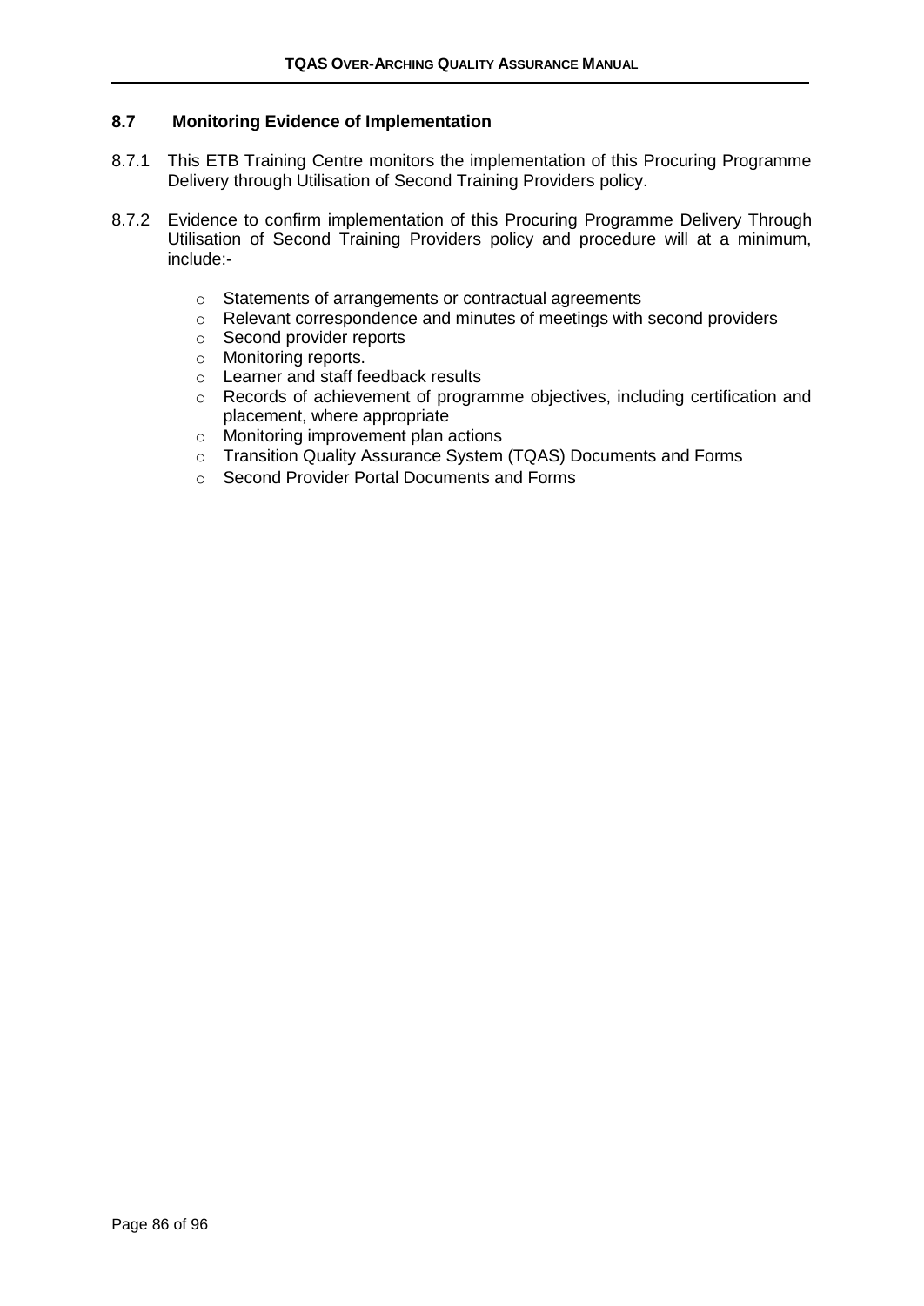## 8.7 Monitoring Evidence of Implementation

8.7.1 This ETB Training Centre monitors the implementation of this Procuring Programme Delivery through Utilisation of Second Training Providers policy.

8.7.2 Evidence to confirm implementation of this Procuring Programme Delivery Through Utilisation of Second Training Providers policy and procedure will at a minimum, include:-

- Statements of arrangements or contractual agreements
- Relevant correspondence and minutes of meetings with second providers
- Second provider reports
- Monitoring reports.
- Learner and staff feedback results
- Records of achievement of programme objectives, including certification and placement, where appropriate
- Monitoring improvement plan actions
- Transition Quality Assurance System (TQAS) Documents and Forms
- Second Provider Portal Documents and Forms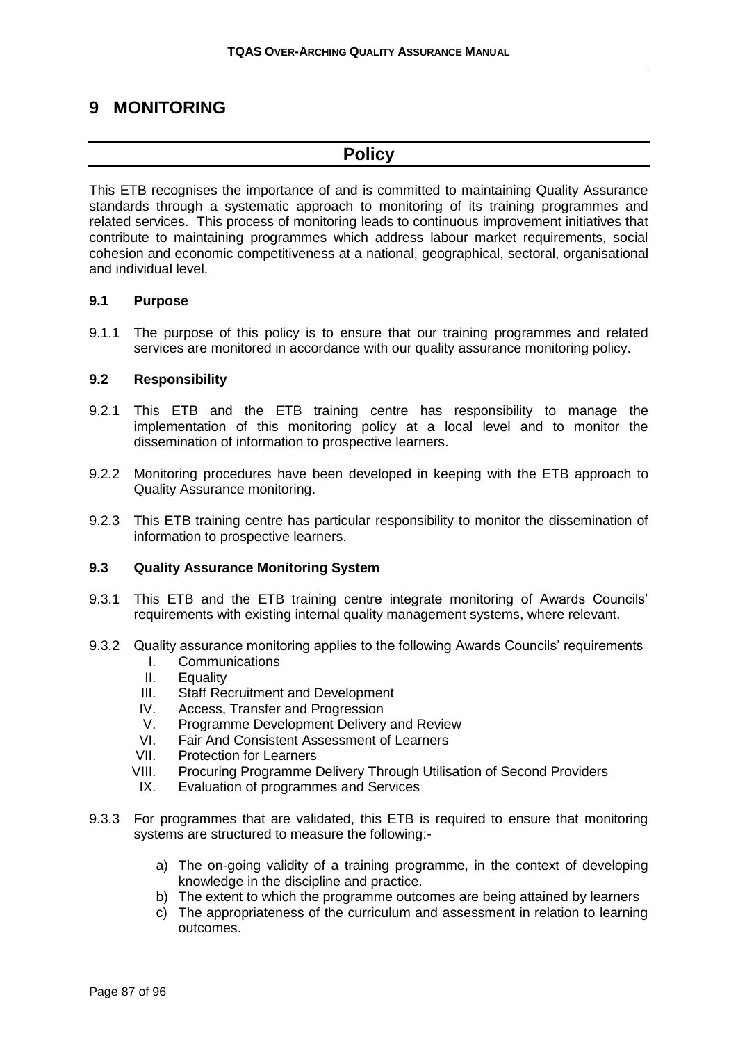# 9 MONITORING

## Policy

This ETB recognises the importance of and is committed to maintaining Quality Assurance standards through a systematic approach to monitoring of its training programmes and related services. This process of monitoring leads to continuous improvement initiatives that contribute to maintaining programmes which address labour market requirements, social cohesion and economic competitiveness at a national, geographical, sectoral, organisational and individual level.

### 9.1 Purpose

9.1.1 The purpose of this policy is to ensure that our training programmes and related services are monitored in accordance with our quality assurance monitoring policy.

### 9.2 Responsibility

9.2.1 This ETB and the ETB training centre has responsibility to manage the implementation of this monitoring policy at a local level and to monitor the dissemination of information to prospective learners.

9.2.2 Monitoring procedures have been developed in keeping with the ETB approach to Quality Assurance monitoring.

9.2.3 This ETB training centre has particular responsibility to monitor the dissemination of information to prospective learners.

### 9.3 Quality Assurance Monitoring System

9.3.1 This ETB and the ETB training centre integrate monitoring of Awards Councils' requirements with existing internal quality management systems, where relevant.

9.3.2 Quality assurance monitoring applies to the following Awards Councils' requirements

- I. Communications
- II. Equality
- III. Staff Recruitment and Development
- IV. Access, Transfer and Progression
- V. Programme Development Delivery and Review
- VI. Fair And Consistent Assessment of Learners
- VII. Protection for Learners
- VIII. Procuring Programme Delivery Through Utilisation of Second Providers
- IX. Evaluation of programmes and Services

9.3.3 For programmes that are validated, this ETB is required to ensure that monitoring systems are structured to measure the following:-

- a) The on-going validity of a training programme, in the context of developing knowledge in the discipline and practice.
- b) The extent to which the programme outcomes are being attained by learners
- c) The appropriateness of the curriculum and assessment in relation to learning outcomes.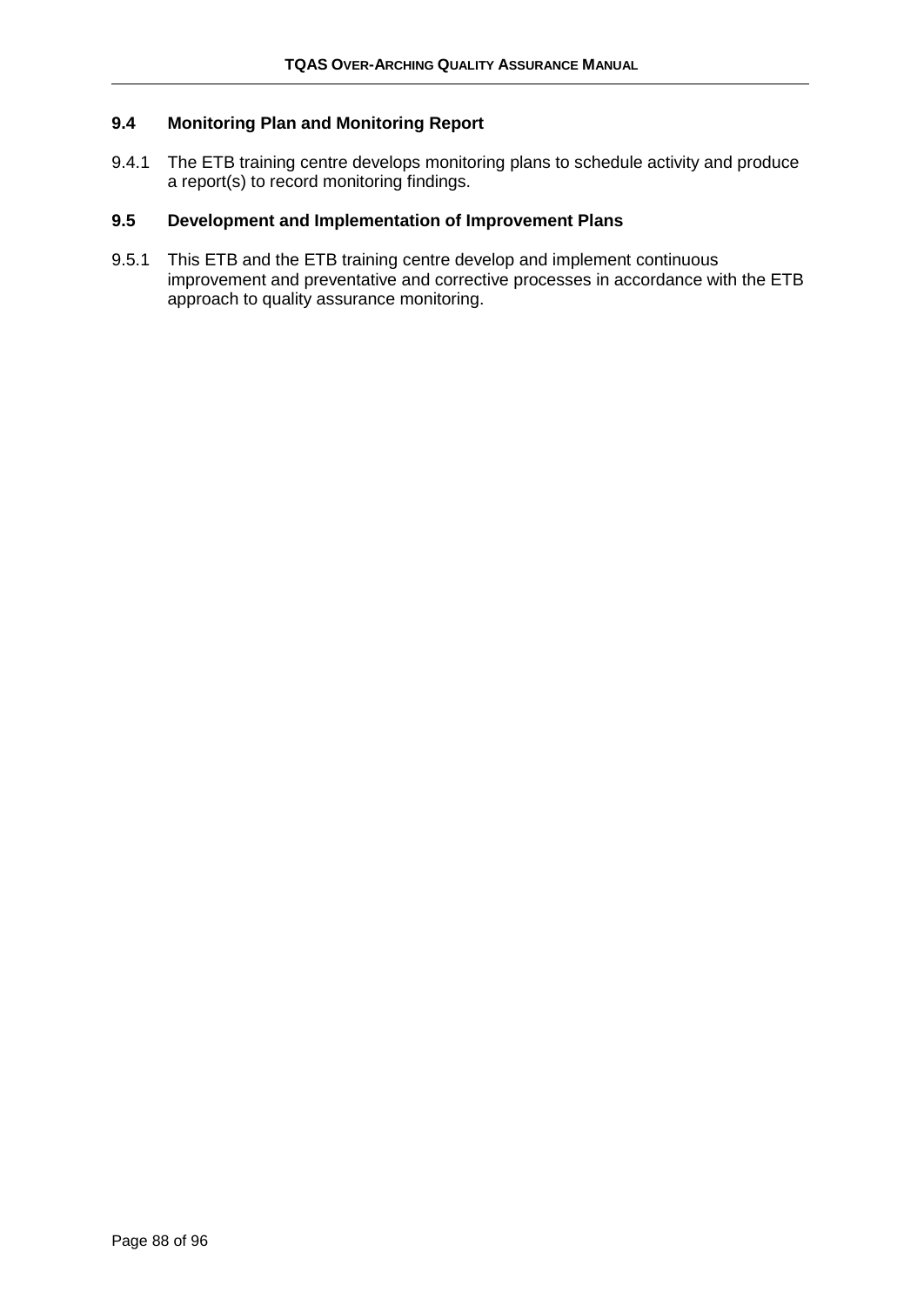### 9.4 Monitoring Plan and Monitoring Report

9.4.1 The ETB training centre develops monitoring plans to schedule activity and produce a report(s) to record monitoring findings.

### 9.5 Development and Implementation of Improvement Plans

9.5.1 This ETB and the ETB training centre develop and implement continuous improvement and preventative and corrective processes in accordance with the ETB approach to quality assurance monitoring.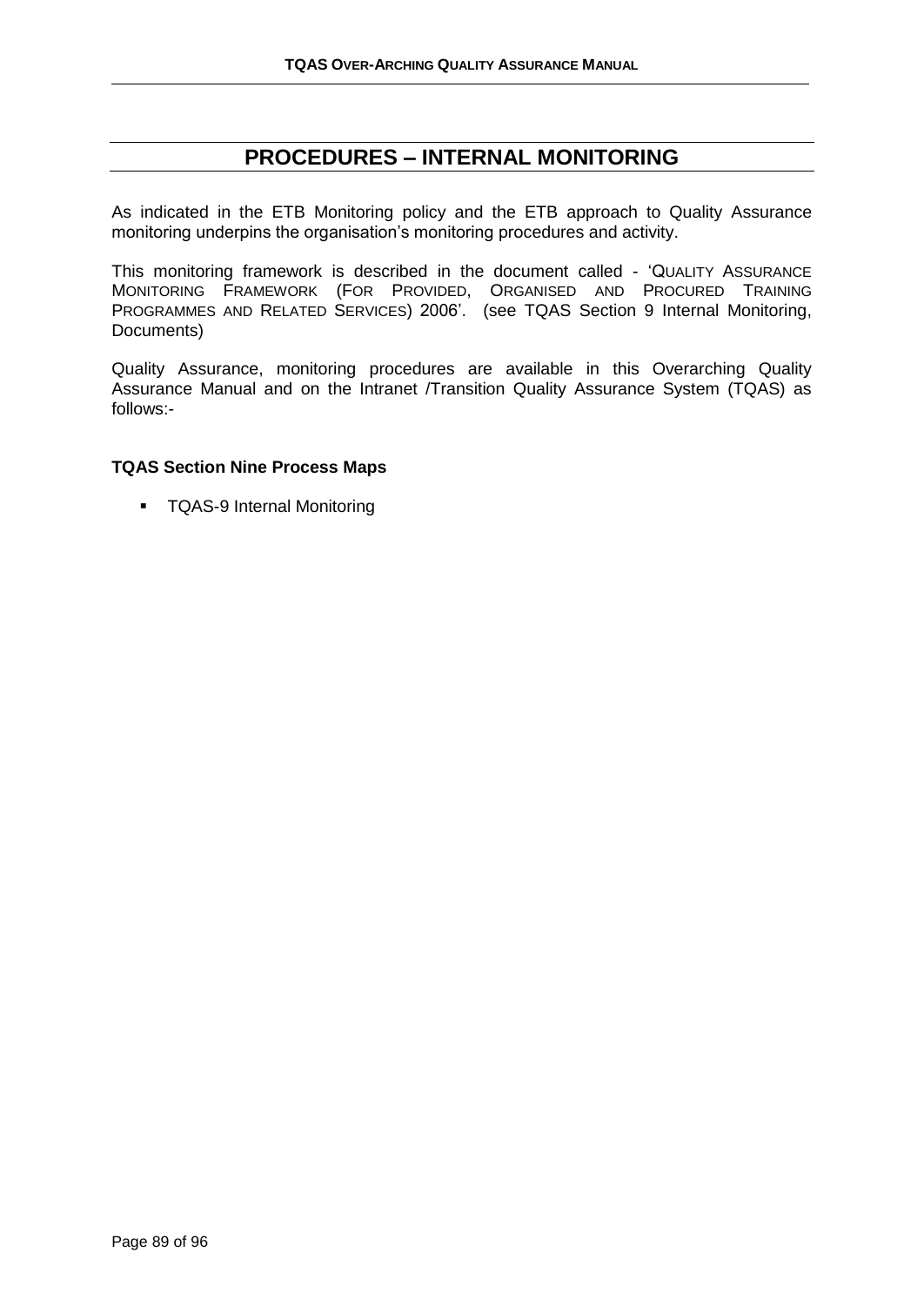# PROCEDURES – INTERNAL MONITORING

As indicated in the ETB Monitoring policy and the ETB approach to Quality Assurance monitoring underpins the organisation's monitoring procedures and activity.

This monitoring framework is described in the document called - 'QUALITY ASSURANCE MONITORING FRAMEWORK (FOR PROVIDED, ORGANISED AND PROCURED TRAINING PROGRAMMES AND RELATED SERVICES) 2006'. (see TQAS Section 9 Internal Monitoring, Documents)

Quality Assurance, monitoring procedures are available in this Overarching Quality Assurance Manual and on the Intranet /Transition Quality Assurance System (TQAS) as follows:-

**TQAS Section Nine Process Maps**

- TQAS-9 Internal Monitoring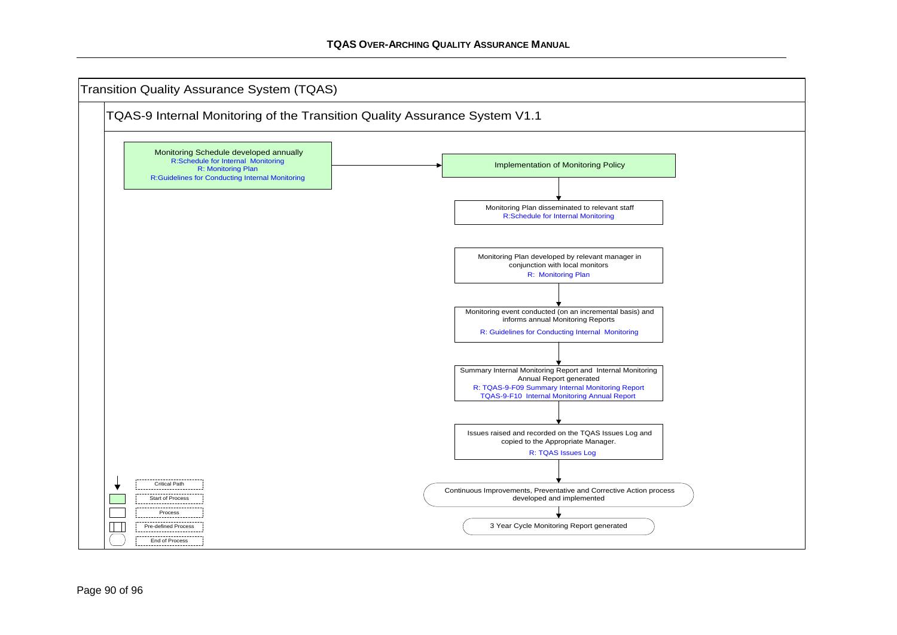# Transition Quality Assurance System (TQAS)

## TQAS-9 Internal Monitoring of the Transition Quality Assurance System V1.1

**Monitoring Schedule developed annually**
R:Schedule for Internal Monitoring
R: Monitoring Plan
R:Guidelines for Conducting Internal Monitoring

→ **Implementation of Monitoring Policy**

↓

**Monitoring Plan disseminated to relevant staff**
R:Schedule for Internal Monitoring

**Monitoring Plan developed by relevant manager in conjunction with local monitors**
R: Monitoring Plan

↓

**Monitoring event conducted (on an incremental basis) and informs annual Monitoring Reports**
R: Guidelines for Conducting Internal Monitoring

↓

**Summary Internal Monitoring Report and Internal Monitoring Annual Report generated**
R: TQAS-9-F09 Summary Internal Monitoring Report
TQAS-9-F10 Internal Monitoring Annual Report

↓

**Issues raised and recorded on the TQAS Issues Log and copied to the Appropriate Manager.**
R: TQAS Issues Log

↓

**Continuous Improvements, Preventative and Corrective Action process developed and implemented**

↓

**3 Year Cycle Monitoring Report generated**

Legend:
- Critical Path
- Start of Process
- Process
- Pre-defined Process
- End of Process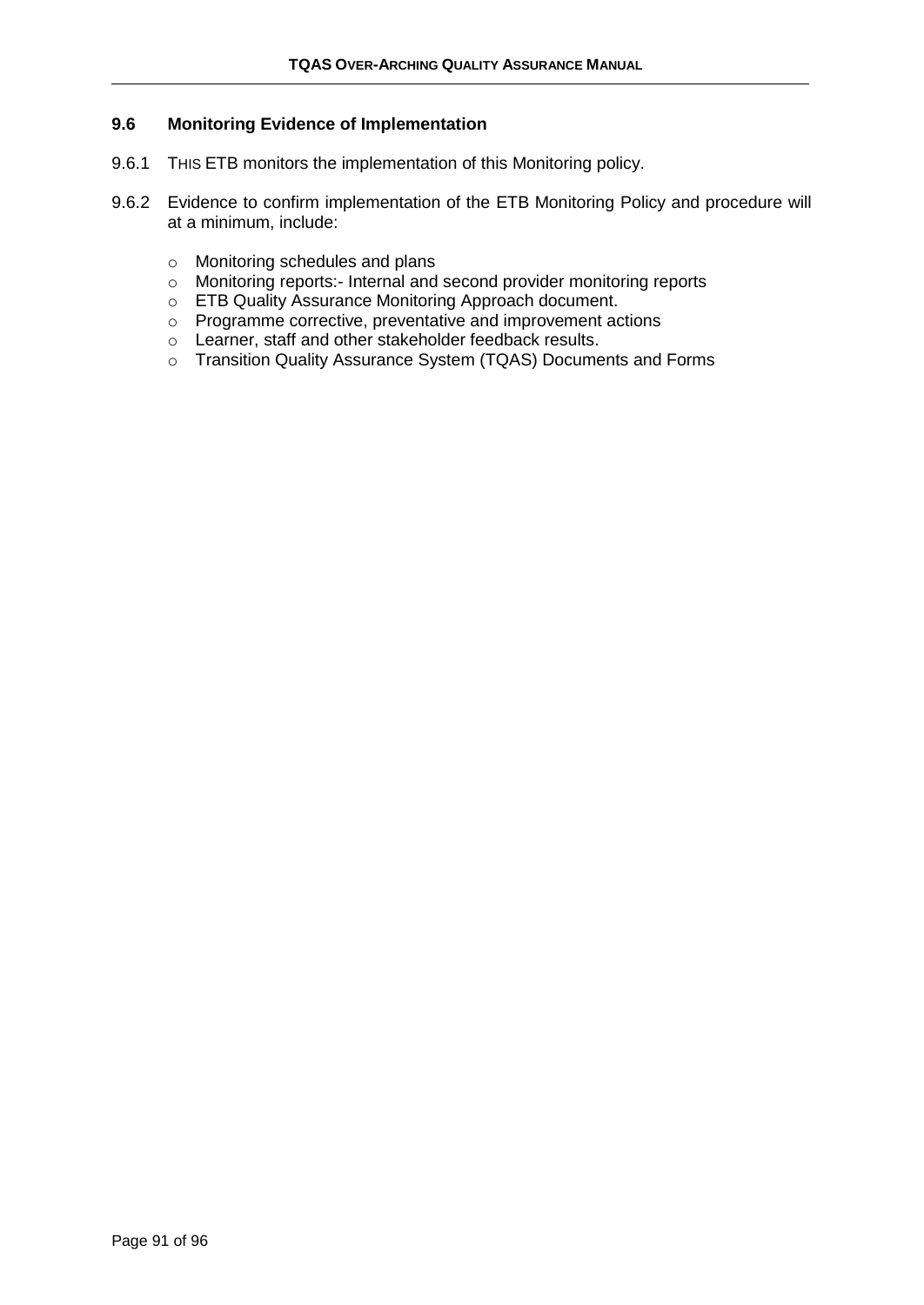### 9.6 Monitoring Evidence of Implementation

9.6.1 THIS ETB monitors the implementation of this Monitoring policy.

9.6.2 Evidence to confirm implementation of the ETB Monitoring Policy and procedure will at a minimum, include:

- Monitoring schedules and plans
- Monitoring reports:- Internal and second provider monitoring reports
- ETB Quality Assurance Monitoring Approach document.
- Programme corrective, preventative and improvement actions
- Learner, staff and other stakeholder feedback results.
- Transition Quality Assurance System (TQAS) Documents and Forms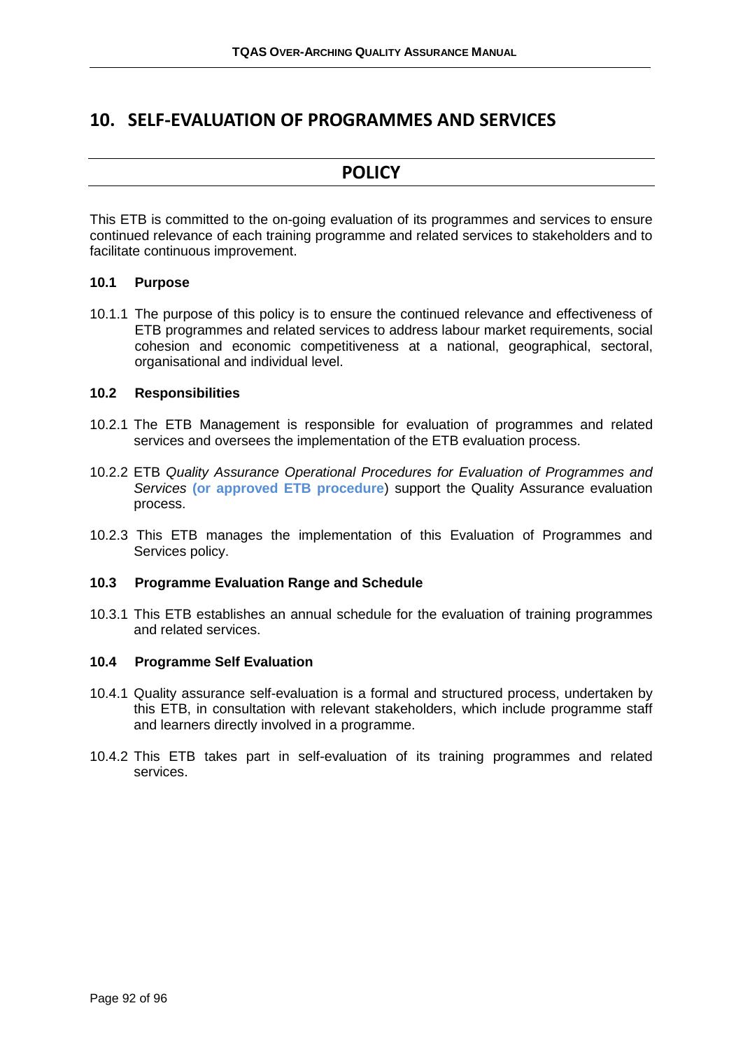# 10. SELF-EVALUATION OF PROGRAMMES AND SERVICES

## POLICY

This ETB is committed to the on-going evaluation of its programmes and services to ensure continued relevance of each training programme and related services to stakeholders and to facilitate continuous improvement.

### 10.1 Purpose

10.1.1 The purpose of this policy is to ensure the continued relevance and effectiveness of ETB programmes and related services to address labour market requirements, social cohesion and economic competitiveness at a national, geographical, sectoral, organisational and individual level.

### 10.2 Responsibilities

10.2.1 The ETB Management is responsible for evaluation of programmes and related services and oversees the implementation of the ETB evaluation process.

10.2.2 ETB *Quality Assurance Operational Procedures for Evaluation of Programmes and Services* **(or approved ETB procedure**) support the Quality Assurance evaluation process.

10.2.3 This ETB manages the implementation of this Evaluation of Programmes and Services policy.

### 10.3 Programme Evaluation Range and Schedule

10.3.1 This ETB establishes an annual schedule for the evaluation of training programmes and related services.

### 10.4 Programme Self Evaluation

10.4.1 Quality assurance self-evaluation is a formal and structured process, undertaken by this ETB, in consultation with relevant stakeholders, which include programme staff and learners directly involved in a programme.

10.4.2 This ETB takes part in self-evaluation of its training programmes and related services.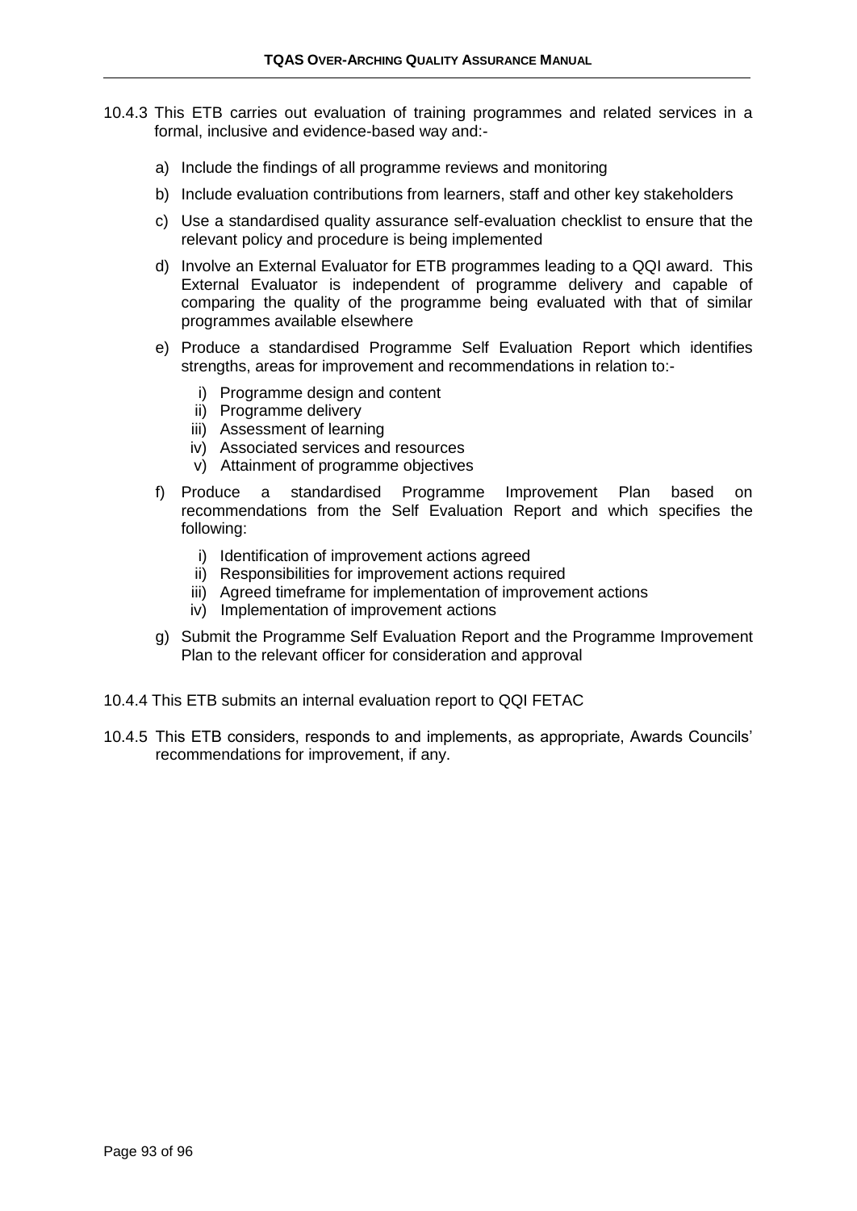10.4.3 This ETB carries out evaluation of training programmes and related services in a formal, inclusive and evidence-based way and:-

a) Include the findings of all programme reviews and monitoring

b) Include evaluation contributions from learners, staff and other key stakeholders

c) Use a standardised quality assurance self-evaluation checklist to ensure that the relevant policy and procedure is being implemented

d) Involve an External Evaluator for ETB programmes leading to a QQI award. This External Evaluator is independent of programme delivery and capable of comparing the quality of the programme being evaluated with that of similar programmes available elsewhere

e) Produce a standardised Programme Self Evaluation Report which identifies strengths, areas for improvement and recommendations in relation to:-

   i) Programme design and content
   ii) Programme delivery
   iii) Assessment of learning
   iv) Associated services and resources
   v) Attainment of programme objectives

f) Produce a standardised Programme Improvement Plan based on recommendations from the Self Evaluation Report and which specifies the following:

   i) Identification of improvement actions agreed
   ii) Responsibilities for improvement actions required
   iii) Agreed timeframe for implementation of improvement actions
   iv) Implementation of improvement actions

g) Submit the Programme Self Evaluation Report and the Programme Improvement Plan to the relevant officer for consideration and approval

10.4.4 This ETB submits an internal evaluation report to QQI FETAC

10.4.5 This ETB considers, responds to and implements, as appropriate, Awards Councils' recommendations for improvement, if any.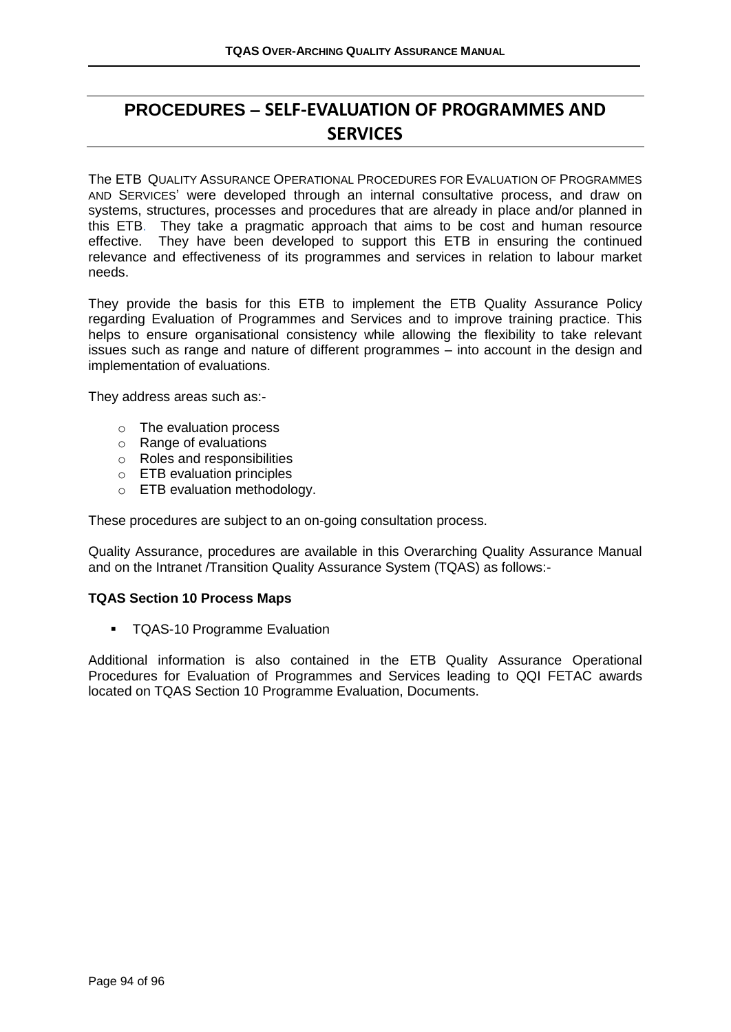## PROCEDURES – SELF-EVALUATION OF PROGRAMMES AND SERVICES

The ETB QUALITY ASSURANCE OPERATIONAL PROCEDURES FOR EVALUATION OF PROGRAMMES AND SERVICES' were developed through an internal consultative process, and draw on systems, structures, processes and procedures that are already in place and/or planned in this ETB. They take a pragmatic approach that aims to be cost and human resource effective. They have been developed to support this ETB in ensuring the continued relevance and effectiveness of its programmes and services in relation to labour market needs.

They provide the basis for this ETB to implement the ETB Quality Assurance Policy regarding Evaluation of Programmes and Services and to improve training practice. This helps to ensure organisational consistency while allowing the flexibility to take relevant issues such as range and nature of different programmes – into account in the design and implementation of evaluations.

They address areas such as:-

- The evaluation process
- Range of evaluations
- Roles and responsibilities
- ETB evaluation principles
- ETB evaluation methodology.

These procedures are subject to an on-going consultation process.

Quality Assurance, procedures are available in this Overarching Quality Assurance Manual and on the Intranet /Transition Quality Assurance System (TQAS) as follows:-

**TQAS Section 10 Process Maps**

- TQAS-10 Programme Evaluation

Additional information is also contained in the ETB Quality Assurance Operational Procedures for Evaluation of Programmes and Services leading to QQI FETAC awards located on TQAS Section 10 Programme Evaluation, Documents.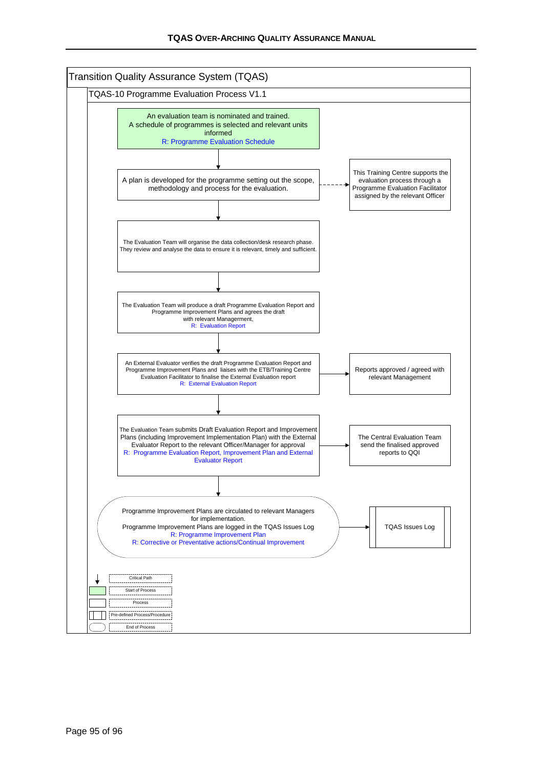## Transition Quality Assurance System (TQAS)

### TQAS-10 Programme Evaluation Process V1.1

An evaluation team is nominated and trained.
A schedule of programmes is selected and relevant units informed
R: Programme Evaluation Schedule

↓

A plan is developed for the programme setting out the scope, methodology and process for the evaluation.

→ This Training Centre supports the evaluation process through a Programme Evaluation Facilitator assigned by the relevant Officer

↓

The Evaluation Team will organise the data collection/desk research phase. They review and analyse the data to ensure it is relevant, timely and sufficient.

↓

The Evaluation Team will produce a draft Programme Evaluation Report and Programme Improvement Plans and agrees the draft with relevant Management,
R: Evaluation Report

↓

An External Evaluator verifies the draft Programme Evaluation Report and Programme Improvement Plans and liaises with the ETB/Training Centre Evaluation Facilitator to finalise the External Evaluation report
R: External Evaluation Report

→ Reports approved / agreed with relevant Management

↓

The Evaluation Team submits Draft Evaluation Report and Improvement Plans (including Improvement Implementation Plan) with the External Evaluator Report to the relevant Officer/Manager for approval
R: Programme Evaluation Report, Improvement Plan and External Evaluator Report

→ The Central Evaluation Team send the finalised approved reports to QQI

↓

Programme Improvement Plans are circulated to relevant Managers for implementation.
Programme Improvement Plans are logged in the TQAS Issues Log
R: Programme Improvement Plan
R: Corrective or Preventative actions/Continual Improvement

→ TQAS Issues Log

**Legend:**

- Critical Path
- Start of Process
- Process
- Pre-defined Process/Procedure
- End of Process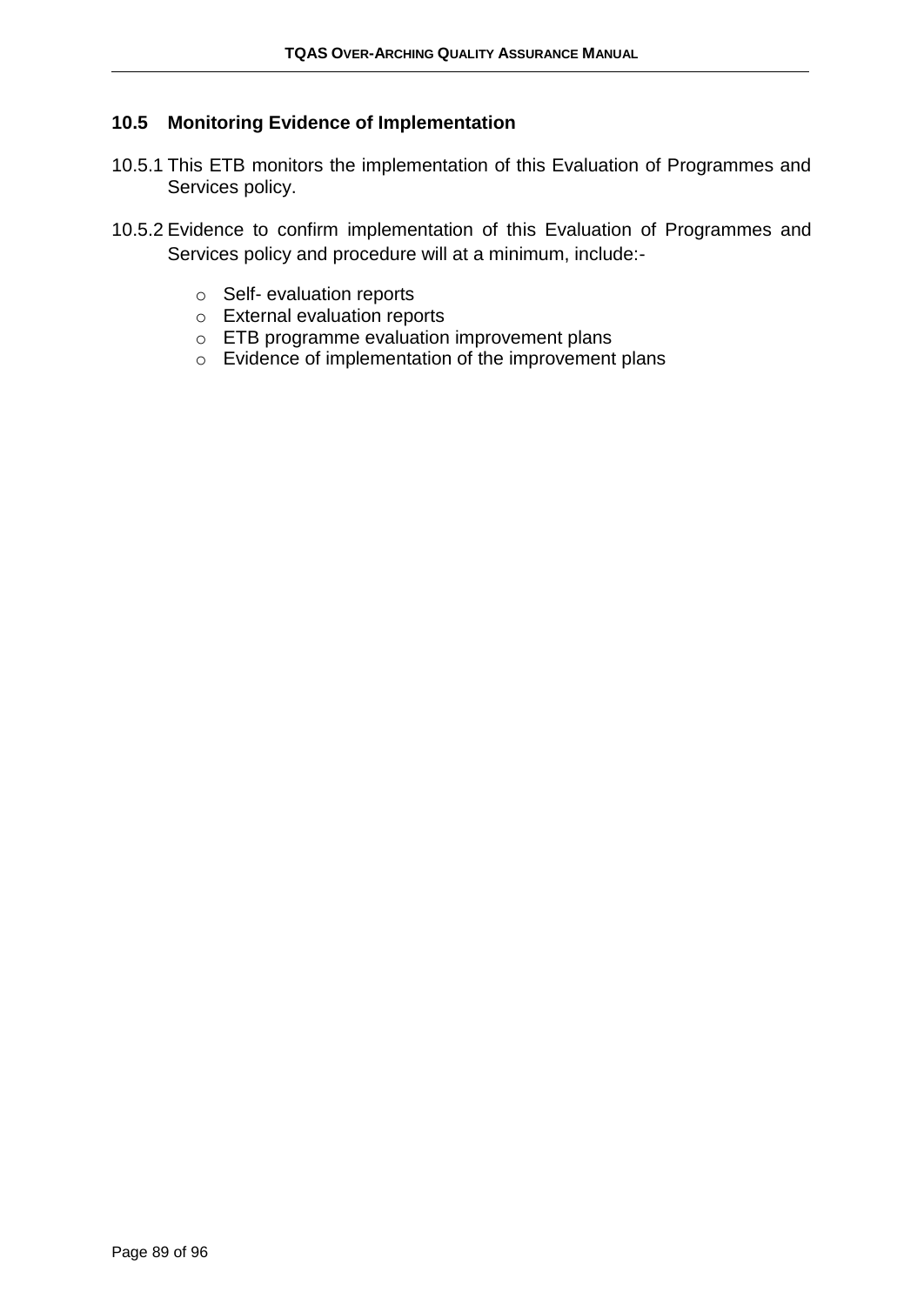### 10.5 Monitoring Evidence of Implementation

10.5.1 This ETB monitors the implementation of this Evaluation of Programmes and Services policy.

10.5.2 Evidence to confirm implementation of this Evaluation of Programmes and Services policy and procedure will at a minimum, include:-

- Self- evaluation reports
- External evaluation reports
- ETB programme evaluation improvement plans
- Evidence of implementation of the improvement plans